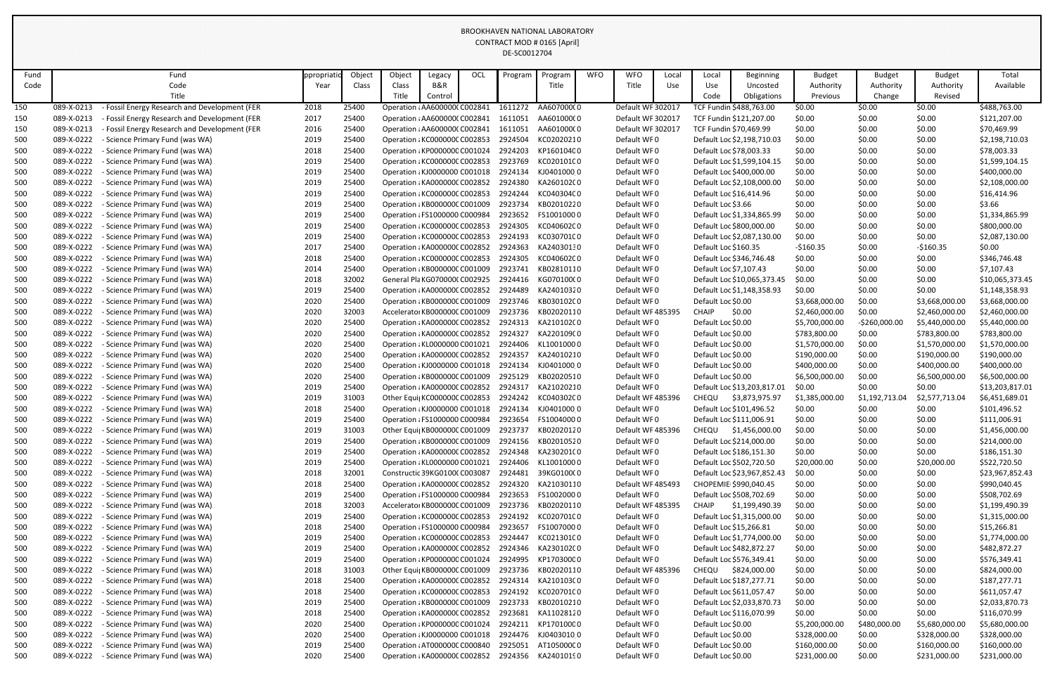BROOKHAVEN NATIONAL LABORATORY
CONTRACT MOD # 0165 [April]
DE-SC0012704

| Fund Code | Fund Code Title | ppropriatio Year | Object Class | Object Class Title | Legacy B&R Control | OCL | Program | Program Title | WFO | WFO Title | Local Use | Local Use Code | Beginning Uncosted Obligations | Budget Authority Previous | Budget Authority Change | Budget Authority Revised | Total Available |
|---|---|---|---|---|---|---|---|---|---|---|---|---|---|---|---|---|---|
| 150 | 089-X-0213 - Fossil Energy Research and Development (FER | 2018 | 25400 | Operation : AA6000000 | C002841 | | 1611272 | AA6070000 | 0 | Default WF | 302017 | TCF Fundin | $488,763.00 | $0.00 | $0.00 | $0.00 | $488,763.00 |
| 150 | 089-X-0213 - Fossil Energy Research and Development (FER | 2017 | 25400 | Operation : AA6000000 | C002841 | | 1611051 | AA6010000 | 0 | Default WF | 302017 | TCF Fundin | $121,207.00 | $0.00 | $0.00 | $0.00 | $121,207.00 |
| 150 | 089-X-0213 - Fossil Energy Research and Development (FER | 2016 | 25400 | Operation : AA6000000 | C002841 | | 1611051 | AA6010000 | 0 | Default WF | 302017 | TCF Fundin | $70,469.99 | $0.00 | $0.00 | $0.00 | $70,469.99 |
| 500 | 089-X-0222 - Science Primary Fund (was WA) | 2019 | 25400 | Operation : KC0000000 | C002853 | | 2924504 | KC0202021 | 0 | Default WF | 0 | Default Loc | $2,198,710.03 | $0.00 | $0.00 | $0.00 | $2,198,710.03 |
| 500 | 089-X-0222 - Science Primary Fund (was WA) | 2018 | 25400 | Operation : KP0000000 | C001024 | | 2924203 | KP1601040 | 0 | Default WF | 0 | Default Loc | $78,003.33 | $0.00 | $0.00 | $0.00 | $78,003.33 |
| 500 | 089-X-0222 - Science Primary Fund (was WA) | 2019 | 25400 | Operation : KC0000000 | C002853 | | 2923769 | KC0201010 | 0 | Default WF | 0 | Default Loc | $1,599,104.15 | $0.00 | $0.00 | $0.00 | $1,599,104.15 |
| 500 | 089-X-0222 - Science Primary Fund (was WA) | 2019 | 25400 | Operation : KJ0000000 | C001018 | | 2924134 | KJ0401000 | 0 | Default WF | 0 | Default Loc | $400,000.00 | $0.00 | $0.00 | $0.00 | $400,000.00 |
| 500 | 089-X-0222 - Science Primary Fund (was WA) | 2019 | 25400 | Operation : KA0000000 | C002852 | | 2924380 | KA2601020 | 0 | Default WF | 0 | Default Loc | $2,108,000.00 | $0.00 | $0.00 | $0.00 | $2,108,000.00 |
| 500 | 089-X-0222 - Science Primary Fund (was WA) | 2019 | 25400 | Operation : KC0000000 | C002853 | | 2924244 | KC0403040 | 0 | Default WF | 0 | Default Loc | $16,414.96 | $0.00 | $0.00 | $0.00 | $16,414.96 |
| 500 | 089-X-0222 - Science Primary Fund (was WA) | 2019 | 25400 | Operation : KB0000000 | C001009 | | 2923734 | KB0201022 | 0 | Default WF | 0 | Default Loc | $3.66 | $0.00 | $0.00 | $0.00 | $3.66 |
| 500 | 089-X-0222 - Science Primary Fund (was WA) | 2019 | 25400 | Operation : FS1000000 | C000984 | | 2923652 | FS1001000 | 0 | Default WF | 0 | Default Loc | $1,334,865.99 | $0.00 | $0.00 | $0.00 | $1,334,865.99 |
| 500 | 089-X-0222 - Science Primary Fund (was WA) | 2019 | 25400 | Operation : KC0000000 | C002853 | | 2924305 | KC0406020 | 0 | Default WF | 0 | Default Loc | $800,000.00 | $0.00 | $0.00 | $0.00 | $800,000.00 |
| 500 | 089-X-0222 - Science Primary Fund (was WA) | 2019 | 25400 | Operation : KC0000000 | C002853 | | 2924193 | KC0307010 | 0 | Default WF | 0 | Default Loc | $2,087,130.00 | $0.00 | $0.00 | $0.00 | $2,087,130.00 |
| 500 | 089-X-0222 - Science Primary Fund (was WA) | 2017 | 25400 | Operation : KA0000000 | C002852 | | 2924363 | KA2403013 | 0 | Default WF | 0 | Default Loc | $160.35 | -$160.35 | $0.00 | -$160.35 | $0.00 |
| 500 | 089-X-0222 - Science Primary Fund (was WA) | 2018 | 25400 | Operation : KC0000000 | C002853 | | 2924305 | KC0406020 | 0 | Default WF | 0 | Default Loc | $346,746.48 | $0.00 | $0.00 | $0.00 | $346,746.48 |
| 500 | 089-X-0222 - Science Primary Fund (was WA) | 2014 | 25400 | Operation : KB0000000 | C001009 | | 2923741 | KB0281011 | 0 | Default WF | 0 | Default Loc | $7,107.43 | $0.00 | $0.00 | $0.00 | $7,107.43 |
| 500 | 089-X-0222 - Science Primary Fund (was WA) | 2018 | 32002 | General Pla KG0700000 | C002925 | | 2924416 | KG0701000 | 0 | Default WF | 0 | Default Loc | $10,065,373.45 | $0.00 | $0.00 | $0.00 | $10,065,373.45 |
| 500 | 089-X-0222 - Science Primary Fund (was WA) | 2019 | 25400 | Operation : KA0000000 | C002852 | | 2924489 | KA2401032 | 0 | Default WF | 0 | Default Loc | $1,148,358.93 | $0.00 | $0.00 | $0.00 | $1,148,358.93 |
| 500 | 089-X-0222 - Science Primary Fund (was WA) | 2020 | 25400 | Operation : KB0000000 | C001009 | | 2923746 | KB0301020 | 0 | Default WF | 0 | Default Loc | $0.00 | $3,668,000.00 | $0.00 | $3,668,000.00 | $3,668,000.00 |
| 500 | 089-X-0222 - Science Primary Fund (was WA) | 2020 | 32003 | Accelerator KB0000000 | C001009 | | 2923736 | KB0202011 | 0 | Default WF | 485395 | CHAIP | $0.00 | $2,460,000.00 | $0.00 | $2,460,000.00 | $2,460,000.00 |
| 500 | 089-X-0222 - Science Primary Fund (was WA) | 2020 | 25400 | Operation : KA0000000 | C002852 | | 2924313 | KA2101020 | 0 | Default WF | 0 | Default Loc | $0.00 | $5,700,000.00 | -$260,000.00 | $5,440,000.00 | $5,440,000.00 |
| 500 | 089-X-0222 - Science Primary Fund (was WA) | 2020 | 25400 | Operation : KA0000000 | C002852 | | 2924327 | KA2201090 | 0 | Default WF | 0 | Default Loc | $0.00 | $783,800.00 | $0.00 | $783,800.00 | $783,800.00 |
| 500 | 089-X-0222 - Science Primary Fund (was WA) | 2020 | 25400 | Operation : KL0000000 | C001021 | | 2924406 | KL1001000 | 0 | Default WF | 0 | Default Loc | $0.00 | $1,570,000.00 | $0.00 | $1,570,000.00 | $1,570,000.00 |
| 500 | 089-X-0222 - Science Primary Fund (was WA) | 2020 | 25400 | Operation : KA0000000 | C002852 | | 2924357 | KA2401021 | 0 | Default WF | 0 | Default Loc | $0.00 | $190,000.00 | $0.00 | $190,000.00 | $190,000.00 |
| 500 | 089-X-0222 - Science Primary Fund (was WA) | 2020 | 25400 | Operation : KJ0000000 | C001018 | | 2924134 | KJ0401000 | 0 | Default WF | 0 | Default Loc | $0.00 | $400,000.00 | $0.00 | $400,000.00 | $400,000.00 |
| 500 | 089-X-0222 - Science Primary Fund (was WA) | 2020 | 25400 | Operation : KB0000000 | C001009 | | 2925129 | KB0202051 | 0 | Default WF | 0 | Default Loc | $0.00 | $6,500,000.00 | $0.00 | $6,500,000.00 | $6,500,000.00 |
| 500 | 089-X-0222 - Science Primary Fund (was WA) | 2019 | 25400 | Operation : KA0000000 | C002852 | | 2924317 | KA2102021 | 0 | Default WF | 0 | Default Loc | $13,203,817.01 | $0.00 | $0.00 | $0.00 | $13,203,817.01 |
| 500 | 089-X-0222 - Science Primary Fund (was WA) | 2019 | 31003 | Other Equi KC0000000 | C002853 | | 2924242 | KC0403020 | 0 | Default WF | 485396 | CHEQU | $3,873,975.97 | $1,385,000.00 | $1,192,713.04 | $2,577,713.04 | $6,451,689.01 |
| 500 | 089-X-0222 - Science Primary Fund (was WA) | 2018 | 25400 | Operation : KJ0000000 | C001018 | | 2924134 | KJ0401000 | 0 | Default WF | 0 | Default Loc | $101,496.52 | $0.00 | $0.00 | $0.00 | $101,496.52 |
| 500 | 089-X-0222 - Science Primary Fund (was WA) | 2019 | 25400 | Operation : FS1000000 | C000984 | | 2923654 | FS1004000 | 0 | Default WF | 0 | Default Loc | $111,006.91 | $0.00 | $0.00 | $0.00 | $111,006.91 |
| 500 | 089-X-0222 - Science Primary Fund (was WA) | 2019 | 31003 | Other Equi KB0000000 | C001009 | | 2923737 | KB0202012 | 0 | Default WF | 485396 | CHEQU | $1,456,000.00 | $0.00 | $0.00 | $0.00 | $1,456,000.00 |
| 500 | 089-X-0222 - Science Primary Fund (was WA) | 2019 | 25400 | Operation : KB0000000 | C001009 | | 2924156 | KB0201052 | 0 | Default WF | 0 | Default Loc | $214,000.00 | $0.00 | $0.00 | $0.00 | $214,000.00 |
| 500 | 089-X-0222 - Science Primary Fund (was WA) | 2019 | 25400 | Operation : KA0000000 | C002852 | | 2924348 | KA2302010 | 0 | Default WF | 0 | Default Loc | $186,151.30 | $0.00 | $0.00 | $0.00 | $186,151.30 |
| 500 | 089-X-0222 - Science Primary Fund (was WA) | 2019 | 25400 | Operation : KL0000000 | C001021 | | 2924406 | KL1001000 | 0 | Default WF | 0 | Default Loc | $502,720.50 | $20,000.00 | $0.00 | $20,000.00 | $522,720.50 |
| 500 | 089-X-0222 - Science Primary Fund (was WA) | 2018 | 32001 | Constructic 39KG0100 | C003087 | | 2924481 | 39KG0100 | 0 | Default WF | 0 | Default Loc | $23,967,852.43 | $0.00 | $0.00 | $0.00 | $23,967,852.43 |
| 500 | 089-X-0222 - Science Primary Fund (was WA) | 2018 | 25400 | Operation : KA0000000 | C002852 | | 2924320 | KA2103011 | 0 | Default WF | 485493 | CHOPEMIE | $990,040.45 | $0.00 | $0.00 | $0.00 | $990,040.45 |
| 500 | 089-X-0222 - Science Primary Fund (was WA) | 2019 | 25400 | Operation : FS1000000 | C000984 | | 2923653 | FS1002000 | 0 | Default WF | 0 | Default Loc | $508,702.69 | $0.00 | $0.00 | $0.00 | $508,702.69 |
| 500 | 089-X-0222 - Science Primary Fund (was WA) | 2018 | 32003 | Accelerator KB0000000 | C001009 | | 2923736 | KB0202011 | 0 | Default WF | 485395 | CHAIP | $1,199,490.39 | $0.00 | $0.00 | $0.00 | $1,199,490.39 |
| 500 | 089-X-0222 - Science Primary Fund (was WA) | 2019 | 25400 | Operation : KC0000000 | C002853 | | 2924192 | KC0207010 | 0 | Default WF | 0 | Default Loc | $1,315,000.00 | $0.00 | $0.00 | $0.00 | $1,315,000.00 |
| 500 | 089-X-0222 - Science Primary Fund (was WA) | 2018 | 25400 | Operation : FS1000000 | C000984 | | 2923657 | FS1007000 | 0 | Default WF | 0 | Default Loc | $15,266.81 | $0.00 | $0.00 | $0.00 | $15,266.81 |
| 500 | 089-X-0222 - Science Primary Fund (was WA) | 2019 | 25400 | Operation : KC0000000 | C002853 | | 2924447 | KC0213010 | 0 | Default WF | 0 | Default Loc | $1,774,000.00 | $0.00 | $0.00 | $0.00 | $1,774,000.00 |
| 500 | 089-X-0222 - Science Primary Fund (was WA) | 2019 | 25400 | Operation : KA0000000 | C002852 | | 2924346 | KA2301020 | 0 | Default WF | 0 | Default Loc | $482,872.27 | $0.00 | $0.00 | $0.00 | $482,872.27 |
| 500 | 089-X-0222 - Science Primary Fund (was WA) | 2019 | 25400 | Operation : KP0000000 | C001024 | | 2924995 | KP1703000 | 0 | Default WF | 0 | Default Loc | $576,349.41 | $0.00 | $0.00 | $0.00 | $576,349.41 |
| 500 | 089-X-0222 - Science Primary Fund (was WA) | 2018 | 31003 | Other Equi KB0000000 | C001009 | | 2923736 | KB0202011 | 0 | Default WF | 485396 | CHEQU | $824,000.00 | $0.00 | $0.00 | $0.00 | $824,000.00 |
| 500 | 089-X-0222 - Science Primary Fund (was WA) | 2018 | 25400 | Operation : KA0000000 | C002852 | | 2924314 | KA2101030 | 0 | Default WF | 0 | Default Loc | $187,277.71 | $0.00 | $0.00 | $0.00 | $187,277.71 |
| 500 | 089-X-0222 - Science Primary Fund (was WA) | 2018 | 25400 | Operation : KC0000000 | C002853 | | 2924192 | KC0207010 | 0 | Default WF | 0 | Default Loc | $611,057.47 | $0.00 | $0.00 | $0.00 | $611,057.47 |
| 500 | 089-X-0222 - Science Primary Fund (was WA) | 2019 | 25400 | Operation : KB0000000 | C001009 | | 2923733 | KB0201021 | 0 | Default WF | 0 | Default Loc | $2,033,870.73 | $0.00 | $0.00 | $0.00 | $2,033,870.73 |
| 500 | 089-X-0222 - Science Primary Fund (was WA) | 2018 | 25400 | Operation : KA0000000 | C002852 | | 2923681 | KA1102812 | 0 | Default WF | 0 | Default Loc | $116,070.99 | $0.00 | $0.00 | $0.00 | $116,070.99 |
| 500 | 089-X-0222 - Science Primary Fund (was WA) | 2020 | 25400 | Operation : KP0000000 | C001024 | | 2924211 | KP1701000 | 0 | Default WF | 0 | Default Loc | $0.00 | $5,200,000.00 | $480,000.00 | $5,680,000.00 | $5,680,000.00 |
| 500 | 089-X-0222 - Science Primary Fund (was WA) | 2020 | 25400 | Operation : KJ0000000 | C001018 | | 2924476 | KJ0403010 | 0 | Default WF | 0 | Default Loc | $0.00 | $328,000.00 | $0.00 | $328,000.00 | $328,000.00 |
| 500 | 089-X-0222 - Science Primary Fund (was WA) | 2019 | 25400 | Operation : AT0000000 | C000840 | | 2925051 | AT1050000 | 0 | Default WF | 0 | Default Loc | $0.00 | $160,000.00 | $0.00 | $160,000.00 | $160,000.00 |
| 500 | 089-X-0222 - Science Primary Fund (was WA) | 2020 | 25400 | Operation : KA0000000 | C002852 | | 2924356 | KA2401019 | 0 | Default WF | 0 | Default Loc | $0.00 | $231,000.00 | $0.00 | $231,000.00 | $231,000.00 |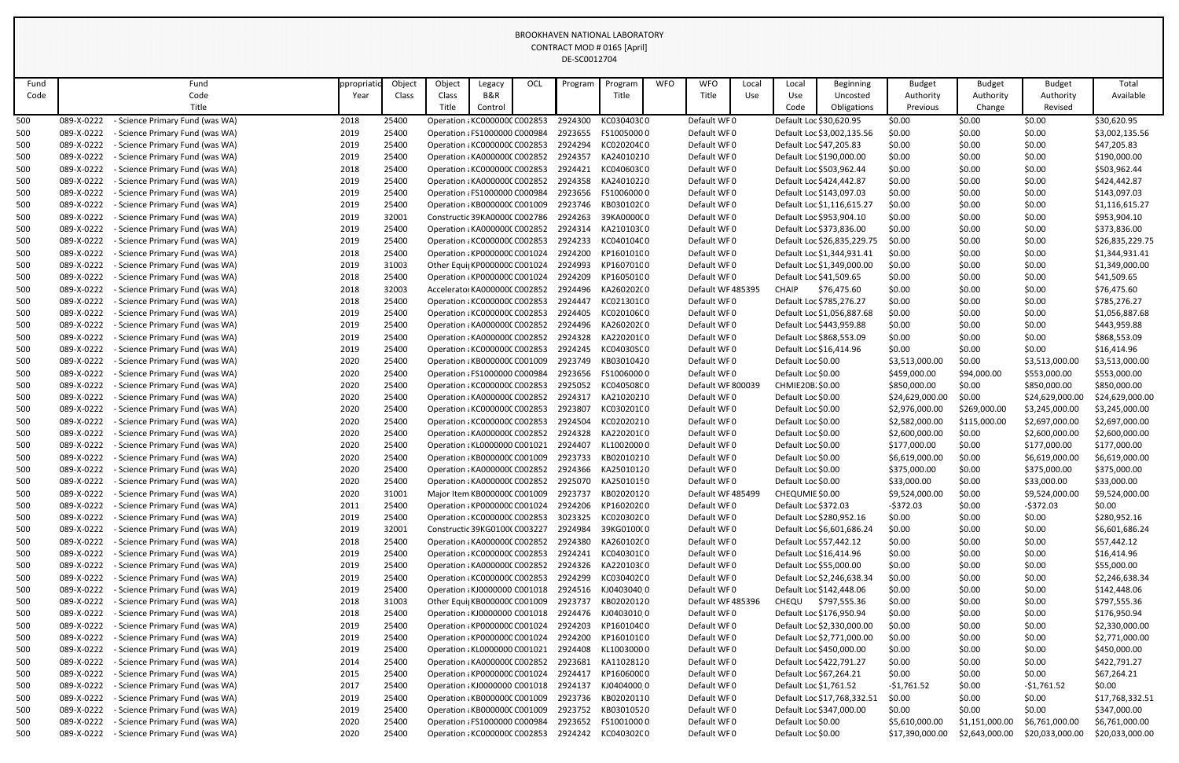BROOKHAVEN NATIONAL LABORATORY
CONTRACT MOD # 0165 [April]
DE-SC0012704

| Fund Code | Fund Code Title | Appropriation Year | Object Class | Object Class Title | Legacy B&R Control | OCL | Program | Program Title | WFO | WFO Title | Local Use | Local Use Code | Beginning Uncosted Obligations | Budget Authority Previous | Budget Authority Change | Budget Authority Revised | Total Available |
|---|---|---|---|---|---|---|---|---|---|---|---|---|---|---|---|---|---|
| 500 | 089-X-0222 - Science Primary Fund (was WA) | 2018 | 25400 | Operation a | KC000000C | C002853 | 2924300 | KC030403C | 0 | Default WF | 0 | Default Loc | $30,620.95 | $0.00 | $0.00 | $0.00 | $30,620.95 |
| 500 | 089-X-0222 - Science Primary Fund (was WA) | 2019 | 25400 | Operation a | FS1000000 | C000984 | 2923655 | FS1005000 | 0 | Default WF | 0 | Default Loc | $3,002,135.56 | $0.00 | $0.00 | $0.00 | $3,002,135.56 |
| 500 | 089-X-0222 - Science Primary Fund (was WA) | 2019 | 25400 | Operation a | KC000000C | C002853 | 2924294 | KC020204C | 0 | Default WF | 0 | Default Loc | $47,205.83 | $0.00 | $0.00 | $0.00 | $47,205.83 |
| 500 | 089-X-0222 - Science Primary Fund (was WA) | 2019 | 25400 | Operation a | KA000000C | C002852 | 2924357 | KA2401021 | 0 | Default WF | 0 | Default Loc | $190,000.00 | $0.00 | $0.00 | $0.00 | $190,000.00 |
| 500 | 089-X-0222 - Science Primary Fund (was WA) | 2018 | 25400 | Operation a | KC000000C | C002853 | 2924421 | KC040603C | 0 | Default WF | 0 | Default Loc | $503,962.44 | $0.00 | $0.00 | $0.00 | $503,962.44 |
| 500 | 089-X-0222 - Science Primary Fund (was WA) | 2019 | 25400 | Operation a | KA000000C | C002852 | 2924358 | KA2401022 | 0 | Default WF | 0 | Default Loc | $424,442.87 | $0.00 | $0.00 | $0.00 | $424,442.87 |
| 500 | 089-X-0222 - Science Primary Fund (was WA) | 2019 | 25400 | Operation a | FS1000000 | C000984 | 2923656 | FS1006000 | 0 | Default WF | 0 | Default Loc | $143,097.03 | $0.00 | $0.00 | $0.00 | $143,097.03 |
| 500 | 089-X-0222 - Science Primary Fund (was WA) | 2019 | 25400 | Operation a | KB000000C | C001009 | 2923746 | KB030102C | 0 | Default WF | 0 | Default Loc | $1,116,615.27 | $0.00 | $0.00 | $0.00 | $1,116,615.27 |
| 500 | 089-X-0222 - Science Primary Fund (was WA) | 2019 | 32001 | Constructic | 39KA0000C | C002786 | 2924263 | 39KA0000C | 0 | Default WF | 0 | Default Loc | $953,904.10 | $0.00 | $0.00 | $0.00 | $953,904.10 |
| 500 | 089-X-0222 - Science Primary Fund (was WA) | 2019 | 25400 | Operation a | KA000000C | C002852 | 2924314 | KA210103C | 0 | Default WF | 0 | Default Loc | $373,836.00 | $0.00 | $0.00 | $0.00 | $373,836.00 |
| 500 | 089-X-0222 - Science Primary Fund (was WA) | 2019 | 25400 | Operation a | KC000000C | C002853 | 2924233 | KC040104C | 0 | Default WF | 0 | Default Loc | $26,835,229.75 | $0.00 | $0.00 | $0.00 | $26,835,229.75 |
| 500 | 089-X-0222 - Science Primary Fund (was WA) | 2018 | 25400 | Operation a | KP000000C | C001024 | 2924200 | KP160101C | 0 | Default WF | 0 | Default Loc | $1,344,931.41 | $0.00 | $0.00 | $0.00 | $1,344,931.41 |
| 500 | 089-X-0222 - Science Primary Fund (was WA) | 2019 | 31003 | Other Equi | KP000000C | C001024 | 2924993 | KP160701C | 0 | Default WF | 0 | Default Loc | $1,349,000.00 | $0.00 | $0.00 | $0.00 | $1,349,000.00 |
| 500 | 089-X-0222 - Science Primary Fund (was WA) | 2018 | 25400 | Operation a | KP000000C | C001024 | 2924209 | KP160501C | 0 | Default WF | 0 | Default Loc | $41,509.65 | $0.00 | $0.00 | $0.00 | $41,509.65 |
| 500 | 089-X-0222 - Science Primary Fund (was WA) | 2018 | 32003 | Accelerator | KA000000C | C002852 | 2924496 | KA260202C | 0 | Default WF | 485395 | CHAIP | $76,475.60 | $0.00 | $0.00 | $0.00 | $76,475.60 |
| 500 | 089-X-0222 - Science Primary Fund (was WA) | 2018 | 25400 | Operation a | KC000000C | C002853 | 2924447 | KC021301C | 0 | Default WF | 0 | Default Loc | $785,276.27 | $0.00 | $0.00 | $0.00 | $785,276.27 |
| 500 | 089-X-0222 - Science Primary Fund (was WA) | 2019 | 25400 | Operation a | KC000000C | C002853 | 2924405 | KC020106C | 0 | Default WF | 0 | Default Loc | $1,056,887.68 | $0.00 | $0.00 | $0.00 | $1,056,887.68 |
| 500 | 089-X-0222 - Science Primary Fund (was WA) | 2019 | 25400 | Operation a | KA000000C | C002852 | 2924496 | KA260202C | 0 | Default WF | 0 | Default Loc | $443,959.88 | $0.00 | $0.00 | $0.00 | $443,959.88 |
| 500 | 089-X-0222 - Science Primary Fund (was WA) | 2019 | 25400 | Operation a | KA000000C | C002852 | 2924328 | KA220201C | 0 | Default WF | 0 | Default Loc | $868,553.09 | $0.00 | $0.00 | $0.00 | $868,553.09 |
| 500 | 089-X-0222 - Science Primary Fund (was WA) | 2019 | 25400 | Operation a | KC000000C | C002853 | 2924245 | KC040305C | 0 | Default WF | 0 | Default Loc | $16,414.96 | $0.00 | $0.00 | $0.00 | $16,414.96 |
| 500 | 089-X-0222 - Science Primary Fund (was WA) | 2020 | 25400 | Operation a | KB000000C | C001009 | 2923749 | KB0301042 | 0 | Default WF | 0 | Default Loc | $0.00 | $3,513,000.00 | $0.00 | $3,513,000.00 | $3,513,000.00 |
| 500 | 089-X-0222 - Science Primary Fund (was WA) | 2020 | 25400 | Operation a | FS1000000 | C000984 | 2923656 | FS1006000 | 0 | Default WF | 0 | Default Loc | $0.00 | $459,000.00 | $94,000.00 | $553,000.00 | $553,000.00 |
| 500 | 089-X-0222 - Science Primary Fund (was WA) | 2020 | 25400 | Operation a | KC000000C | C002853 | 2925052 | KC040508C | 0 | Default WF | 800039 | CHMIE20B | $0.00 | $850,000.00 | $0.00 | $850,000.00 | $850,000.00 |
| 500 | 089-X-0222 - Science Primary Fund (was WA) | 2020 | 25400 | Operation a | KA000000C | C002852 | 2924317 | KA2102021 | 0 | Default WF | 0 | Default Loc | $0.00 | $24,629,000.00 | $0.00 | $24,629,000.00 | $24,629,000.00 |
| 500 | 089-X-0222 - Science Primary Fund (was WA) | 2020 | 25400 | Operation a | KC000000C | C002853 | 2923807 | KC030201C | 0 | Default WF | 0 | Default Loc | $0.00 | $2,976,000.00 | $269,000.00 | $3,245,000.00 | $3,245,000.00 |
| 500 | 089-X-0222 - Science Primary Fund (was WA) | 2020 | 25400 | Operation a | KC000000C | C002853 | 2924504 | KC0202021 | 0 | Default WF | 0 | Default Loc | $0.00 | $2,582,000.00 | $115,000.00 | $2,697,000.00 | $2,697,000.00 |
| 500 | 089-X-0222 - Science Primary Fund (was WA) | 2020 | 25400 | Operation a | KA000000C | C002852 | 2924328 | KA220201C | 0 | Default WF | 0 | Default Loc | $0.00 | $2,600,000.00 | $0.00 | $2,600,000.00 | $2,600,000.00 |
| 500 | 089-X-0222 - Science Primary Fund (was WA) | 2020 | 25400 | Operation a | KL000000C | C001021 | 2924407 | KL1002000 | 0 | Default WF | 0 | Default Loc | $0.00 | $177,000.00 | $0.00 | $177,000.00 | $177,000.00 |
| 500 | 089-X-0222 - Science Primary Fund (was WA) | 2020 | 25400 | Operation a | KB000000C | C001009 | 2923733 | KB0201021 | 0 | Default WF | 0 | Default Loc | $0.00 | $6,619,000.00 | $0.00 | $6,619,000.00 | $6,619,000.00 |
| 500 | 089-X-0222 - Science Primary Fund (was WA) | 2020 | 25400 | Operation a | KA000000C | C002852 | 2924366 | KA2501012 | 0 | Default WF | 0 | Default Loc | $0.00 | $375,000.00 | $0.00 | $375,000.00 | $375,000.00 |
| 500 | 089-X-0222 - Science Primary Fund (was WA) | 2020 | 25400 | Operation a | KA000000C | C002852 | 2925070 | KA2501015 | 0 | Default WF | 0 | Default Loc | $0.00 | $33,000.00 | $0.00 | $33,000.00 | $33,000.00 |
| 500 | 089-X-0222 - Science Primary Fund (was WA) | 2020 | 31001 | Major Item | KB000000C | C001009 | 2923737 | KB0202012 | 0 | Default WF | 485499 | CHEQUMIE | $0.00 | $9,524,000.00 | $0.00 | $9,524,000.00 | $9,524,000.00 |
| 500 | 089-X-0222 - Science Primary Fund (was WA) | 2011 | 25400 | Operation a | KP000000C | C001024 | 2924206 | KP160202C | 0 | Default WF | 0 | Default Loc | $372.03 | -$372.03 | $0.00 | -$372.03 | $0.00 |
| 500 | 089-X-0222 - Science Primary Fund (was WA) | 2019 | 25400 | Operation a | KC000000C | C002853 | 3023325 | KC020302C | 0 | Default WF | 0 | Default Loc | $280,952.16 | $0.00 | $0.00 | $0.00 | $280,952.16 |
| 500 | 089-X-0222 - Science Primary Fund (was WA) | 2019 | 32001 | Constructic | 39KG0100C | C003227 | 2924984 | 39KG0100C | 0 | Default WF | 0 | Default Loc | $6,601,686.24 | $0.00 | $0.00 | $0.00 | $6,601,686.24 |
| 500 | 089-X-0222 - Science Primary Fund (was WA) | 2018 | 25400 | Operation a | KA000000C | C002852 | 2924380 | KA260102C | 0 | Default WF | 0 | Default Loc | $57,442.12 | $0.00 | $0.00 | $0.00 | $57,442.12 |
| 500 | 089-X-0222 - Science Primary Fund (was WA) | 2019 | 25400 | Operation a | KC000000C | C002853 | 2924241 | KC040301C | 0 | Default WF | 0 | Default Loc | $16,414.96 | $0.00 | $0.00 | $0.00 | $16,414.96 |
| 500 | 089-X-0222 - Science Primary Fund (was WA) | 2019 | 25400 | Operation a | KA000000C | C002852 | 2924326 | KA220103C | 0 | Default WF | 0 | Default Loc | $55,000.00 | $0.00 | $0.00 | $0.00 | $55,000.00 |
| 500 | 089-X-0222 - Science Primary Fund (was WA) | 2019 | 25400 | Operation a | KC000000C | C002853 | 2924299 | KC030402C | 0 | Default WF | 0 | Default Loc | $2,246,638.34 | $0.00 | $0.00 | $0.00 | $2,246,638.34 |
| 500 | 089-X-0222 - Science Primary Fund (was WA) | 2019 | 25400 | Operation a | KJ000000C | C001018 | 2924516 | KJ0403040 | 0 | Default WF | 0 | Default Loc | $142,448.06 | $0.00 | $0.00 | $0.00 | $142,448.06 |
| 500 | 089-X-0222 - Science Primary Fund (was WA) | 2018 | 31003 | Other Equi | KB000000C | C001009 | 2923737 | KB0202012 | 0 | Default WF | 485396 | CHEQU | $797,555.36 | $0.00 | $0.00 | $0.00 | $797,555.36 |
| 500 | 089-X-0222 - Science Primary Fund (was WA) | 2018 | 25400 | Operation a | KJ000000C | C001018 | 2924476 | KJ0403010 | 0 | Default WF | 0 | Default Loc | $176,950.94 | $0.00 | $0.00 | $0.00 | $176,950.94 |
| 500 | 089-X-0222 - Science Primary Fund (was WA) | 2019 | 25400 | Operation a | KP000000C | C001024 | 2924203 | KP160104C | 0 | Default WF | 0 | Default Loc | $2,330,000.00 | $0.00 | $0.00 | $0.00 | $2,330,000.00 |
| 500 | 089-X-0222 - Science Primary Fund (was WA) | 2019 | 25400 | Operation a | KP000000C | C001024 | 2924200 | KP160101C | 0 | Default WF | 0 | Default Loc | $2,771,000.00 | $0.00 | $0.00 | $0.00 | $2,771,000.00 |
| 500 | 089-X-0222 - Science Primary Fund (was WA) | 2019 | 25400 | Operation a | KL000000C | C001021 | 2924408 | KL1003000 | 0 | Default WF | 0 | Default Loc | $450,000.00 | $0.00 | $0.00 | $0.00 | $450,000.00 |
| 500 | 089-X-0222 - Science Primary Fund (was WA) | 2014 | 25400 | Operation a | KA000000C | C002852 | 2923681 | KA1102812 | 0 | Default WF | 0 | Default Loc | $422,791.27 | $0.00 | $0.00 | $0.00 | $422,791.27 |
| 500 | 089-X-0222 - Science Primary Fund (was WA) | 2015 | 25400 | Operation a | KP000000C | C001024 | 2924417 | KP160600C | 0 | Default WF | 0 | Default Loc | $67,264.21 | $0.00 | $0.00 | $0.00 | $67,264.21 |
| 500 | 089-X-0222 - Science Primary Fund (was WA) | 2017 | 25400 | Operation a | KJ000000C | C001018 | 2924137 | KJ0404000 | 0 | Default WF | 0 | Default Loc | $1,761.52 | -$1,761.52 | $0.00 | -$1,761.52 | $0.00 |
| 500 | 089-X-0222 - Science Primary Fund (was WA) | 2019 | 25400 | Operation a | KB000000C | C001009 | 2923736 | KB0202011 | 0 | Default WF | 0 | Default Loc | $17,768,332.51 | $0.00 | $0.00 | $0.00 | $17,768,332.51 |
| 500 | 089-X-0222 - Science Primary Fund (was WA) | 2019 | 25400 | Operation a | KB000000C | C001009 | 2923752 | KB0301052 | 0 | Default WF | 0 | Default Loc | $347,000.00 | $0.00 | $0.00 | $0.00 | $347,000.00 |
| 500 | 089-X-0222 - Science Primary Fund (was WA) | 2020 | 25400 | Operation a | FS1000000 | C000984 | 2923652 | FS1001000 | 0 | Default WF | 0 | Default Loc | $0.00 | $5,610,000.00 | $1,151,000.00 | $6,761,000.00 | $6,761,000.00 |
| 500 | 089-X-0222 - Science Primary Fund (was WA) | 2020 | 25400 | Operation a | KC000000C | C002853 | 2924242 | KC040302C | 0 | Default WF | 0 | Default Loc | $0.00 | $17,390,000.00 | $2,643,000.00 | $20,033,000.00 | $20,033,000.00 |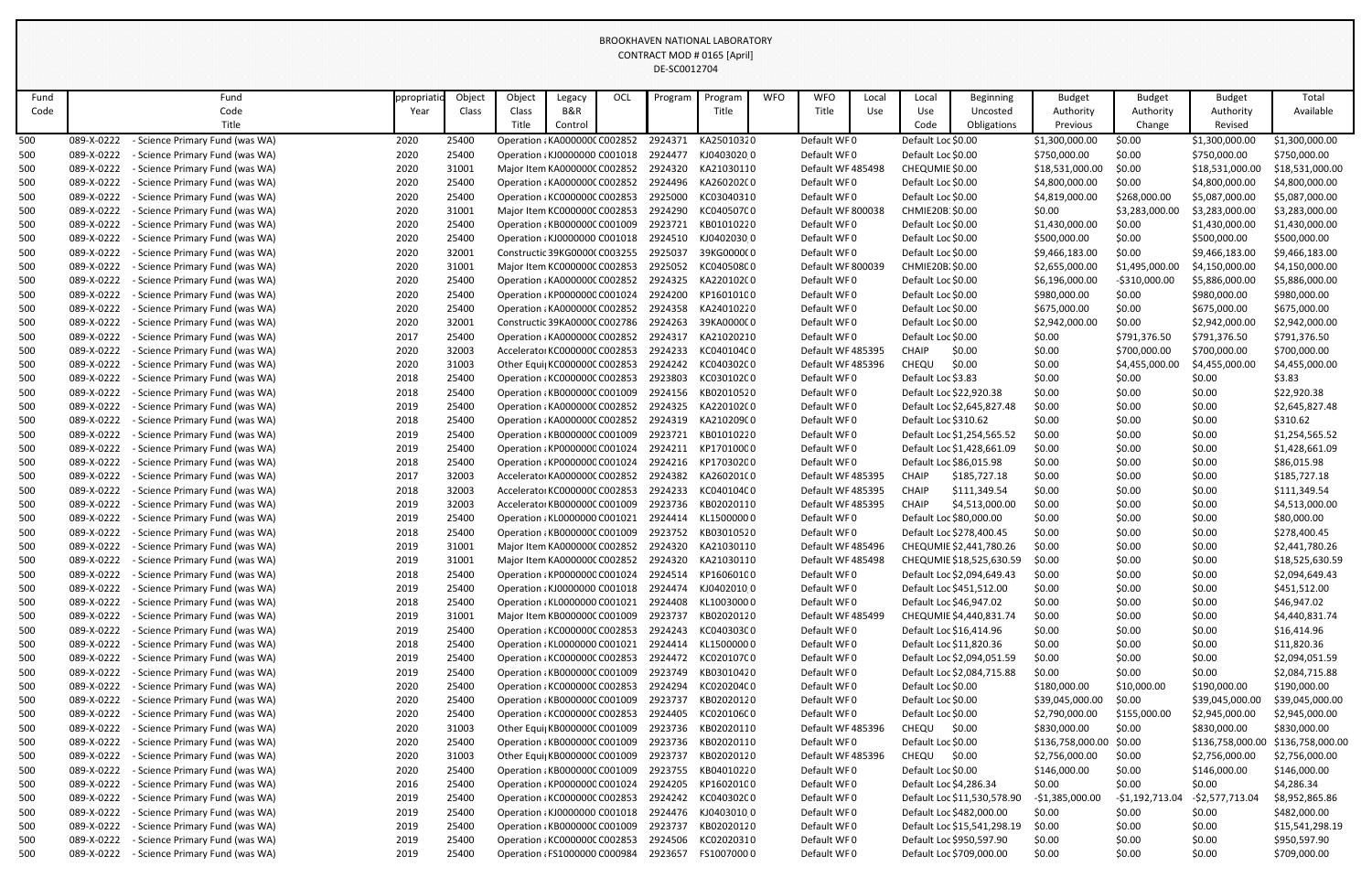BROOKHAVEN NATIONAL LABORATORY
CONTRACT MOD # 0165 [April]
DE-SC0012704

| Fund Code | Fund Code Title | ppropriatio Year | Object Class | Object Class Title | Legacy B&R Control | OCL | Program | Program Title | WFO | WFO Title | Local Use | Local Use Code | Beginning Uncosted Obligations | Budget Authority Previous | Budget Authority Change | Budget Authority Revised | Total Available |
|---|---|---|---|---|---|---|---|---|---|---|---|---|---|---|---|---|---|
| 500 | 089-X-0222 - Science Primary Fund (was WA) | 2020 | 25400 | Operation : | KA000000C | C002852 | 2924371 | KA25010320 | | Default WF | 0 | Default Loc | $0.00 | $1,300,000.00 | $0.00 | $1,300,000.00 | $1,300,000.00 |
| 500 | 089-X-0222 - Science Primary Fund (was WA) | 2020 | 25400 | Operation : | KJ000000C | C001018 | 2924477 | KJ04030200 | | Default WF | 0 | Default Loc | $0.00 | $750,000.00 | $0.00 | $750,000.00 | $750,000.00 |
| 500 | 089-X-0222 - Science Primary Fund (was WA) | 2020 | 31001 | Major Item | KA000000C | C002852 | 2924320 | KA21030110 | | Default WF | 485498 | CHEQUMIE | $0.00 | $18,531,000.00 | $0.00 | $18,531,000.00 | $18,531,000.00 |
| 500 | 089-X-0222 - Science Primary Fund (was WA) | 2020 | 25400 | Operation : | KA000000C | C002852 | 2924496 | KA26020200 | | Default WF | 0 | Default Loc | $0.00 | $4,800,000.00 | $0.00 | $4,800,000.00 | $4,800,000.00 |
| 500 | 089-X-0222 - Science Primary Fund (was WA) | 2020 | 25400 | Operation : | KC000000C | C002853 | 2925000 | KC03040310 | | Default WF | 0 | Default Loc | $0.00 | $4,819,000.00 | $268,000.00 | $5,087,000.00 | $5,087,000.00 |
| 500 | 089-X-0222 - Science Primary Fund (was WA) | 2020 | 31001 | Major Item | KC000000C | C002853 | 2924290 | KC04050700 | | Default WF | 800038 | CHMIE20B: | $0.00 | $0.00 | $3,283,000.00 | $3,283,000.00 | $3,283,000.00 |
| 500 | 089-X-0222 - Science Primary Fund (was WA) | 2020 | 25400 | Operation : | KB000000C | C001009 | 2923721 | KB01010220 | | Default WF | 0 | Default Loc | $0.00 | $1,430,000.00 | $0.00 | $1,430,000.00 | $1,430,000.00 |
| 500 | 089-X-0222 - Science Primary Fund (was WA) | 2020 | 25400 | Operation : | KJ000000C | C001018 | 2924510 | KJ04020300 | | Default WF | 0 | Default Loc | $0.00 | $500,000.00 | $0.00 | $500,000.00 | $500,000.00 |
| 500 | 089-X-0222 - Science Primary Fund (was WA) | 2020 | 32001 | Constructic | 39KG0000C | C003255 | 2925037 | 39KG00000 | | Default WF | 0 | Default Loc | $0.00 | $9,466,183.00 | $0.00 | $9,466,183.00 | $9,466,183.00 |
| 500 | 089-X-0222 - Science Primary Fund (was WA) | 2020 | 31001 | Major Item | KC000000C | C002853 | 2925052 | KC04050800 | | Default WF | 800039 | CHMIE20B: | $0.00 | $2,655,000.00 | $1,495,000.00 | $4,150,000.00 | $4,150,000.00 |
| 500 | 089-X-0222 - Science Primary Fund (was WA) | 2020 | 25400 | Operation : | KA000000C | C002852 | 2924325 | KA22010200 | | Default WF | 0 | Default Loc | $0.00 | $6,196,000.00 | -$310,000.00 | $5,886,000.00 | $5,886,000.00 |
| 500 | 089-X-0222 - Science Primary Fund (was WA) | 2020 | 25400 | Operation : | KP000000C | C001024 | 2924200 | KP16010100 | | Default WF | 0 | Default Loc | $0.00 | $980,000.00 | $0.00 | $980,000.00 | $980,000.00 |
| 500 | 089-X-0222 - Science Primary Fund (was WA) | 2020 | 25400 | Operation : | KA000000C | C002852 | 2924358 | KA24010220 | | Default WF | 0 | Default Loc | $0.00 | $675,000.00 | $0.00 | $675,000.00 | $675,000.00 |
| 500 | 089-X-0222 - Science Primary Fund (was WA) | 2020 | 32001 | Constructic | 39KA0000C | C002786 | 2924263 | 39KA00000 | | Default WF | 0 | Default Loc | $0.00 | $2,942,000.00 | $0.00 | $2,942,000.00 | $2,942,000.00 |
| 500 | 089-X-0222 - Science Primary Fund (was WA) | 2017 | 25400 | Operation : | KA000000C | C002852 | 2924317 | KA21020210 | | Default WF | 0 | Default Loc | $0.00 | $0.00 | $791,376.50 | $791,376.50 | $791,376.50 |
| 500 | 089-X-0222 - Science Primary Fund (was WA) | 2020 | 32003 | Accelerator | KC000000C | C002853 | 2924233 | KC04010400 | | Default WF | 485395 | CHAIP | $0.00 | $0.00 | $700,000.00 | $700,000.00 | $700,000.00 |
| 500 | 089-X-0222 - Science Primary Fund (was WA) | 2020 | 31003 | Other Equi | KC000000C | C002853 | 2924242 | KC04030200 | | Default WF | 485396 | CHEQU | $0.00 | $0.00 | $4,455,000.00 | $4,455,000.00 | $4,455,000.00 |
| 500 | 089-X-0222 - Science Primary Fund (was WA) | 2018 | 25400 | Operation : | KC000000C | C002853 | 2923803 | KC03010200 | | Default WF | 0 | Default Loc | $3.83 | $0.00 | $0.00 | $0.00 | $3.83 |
| 500 | 089-X-0222 - Science Primary Fund (was WA) | 2018 | 25400 | Operation : | KB000000C | C001009 | 2924156 | KB02010520 | | Default WF | 0 | Default Loc | $22,920.38 | $0.00 | $0.00 | $0.00 | $22,920.38 |
| 500 | 089-X-0222 - Science Primary Fund (was WA) | 2019 | 25400 | Operation : | KA000000C | C002852 | 2924325 | KA22010200 | | Default WF | 0 | Default Loc | $2,645,827.48 | $0.00 | $0.00 | $0.00 | $2,645,827.48 |
| 500 | 089-X-0222 - Science Primary Fund (was WA) | 2018 | 25400 | Operation : | KA000000C | C002852 | 2924319 | KA21020900 | | Default WF | 0 | Default Loc | $310.62 | $0.00 | $0.00 | $0.00 | $310.62 |
| 500 | 089-X-0222 - Science Primary Fund (was WA) | 2019 | 25400 | Operation : | KB000000C | C001009 | 2923721 | KB01010220 | | Default WF | 0 | Default Loc | $1,254,565.52 | $0.00 | $0.00 | $0.00 | $1,254,565.52 |
| 500 | 089-X-0222 - Science Primary Fund (was WA) | 2019 | 25400 | Operation : | KP000000C | C001024 | 2924211 | KP17010000 | | Default WF | 0 | Default Loc | $1,428,661.09 | $0.00 | $0.00 | $0.00 | $1,428,661.09 |
| 500 | 089-X-0222 - Science Primary Fund (was WA) | 2018 | 25400 | Operation : | KP000000C | C001024 | 2924216 | KP17030200 | | Default WF | 0 | Default Loc | $86,015.98 | $0.00 | $0.00 | $0.00 | $86,015.98 |
| 500 | 089-X-0222 - Science Primary Fund (was WA) | 2017 | 32003 | Accelerator | KA000000C | C002852 | 2924382 | KA26020100 | | Default WF | 485395 | CHAIP | $185,727.18 | $0.00 | $0.00 | $0.00 | $185,727.18 |
| 500 | 089-X-0222 - Science Primary Fund (was WA) | 2018 | 32003 | Accelerator | KC000000C | C002853 | 2924233 | KC04010400 | | Default WF | 485395 | CHAIP | $111,349.54 | $0.00 | $0.00 | $0.00 | $111,349.54 |
| 500 | 089-X-0222 - Science Primary Fund (was WA) | 2019 | 32003 | Accelerator | KB000000C | C001009 | 2923736 | KB02020110 | | Default WF | 485395 | CHAIP | $4,513,000.00 | $0.00 | $0.00 | $0.00 | $4,513,000.00 |
| 500 | 089-X-0222 - Science Primary Fund (was WA) | 2019 | 25400 | Operation : | KL000000C | C001021 | 2924414 | KL15000000 | | Default WF | 0 | Default Loc | $80,000.00 | $0.00 | $0.00 | $0.00 | $80,000.00 |
| 500 | 089-X-0222 - Science Primary Fund (was WA) | 2018 | 25400 | Operation : | KB000000C | C001009 | 2923752 | KB03010520 | | Default WF | 0 | Default Loc | $278,400.45 | $0.00 | $0.00 | $0.00 | $278,400.45 |
| 500 | 089-X-0222 - Science Primary Fund (was WA) | 2019 | 31001 | Major Item | KA000000C | C002852 | 2924320 | KA21030110 | | Default WF | 485496 | CHEQUMIE | $2,441,780.26 | $0.00 | $0.00 | $0.00 | $2,441,780.26 |
| 500 | 089-X-0222 - Science Primary Fund (was WA) | 2019 | 31001 | Major Item | KA000000C | C002852 | 2924320 | KA21030110 | | Default WF | 485498 | CHEQUMIE | $18,525,630.59 | $0.00 | $0.00 | $0.00 | $18,525,630.59 |
| 500 | 089-X-0222 - Science Primary Fund (was WA) | 2018 | 25400 | Operation : | KP000000C | C001024 | 2924514 | KP16060100 | | Default WF | 0 | Default Loc | $2,094,649.43 | $0.00 | $0.00 | $0.00 | $2,094,649.43 |
| 500 | 089-X-0222 - Science Primary Fund (was WA) | 2019 | 25400 | Operation : | KJ000000C | C001018 | 2924474 | KJ04020100 | | Default WF | 0 | Default Loc | $451,512.00 | $0.00 | $0.00 | $0.00 | $451,512.00 |
| 500 | 089-X-0222 - Science Primary Fund (was WA) | 2018 | 25400 | Operation : | KL000000C | C001021 | 2924408 | KL10030000 | | Default WF | 0 | Default Loc | $46,947.02 | $0.00 | $0.00 | $0.00 | $46,947.02 |
| 500 | 089-X-0222 - Science Primary Fund (was WA) | 2019 | 31001 | Major Item | KB000000C | C001009 | 2923737 | KB02020120 | | Default WF | 485499 | CHEQUMIE | $4,440,831.74 | $0.00 | $0.00 | $0.00 | $4,440,831.74 |
| 500 | 089-X-0222 - Science Primary Fund (was WA) | 2019 | 25400 | Operation : | KC000000C | C002853 | 2924243 | KC04030300 | | Default WF | 0 | Default Loc | $16,414.96 | $0.00 | $0.00 | $0.00 | $16,414.96 |
| 500 | 089-X-0222 - Science Primary Fund (was WA) | 2018 | 25400 | Operation : | KL000000C | C001021 | 2924414 | KL15000000 | | Default WF | 0 | Default Loc | $11,820.36 | $0.00 | $0.00 | $0.00 | $11,820.36 |
| 500 | 089-X-0222 - Science Primary Fund (was WA) | 2019 | 25400 | Operation : | KC000000C | C002853 | 2924472 | KC02010700 | | Default WF | 0 | Default Loc | $2,094,051.59 | $0.00 | $0.00 | $0.00 | $2,094,051.59 |
| 500 | 089-X-0222 - Science Primary Fund (was WA) | 2019 | 25400 | Operation : | KB000000C | C001009 | 2923749 | KB03010420 | | Default WF | 0 | Default Loc | $2,084,715.88 | $0.00 | $0.00 | $0.00 | $2,084,715.88 |
| 500 | 089-X-0222 - Science Primary Fund (was WA) | 2020 | 25400 | Operation : | KC000000C | C002853 | 2924294 | KC02020400 | | Default WF | 0 | Default Loc | $0.00 | $180,000.00 | $10,000.00 | $190,000.00 | $190,000.00 |
| 500 | 089-X-0222 - Science Primary Fund (was WA) | 2020 | 25400 | Operation : | KB000000C | C001009 | 2923737 | KB02020120 | | Default WF | 0 | Default Loc | $0.00 | $39,045,000.00 | $0.00 | $39,045,000.00 | $39,045,000.00 |
| 500 | 089-X-0222 - Science Primary Fund (was WA) | 2020 | 25400 | Operation : | KC000000C | C002853 | 2924405 | KC02010600 | | Default WF | 0 | Default Loc | $0.00 | $2,790,000.00 | $155,000.00 | $2,945,000.00 | $2,945,000.00 |
| 500 | 089-X-0222 - Science Primary Fund (was WA) | 2020 | 31003 | Other Equi | KB000000C | C001009 | 2923736 | KB02020110 | | Default WF | 485396 | CHEQU | $0.00 | $830,000.00 | $0.00 | $830,000.00 | $830,000.00 |
| 500 | 089-X-0222 - Science Primary Fund (was WA) | 2020 | 25400 | Operation : | KB000000C | C001009 | 2923736 | KB02020110 | | Default WF | 0 | Default Loc | $0.00 | $136,758,000.00 | $0.00 | $136,758,000.00 | $136,758,000.00 |
| 500 | 089-X-0222 - Science Primary Fund (was WA) | 2020 | 31003 | Other Equi | KB000000C | C001009 | 2923737 | KB02020120 | | Default WF | 485396 | CHEQU | $0.00 | $2,756,000.00 | $0.00 | $2,756,000.00 | $2,756,000.00 |
| 500 | 089-X-0222 - Science Primary Fund (was WA) | 2020 | 25400 | Operation : | KB000000C | C001009 | 2923755 | KB04010220 | | Default WF | 0 | Default Loc | $0.00 | $146,000.00 | $0.00 | $146,000.00 | $146,000.00 |
| 500 | 089-X-0222 - Science Primary Fund (was WA) | 2016 | 25400 | Operation : | KP000000C | C001024 | 2924205 | KP16020100 | | Default WF | 0 | Default Loc | $4,286.34 | $0.00 | $0.00 | $0.00 | $4,286.34 |
| 500 | 089-X-0222 - Science Primary Fund (was WA) | 2019 | 25400 | Operation : | KC000000C | C002853 | 2924242 | KC04030200 | | Default WF | 0 | Default Loc | $11,530,578.90 | -$1,385,000.00 | -$1,192,713.04 | -$2,577,713.04 | $8,952,865.86 |
| 500 | 089-X-0222 - Science Primary Fund (was WA) | 2019 | 25400 | Operation : | KJ000000C | C001018 | 2924476 | KJ04030100 | | Default WF | 0 | Default Loc | $482,000.00 | $0.00 | $0.00 | $0.00 | $482,000.00 |
| 500 | 089-X-0222 - Science Primary Fund (was WA) | 2019 | 25400 | Operation : | KB000000C | C001009 | 2923737 | KB02020120 | | Default WF | 0 | Default Loc | $15,541,298.19 | $0.00 | $0.00 | $0.00 | $15,541,298.19 |
| 500 | 089-X-0222 - Science Primary Fund (was WA) | 2019 | 25400 | Operation : | KC000000C | C002853 | 2924506 | KC02020310 | | Default WF | 0 | Default Loc | $950,597.90 | $0.00 | $0.00 | $0.00 | $950,597.90 |
| 500 | 089-X-0222 - Science Primary Fund (was WA) | 2019 | 25400 | Operation : | FS1000000 | C000984 | 2923657 | FS10070000 | | Default WF | 0 | Default Loc | $709,000.00 | $0.00 | $0.00 | $0.00 | $709,000.00 |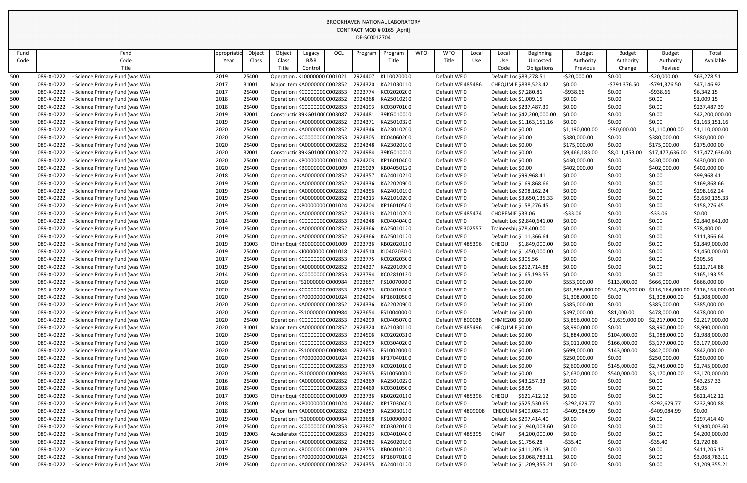BROOKHAVEN NATIONAL LABORATORY
CONTRACT MOD # 0165 [April]
DE-SC0012704

| Fund Code | Fund Code Title | ppropriatio Year | Object Class | Object Class Title | Legacy B&R Control | OCL | Program | Program Title | WFO | WFO Title | Local Use | Local Use Code | Beginning Uncosted Obligations | Budget Authority Previous | Budget Authority Change | Budget Authority Revised | Total Available |
|---|---|---|---|---|---|---|---|---|---|---|---|---|---|---|---|---|---|
| 500 | 089-X-0222 - Science Primary Fund (was WA) | 2019 | 25400 | Operation : | KL0000000 | C001021 | 2924407 | KL10020000 | | Default WF0 | | Default Loc | $83,278.51 | -$20,000.00 | $0.00 | -$20,000.00 | $63,278.51 |
| 500 | 089-X-0222 - Science Primary Fund (was WA) | 2017 | 31001 | Major Item | KA0000000 | C002852 | 2924320 | KA21030110 | | Default WF | 485486 | CHEQUMIE | $838,523.42 | $0.00 | -$791,376.50 | -$791,376.50 | $47,146.92 |
| 500 | 089-X-0222 - Science Primary Fund (was WA) | 2017 | 25400 | Operation : | KC000000C | C002853 | 2923774 | KC02020200 | | Default WF0 | | Default Loc | $7,280.81 | -$938.66 | $0.00 | -$938.66 | $6,342.15 |
| 500 | 089-X-0222 - Science Primary Fund (was WA) | 2018 | 25400 | Operation : | KA0000000 | C002852 | 2924368 | KA25010210 | | Default WF0 | | Default Loc | $1,009.15 | $0.00 | $0.00 | $0.00 | $1,009.15 |
| 500 | 089-X-0222 - Science Primary Fund (was WA) | 2018 | 25400 | Operation : | KC000000C | C002853 | 2924193 | KC03070100 | | Default WF0 | | Default Loc | $237,487.39 | $0.00 | $0.00 | $0.00 | $237,487.39 |
| 500 | 089-X-0222 - Science Primary Fund (was WA) | 2019 | 32001 | Constructic | 39KG0100( | C003087 | 2924481 | 39KG01000 | | Default WF0 | | Default Loc | $42,200,000.00 | $0.00 | $0.00 | $0.00 | $42,200,000.00 |
| 500 | 089-X-0222 - Science Primary Fund (was WA) | 2019 | 25400 | Operation : | KA0000000 | C002852 | 2924371 | KA25010320 | | Default WF0 | | Default Loc | $1,163,151.16 | $0.00 | $0.00 | $0.00 | $1,163,151.16 |
| 500 | 089-X-0222 - Science Primary Fund (was WA) | 2020 | 25400 | Operation : | KA0000000 | C002852 | 2924346 | KA23010200 | | Default WF0 | | Default Loc | $0.00 | $1,190,000.00 | -$80,000.00 | $1,110,000.00 | $1,110,000.00 |
| 500 | 089-X-0222 - Science Primary Fund (was WA) | 2020 | 25400 | Operation : | KC000000C | C002853 | 2924305 | KC04060200 | | Default WF0 | | Default Loc | $0.00 | $380,000.00 | $0.00 | $380,000.00 | $380,000.00 |
| 500 | 089-X-0222 - Science Primary Fund (was WA) | 2020 | 25400 | Operation : | KA0000000 | C002852 | 2924348 | KA23020100 | | Default WF0 | | Default Loc | $0.00 | $175,000.00 | $0.00 | $175,000.00 | $175,000.00 |
| 500 | 089-X-0222 - Science Primary Fund (was WA) | 2020 | 32001 | Constructic | 39KG0100( | C003227 | 2924984 | 39KG01000 | | Default WF0 | | Default Loc | $0.00 | $9,466,183.00 | $8,011,453.00 | $17,477,636.00 | $17,477,636.00 |
| 500 | 089-X-0222 - Science Primary Fund (was WA) | 2020 | 25400 | Operation : | KP000000C | C001024 | 2924203 | KP16010400 | | Default WF0 | | Default Loc | $0.00 | $430,000.00 | $0.00 | $430,000.00 | $430,000.00 |
| 500 | 089-X-0222 - Science Primary Fund (was WA) | 2020 | 25400 | Operation : | KB000000C | C001009 | 2925029 | KB04050120 | | Default WF0 | | Default Loc | $0.00 | $402,000.00 | $0.00 | $402,000.00 | $402,000.00 |
| 500 | 089-X-0222 - Science Primary Fund (was WA) | 2018 | 25400 | Operation : | KA0000000 | C002852 | 2924357 | KA24010210 | | Default WF0 | | Default Loc | $99,968.41 | $0.00 | $0.00 | $0.00 | $99,968.41 |
| 500 | 089-X-0222 - Science Primary Fund (was WA) | 2019 | 25400 | Operation : | KA0000000 | C002852 | 2924336 | KA22020900 | | Default WF0 | | Default Loc | $169,868.66 | $0.00 | $0.00 | $0.00 | $169,868.66 |
| 500 | 089-X-0222 - Science Primary Fund (was WA) | 2019 | 25400 | Operation : | KA0000000 | C002852 | 2924356 | KA24010190 | | Default WF0 | | Default Loc | $298,162.24 | $0.00 | $0.00 | $0.00 | $298,162.24 |
| 500 | 089-X-0222 - Science Primary Fund (was WA) | 2019 | 25400 | Operation : | KA0000000 | C002852 | 2924313 | KA21010200 | | Default WF0 | | Default Loc | $3,650,135.33 | $0.00 | $0.00 | $0.00 | $3,650,135.33 |
| 500 | 089-X-0222 - Science Primary Fund (was WA) | 2019 | 25400 | Operation : | KP000000C | C001024 | 2924204 | KP16010500 | | Default WF0 | | Default Loc | $158,276.45 | $0.00 | $0.00 | $0.00 | $158,276.45 |
| 500 | 089-X-0222 - Science Primary Fund (was WA) | 2015 | 25400 | Operation : | KA0000000 | C002852 | 2924313 | KA21010200 | | Default WF | 485474 | CHOPEMIE | $33.06 | -$33.06 | $0.00 | -$33.06 | $0.00 |
| 500 | 089-X-0222 - Science Primary Fund (was WA) | 2014 | 25400 | Operation : | KC000000C | C002853 | 2924248 | KC04040400 | | Default WF0 | | Default Loc | $2,840,641.00 | $0.00 | $0.00 | $0.00 | $2,840,641.00 |
| 500 | 089-X-0222 - Science Primary Fund (was WA) | 2019 | 25400 | Operation : | KA0000000 | C002852 | 2924366 | KA25010120 | | Default WF | 302557 | Traineeshi | $78,400.00 | $0.00 | $0.00 | $0.00 | $78,400.00 |
| 500 | 089-X-0222 - Science Primary Fund (was WA) | 2019 | 25400 | Operation : | KA0000000 | C002852 | 2924366 | KA25010120 | | Default WF0 | | Default Loc | $111,366.64 | $0.00 | $0.00 | $0.00 | $111,366.64 |
| 500 | 089-X-0222 - Science Primary Fund (was WA) | 2019 | 31003 | Other Equi | KB000000C | C001009 | 2923736 | KB02020110 | | Default WF | 485396 | CHEQU | $1,849,000.00 | $0.00 | $0.00 | $0.00 | $1,849,000.00 |
| 500 | 089-X-0222 - Science Primary Fund (was WA) | 2019 | 25400 | Operation : | KJ000000C | C001018 | 2924510 | KJ04020300 | | Default WF0 | | Default Loc | $1,450,000.00 | $0.00 | $0.00 | $0.00 | $1,450,000.00 |
| 500 | 089-X-0222 - Science Primary Fund (was WA) | 2017 | 25400 | Operation : | KC000000C | C002853 | 2923775 | KC02020300 | | Default WF0 | | Default Loc | $305.56 | $0.00 | $0.00 | $0.00 | $305.56 |
| 500 | 089-X-0222 - Science Primary Fund (was WA) | 2019 | 25400 | Operation : | KA0000000 | C002852 | 2924327 | KA22010900 | | Default WF0 | | Default Loc | $212,714.88 | $0.00 | $0.00 | $0.00 | $212,714.88 |
| 500 | 089-X-0222 - Science Primary Fund (was WA) | 2014 | 25400 | Operation : | KC000000C | C002853 | 2923794 | KC02810130 | | Default WF0 | | Default Loc | $165,193.55 | $0.00 | $0.00 | $0.00 | $165,193.55 |
| 500 | 089-X-0222 - Science Primary Fund (was WA) | 2020 | 25400 | Operation : | FS1000000 | C000984 | 2923657 | FS10070000 | | Default WF0 | | Default Loc | $0.00 | $553,000.00 | $113,000.00 | $666,000.00 | $666,000.00 |
| 500 | 089-X-0222 - Science Primary Fund (was WA) | 2020 | 25400 | Operation : | KC000000C | C002853 | 2924233 | KC04010400 | | Default WF0 | | Default Loc | $0.00 | $81,888,000.00 | $34,276,000.00 | $116,164,000.00 | $116,164,000.00 |
| 500 | 089-X-0222 - Science Primary Fund (was WA) | 2020 | 25400 | Operation : | KP000000C | C001024 | 2924204 | KP16010500 | | Default WF0 | | Default Loc | $0.00 | $1,308,000.00 | $0.00 | $1,308,000.00 | $1,308,000.00 |
| 500 | 089-X-0222 - Science Primary Fund (was WA) | 2020 | 25400 | Operation : | KA0000000 | C002852 | 2924336 | KA22020900 | | Default WF0 | | Default Loc | $0.00 | $385,000.00 | $0.00 | $385,000.00 | $385,000.00 |
| 500 | 089-X-0222 - Science Primary Fund (was WA) | 2020 | 25400 | Operation : | FS1000000 | C000984 | 2923654 | FS10040000 | | Default WF0 | | Default Loc | $0.00 | $397,000.00 | $81,000.00 | $478,000.00 | $478,000.00 |
| 500 | 089-X-0222 - Science Primary Fund (was WA) | 2020 | 25400 | Operation : | KC000000C | C002853 | 2924290 | KC04050700 | | Default WF | 800038 | CHMIE20B | $0.00 | $3,856,000.00 | -$1,639,000.00 | $2,217,000.00 | $2,217,000.00 |
| 500 | 089-X-0222 - Science Primary Fund (was WA) | 2020 | 31001 | Major Item | KA0000000 | C002852 | 2924320 | KA21030110 | | Default WF | 485496 | CHEQUMIE | $0.00 | $8,990,000.00 | $0.00 | $8,990,000.00 | $8,990,000.00 |
| 500 | 089-X-0222 - Science Primary Fund (was WA) | 2020 | 25400 | Operation : | KC000000C | C002853 | 2924506 | KC02020310 | | Default WF0 | | Default Loc | $0.00 | $1,884,000.00 | $104,000.00 | $1,988,000.00 | $1,988,000.00 |
| 500 | 089-X-0222 - Science Primary Fund (was WA) | 2020 | 25400 | Operation : | KC000000C | C002853 | 2924299 | KC03040200 | | Default WF0 | | Default Loc | $0.00 | $3,011,000.00 | $166,000.00 | $3,177,000.00 | $3,177,000.00 |
| 500 | 089-X-0222 - Science Primary Fund (was WA) | 2020 | 25400 | Operation : | FS1000000 | C000984 | 2923653 | FS10020000 | | Default WF0 | | Default Loc | $0.00 | $699,000.00 | $143,000.00 | $842,000.00 | $842,000.00 |
| 500 | 089-X-0222 - Science Primary Fund (was WA) | 2020 | 25400 | Operation : | KP000000C | C001024 | 2924218 | KP17040100 | | Default WF0 | | Default Loc | $0.00 | $250,000.00 | $0.00 | $250,000.00 | $250,000.00 |
| 500 | 089-X-0222 - Science Primary Fund (was WA) | 2020 | 25400 | Operation : | KC000000C | C002853 | 2923769 | KC02010100 | | Default WF0 | | Default Loc | $0.00 | $2,600,000.00 | $145,000.00 | $2,745,000.00 | $2,745,000.00 |
| 500 | 089-X-0222 - Science Primary Fund (was WA) | 2020 | 25400 | Operation : | FS1000000 | C000984 | 2923655 | FS10050000 | | Default WF0 | | Default Loc | $0.00 | $2,630,000.00 | $540,000.00 | $3,170,000.00 | $3,170,000.00 |
| 500 | 089-X-0222 - Science Primary Fund (was WA) | 2016 | 25400 | Operation : | KA0000000 | C002852 | 2924369 | KA25010220 | | Default WF0 | | Default Loc | $43,257.33 | $0.00 | $0.00 | $0.00 | $43,257.33 |
| 500 | 089-X-0222 - Science Primary Fund (was WA) | 2018 | 25400 | Operation : | KC000000C | C002853 | 2924460 | KC03010500 | | Default WF0 | | Default Loc | $8.95 | $0.00 | $0.00 | $0.00 | $8.95 |
| 500 | 089-X-0222 - Science Primary Fund (was WA) | 2017 | 31003 | Other Equi | KB000000C | C001009 | 2923736 | KB02020110 | | Default WF | 485396 | CHEQU | $621,412.12 | $0.00 | $0.00 | $0.00 | $621,412.12 |
| 500 | 089-X-0222 - Science Primary Fund (was WA) | 2018 | 25400 | Operation : | KP000000C | C001024 | 2924462 | KP17030400 | | Default WF0 | | Default Loc | $525,530.65 | -$292,629.77 | $0.00 | -$292,629.77 | $232,900.88 |
| 500 | 089-X-0222 - Science Primary Fund (was WA) | 2018 | 31001 | Major Item | KA0000000 | C002852 | 2924350 | KA23030110 | | Default WF | 4809008 | CHEQUMII | $409,084.99 | -$409,084.99 | $0.00 | -$409,084.99 | $0.00 |
| 500 | 089-X-0222 - Science Primary Fund (was WA) | 2019 | 25400 | Operation : | FS1000000 | C000984 | 2923658 | FS10090000 | | Default WF0 | | Default Loc | $297,414.40 | $0.00 | $0.00 | $0.00 | $297,414.40 |
| 500 | 089-X-0222 - Science Primary Fund (was WA) | 2019 | 25400 | Operation : | KC000000C | C002853 | 2923807 | KC03020100 | | Default WF0 | | Default Loc | $1,940,003.60 | $0.00 | $0.00 | $0.00 | $1,940,003.60 |
| 500 | 089-X-0222 - Science Primary Fund (was WA) | 2019 | 32003 | Accelerator | KC000000C | C002853 | 2924233 | KC04010400 | | Default WF | 485395 | CHAIP | $4,200,000.00 | $0.00 | $0.00 | $0.00 | $4,200,000.00 |
| 500 | 089-X-0222 - Science Primary Fund (was WA) | 2017 | 25400 | Operation : | KA0000000 | C002852 | 2924382 | KA26020100 | | Default WF0 | | Default Loc | $1,756.28 | -$35.40 | $0.00 | -$35.40 | $1,720.88 |
| 500 | 089-X-0222 - Science Primary Fund (was WA) | 2019 | 25400 | Operation : | KB000000C | C001009 | 2923755 | KB04010220 | | Default WF0 | | Default Loc | $411,205.13 | $0.00 | $0.00 | $0.00 | $411,205.13 |
| 500 | 089-X-0222 - Science Primary Fund (was WA) | 2019 | 25400 | Operation : | KP000000C | C001024 | 2924993 | KP16070100 | | Default WF0 | | Default Loc | $3,068,783.11 | $0.00 | $0.00 | $0.00 | $3,068,783.11 |
| 500 | 089-X-0222 - Science Primary Fund (was WA) | 2019 | 25400 | Operation : | KA0000000 | C002852 | 2924355 | KA24010120 | | Default WF0 | | Default Loc | $1,209,355.21 | $0.00 | $0.00 | $0.00 | $1,209,355.21 |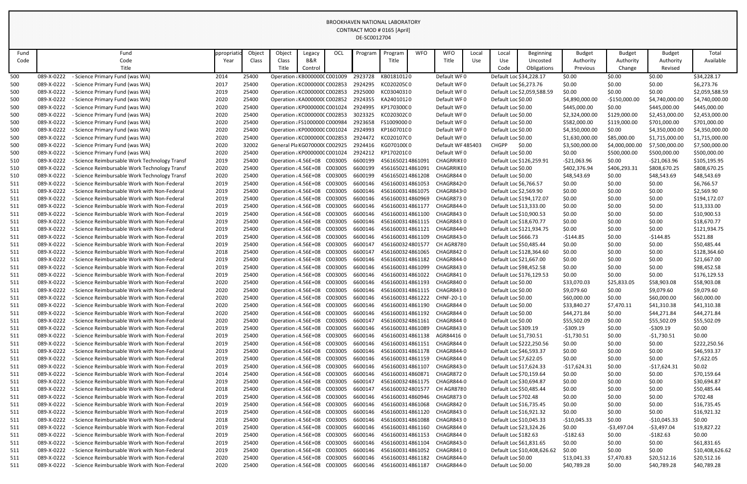BROOKHAVEN NATIONAL LABORATORY
CONTRACT MOD # 0165 [April]
DE-SC0012704

| Fund Code | Fund Code Title | Appropriation Year | Object Class | Object Class Title | Legacy B&R Control | OCL | Program | Program Title | WFO | WFO Title | Local Use | Local Use Code | Beginning Uncosted Obligations | Budget Authority Previous | Budget Authority Change | Budget Authority Revised | Total Available |
|---|---|---|---|---|---|---|---|---|---|---|---|---|---|---|---|---|---|
| 500 | 089-X-0222 - Science Primary Fund (was WA) | 2014 | 25400 | Operation : KB000000C C001009 | | | 2923728 | KB01810120 | | Default WF 0 | | Default Loc | $34,228.17 | $0.00 | $0.00 | $0.00 | $34,228.17 |
| 500 | 089-X-0222 - Science Primary Fund (was WA) | 2017 | 25400 | Operation : KC000000C C002853 | | | 2924295 | KC02020500 | | Default WF 0 | | Default Loc | $6,273.76 | $0.00 | $0.00 | $0.00 | $6,273.76 |
| 500 | 089-X-0222 - Science Primary Fund (was WA) | 2019 | 25400 | Operation : KC000000C C002853 | | | 2925000 | KC03040310 | | Default WF 0 | | Default Loc | $2,059,588.59 | $0.00 | $0.00 | $0.00 | $2,059,588.59 |
| 500 | 089-X-0222 - Science Primary Fund (was WA) | 2020 | 25400 | Operation : KA000000C C002852 | | | 2924355 | KA24010120 | | Default WF 0 | | Default Loc | $0.00 | $4,890,000.00 | -$150,000.00 | $4,740,000.00 | $4,740,000.00 |
| 500 | 089-X-0222 - Science Primary Fund (was WA) | 2020 | 25400 | Operation : KP000000C C001024 | | | 2924995 | KP17030000 | | Default WF 0 | | Default Loc | $0.00 | $445,000.00 | $0.00 | $445,000.00 | $445,000.00 |
| 500 | 089-X-0222 - Science Primary Fund (was WA) | 2020 | 25400 | Operation : KC000000C C002853 | | | 3023325 | KC02030200 | | Default WF 0 | | Default Loc | $0.00 | $2,324,000.00 | $129,000.00 | $2,453,000.00 | $2,453,000.00 |
| 500 | 089-X-0222 - Science Primary Fund (was WA) | 2020 | 25400 | Operation : FS1000000 C000984 | | | 2923658 | FS10090000 | | Default WF 0 | | Default Loc | $0.00 | $582,000.00 | $119,000.00 | $701,000.00 | $701,000.00 |
| 500 | 089-X-0222 - Science Primary Fund (was WA) | 2020 | 25400 | Operation : KP000000C C001024 | | | 2924993 | KP16070100 | | Default WF 0 | | Default Loc | $0.00 | $4,350,000.00 | $0.00 | $4,350,000.00 | $4,350,000.00 |
| 500 | 089-X-0222 - Science Primary Fund (was WA) | 2020 | 25400 | Operation : KC000000C C002853 | | | 2924472 | KC02010700 | | Default WF 0 | | Default Loc | $0.00 | $1,630,000.00 | $85,000.00 | $1,715,000.00 | $1,715,000.00 |
| 500 | 089-X-0222 - Science Primary Fund (was WA) | 2020 | 32002 | General Pla KG070000C C002925 | | | 2924416 | KG07010000 | | Default WF | 485403 | CHGPP | $0.00 | $3,500,000.00 | $4,000,000.00 | $7,500,000.00 | $7,500,000.00 |
| 500 | 089-X-0222 - Science Primary Fund (was WA) | 2020 | 25400 | Operation : KP000000C C001024 | | | 2924212 | KP17020100 | | Default WF 0 | | Default Loc | $0.00 | $0.00 | $500,000.00 | $500,000.00 | $500,000.00 |
| 510 | 089-X-0222 - Science Reimbursable Work Technology Transf | 2019 | 25400 | Operation : 4.56E+08 | | C003005 | 6600199 | 4561650214861091 | | CHAGRRIKE0 | | Default Loc | $126,259.91 | -$21,063.96 | $0.00 | -$21,063.96 | $105,195.95 |
| 510 | 089-X-0222 - Science Reimbursable Work Technology Transf | 2020 | 25400 | Operation : 4.56E+08 | | C003005 | 6600199 | 4561650214861091 | | CHAGRRIKE0 | | Default Loc | $0.00 | $402,376.94 | $406,293.31 | $808,670.25 | $808,670.25 |
| 510 | 089-X-0222 - Science Reimbursable Work Technology Transf | 2020 | 25400 | Operation : 4.56E+08 | | C003005 | 6600199 | 4561650214861208 | | CHAGR8440 | | Default Loc | $0.00 | $48,543.69 | $0.00 | $48,543.69 | $48,543.69 |
| 511 | 089-X-0222 - Science Reimbursable Work with Non-Federal | 2019 | 25400 | Operation : 4.56E+08 | | C003005 | 6600146 | 4561600314861053 | | CHAGR8420 | | Default Loc | $6,766.57 | $0.00 | $0.00 | $0.00 | $6,766.57 |
| 511 | 089-X-0222 - Science Reimbursable Work with Non-Federal | 2019 | 25400 | Operation : 4.56E+08 | | C003005 | 6600146 | 4561600314861075 | | CHAGR8430 | | Default Loc | $2,569.90 | $0.00 | $0.00 | $0.00 | $2,569.90 |
| 511 | 089-X-0222 - Science Reimbursable Work with Non-Federal | 2019 | 25400 | Operation : 4.56E+08 | | C003005 | 6600146 | 4561600314860969 | | CHAGR8730 | | Default Loc | $194,172.07 | $0.00 | $0.00 | $0.00 | $194,172.07 |
| 511 | 089-X-0222 - Science Reimbursable Work with Non-Federal | 2019 | 25400 | Operation : 4.56E+08 | | C003005 | 6600146 | 4561600314861177 | | CHAGR8440 | | Default Loc | $13,333.00 | $0.00 | $0.00 | $0.00 | $13,333.00 |
| 511 | 089-X-0222 - Science Reimbursable Work with Non-Federal | 2019 | 25400 | Operation : 4.56E+08 | | C003005 | 6600146 | 4561600314861100 | | CHAGR8430 | | Default Loc | $10,900.53 | $0.00 | $0.00 | $0.00 | $10,900.53 |
| 511 | 089-X-0222 - Science Reimbursable Work with Non-Federal | 2019 | 25400 | Operation : 4.56E+08 | | C003005 | 6600146 | 4561600314861115 | | CHAGR8430 | | Default Loc | $18,670.77 | $0.00 | $0.00 | $0.00 | $18,670.77 |
| 511 | 089-X-0222 - Science Reimbursable Work with Non-Federal | 2019 | 25400 | Operation : 4.56E+08 | | C003005 | 6600146 | 4561600314861121 | | CHAGR8440 | | Default Loc | $121,934.75 | $0.00 | $0.00 | $0.00 | $121,934.75 |
| 511 | 089-X-0222 - Science Reimbursable Work with Non-Federal | 2019 | 25400 | Operation : 4.56E+08 | | C003005 | 6600146 | 4561600314861109 | | CHAGR8430 | | Default Loc | $666.73 | -$144.85 | $0.00 | -$144.85 | $521.88 |
| 511 | 089-X-0222 - Science Reimbursable Work with Non-Federal | 2019 | 25400 | Operation : 4.56E+08 | | C003005 | 6600147 | 4561600324801577 | | CH AGR8780 | | Default Loc | $50,485.44 | $0.00 | $0.00 | $0.00 | $50,485.44 |
| 511 | 089-X-0222 - Science Reimbursable Work with Non-Federal | 2018 | 25400 | Operation : 4.56E+08 | | C003005 | 6600147 | 4561600324861065 | | CHAGR8420 | | Default Loc | $128,364.60 | $0.00 | $0.00 | $0.00 | $128,364.60 |
| 511 | 089-X-0222 - Science Reimbursable Work with Non-Federal | 2019 | 25400 | Operation : 4.56E+08 | | C003005 | 6600146 | 4561600314861182 | | CHAGR8440 | | Default Loc | $21,667.00 | $0.00 | $0.00 | $0.00 | $21,667.00 |
| 511 | 089-X-0222 - Science Reimbursable Work with Non-Federal | 2019 | 25400 | Operation : 4.56E+08 | | C003005 | 6600146 | 4561600314861099 | | CHAGR8430 | | Default Loc | $98,452.58 | $0.00 | $0.00 | $0.00 | $98,452.58 |
| 511 | 089-X-0222 - Science Reimbursable Work with Non-Federal | 2019 | 25400 | Operation : 4.56E+08 | | C003005 | 6600146 | 4561600314861022 | | CHAGR8410 | | Default Loc | $176,129.53 | $0.00 | $0.00 | $0.00 | $176,129.53 |
| 511 | 089-X-0222 - Science Reimbursable Work with Non-Federal | 2020 | 25400 | Operation : 4.56E+08 | | C003005 | 6600146 | 4561600314861193 | | CHAGR8400 | | Default Loc | $0.00 | $33,070.03 | $25,833.05 | $58,903.08 | $58,903.08 |
| 511 | 089-X-0222 - Science Reimbursable Work with Non-Federal | 2020 | 25400 | Operation : 4.56E+08 | | C003005 | 6600146 | 4561600314861115 | | CHAGR8430 | | Default Loc | $0.00 | $9,079.60 | $0.00 | $9,079.60 | $9,079.60 |
| 511 | 089-X-0222 - Science Reimbursable Work with Non-Federal | 2020 | 25400 | Operation : 4.56E+08 | | C003005 | 6600146 | 4561600314861222 | | CHNF-20-10 | | Default Loc | $0.00 | $60,000.00 | $0.00 | $60,000.00 | $60,000.00 |
| 511 | 089-X-0222 - Science Reimbursable Work with Non-Federal | 2020 | 25400 | Operation : 4.56E+08 | | C003005 | 6600146 | 4561600314861190 | | CHAGR8440 | | Default Loc | $0.00 | $33,840.27 | $7,470.11 | $41,310.38 | $41,310.38 |
| 511 | 089-X-0222 - Science Reimbursable Work with Non-Federal | 2020 | 25400 | Operation : 4.56E+08 | | C003005 | 6600146 | 4561600314861192 | | CHAGR8440 | | Default Loc | $0.00 | $44,271.84 | $0.00 | $44,271.84 | $44,271.84 |
| 511 | 089-X-0222 - Science Reimbursable Work with Non-Federal | 2020 | 25400 | Operation : 4.56E+08 | | C003005 | 6600147 | 4561600324861161 | | CHAGR8440 | | Default Loc | $0.00 | $55,502.09 | $0.00 | $55,502.09 | $55,502.09 |
| 511 | 089-X-0222 - Science Reimbursable Work with Non-Federal | 2019 | 25400 | Operation : 4.56E+08 | | C003005 | 6600146 | 4561600314861089 | | CHAGR8430 | | Default Loc | $309.19 | -$309.19 | $0.00 | -$309.19 | $0.00 |
| 511 | 089-X-0222 - Science Reimbursable Work with Non-Federal | 2019 | 25400 | Operation : 4.56E+08 | | C003005 | 6600146 | 4561600314861138 | | AGR84416 0 | | Default Loc | $1,730.51 | -$1,730.51 | $0.00 | -$1,730.51 | $0.00 |
| 511 | 089-X-0222 - Science Reimbursable Work with Non-Federal | 2019 | 25400 | Operation : 4.56E+08 | | C003005 | 6600146 | 4561600314861151 | | CHAGR8440 | | Default Loc | $222,250.56 | $0.00 | $0.00 | $0.00 | $222,250.56 |
| 511 | 089-X-0222 - Science Reimbursable Work with Non-Federal | 2019 | 25400 | Operation : 4.56E+08 | | C003005 | 6600146 | 4561600314861178 | | CHAGR8440 | | Default Loc | $46,593.37 | $0.00 | $0.00 | $0.00 | $46,593.37 |
| 511 | 089-X-0222 - Science Reimbursable Work with Non-Federal | 2019 | 25400 | Operation : 4.56E+08 | | C003005 | 6600146 | 4561600314861159 | | CHAGR8440 | | Default Loc | $7,622.05 | $0.00 | $0.00 | $0.00 | $7,622.05 |
| 511 | 089-X-0222 - Science Reimbursable Work with Non-Federal | 2019 | 25400 | Operation : 4.56E+08 | | C003005 | 6600146 | 4561600314861107 | | CHAGR8430 | | Default Loc | $17,624.33 | -$17,624.31 | $0.00 | -$17,624.31 | $0.02 |
| 511 | 089-X-0222 - Science Reimbursable Work with Non-Federal | 2014 | 25400 | Operation : 4.56E+08 | | C003005 | 6600146 | 4561600314860871 | | CHAGR8720 | | Default Loc | $70,159.64 | $0.00 | $0.00 | $0.00 | $70,159.64 |
| 511 | 089-X-0222 - Science Reimbursable Work with Non-Federal | 2019 | 25400 | Operation : 4.56E+08 | | C003005 | 6600147 | 4561600324861175 | | CHAGR8440 | | Default Loc | $30,694.87 | $0.00 | $0.00 | $0.00 | $30,694.87 |
| 511 | 089-X-0222 - Science Reimbursable Work with Non-Federal | 2018 | 25400 | Operation : 4.56E+08 | | C003005 | 6600147 | 4561600324801577 | | CH AGR8780 | | Default Loc | $50,485.44 | $0.00 | $0.00 | $0.00 | $50,485.44 |
| 511 | 089-X-0222 - Science Reimbursable Work with Non-Federal | 2019 | 25400 | Operation : 4.56E+08 | | C003005 | 6600146 | 4561600314860946 | | CHAGR8730 | | Default Loc | $702.48 | $0.00 | $0.00 | $0.00 | $702.48 |
| 511 | 089-X-0222 - Science Reimbursable Work with Non-Federal | 2019 | 25400 | Operation : 4.56E+08 | | C003005 | 6600146 | 4561600314861068 | | CHAGR8420 | | Default Loc | $16,735.45 | $0.00 | $0.00 | $0.00 | $16,735.45 |
| 511 | 089-X-0222 - Science Reimbursable Work with Non-Federal | 2019 | 25400 | Operation : 4.56E+08 | | C003005 | 6600146 | 4561600314861120 | | CHAGR8430 | | Default Loc | $16,921.32 | $0.00 | $0.00 | $0.00 | $16,921.32 |
| 511 | 089-X-0222 - Science Reimbursable Work with Non-Federal | 2018 | 25400 | Operation : 4.56E+08 | | C003005 | 6600146 | 4561600314861088 | | CHAGR8430 | | Default Loc | $10,045.33 | -$10,045.33 | $0.00 | -$10,045.33 | $0.00 |
| 511 | 089-X-0222 - Science Reimbursable Work with Non-Federal | 2019 | 25400 | Operation : 4.56E+08 | | C003005 | 6600146 | 4561600314861160 | | CHAGR8440 | | Default Loc | $23,324.26 | $0.00 | -$3,497.04 | -$3,497.04 | $19,827.22 |
| 511 | 089-X-0222 - Science Reimbursable Work with Non-Federal | 2019 | 25400 | Operation : 4.56E+08 | | C003005 | 6600146 | 4561600314861153 | | CHAGR8440 | | Default Loc | $182.63 | -$182.63 | $0.00 | -$182.63 | $0.00 |
| 511 | 089-X-0222 - Science Reimbursable Work with Non-Federal | 2019 | 25400 | Operation : 4.56E+08 | | C003005 | 6600146 | 4561600314861104 | | CHAGR8430 | | Default Loc | $61,831.65 | $0.00 | $0.00 | $0.00 | $61,831.65 |
| 511 | 089-X-0222 - Science Reimbursable Work with Non-Federal | 2019 | 25400 | Operation : 4.56E+08 | | C003005 | 6600146 | 4561600314861052 | | CHAGR8410 | | Default Loc | $10,408,626.62 | $0.00 | $0.00 | $0.00 | $10,408,626.62 |
| 511 | 089-X-0222 - Science Reimbursable Work with Non-Federal | 2020 | 25400 | Operation : 4.56E+08 | | C003005 | 6600146 | 4561600314861182 | | CHAGR8440 | | Default Loc | $0.00 | $13,041.33 | $7,470.83 | $20,512.16 | $20,512.16 |
| 511 | 089-X-0222 - Science Reimbursable Work with Non-Federal | 2020 | 25400 | Operation : 4.56E+08 | | C003005 | 6600146 | 4561600314861187 | | CHAGR8440 | | Default Loc | $0.00 | $40,789.28 | $0.00 | $40,789.28 | $40,789.28 |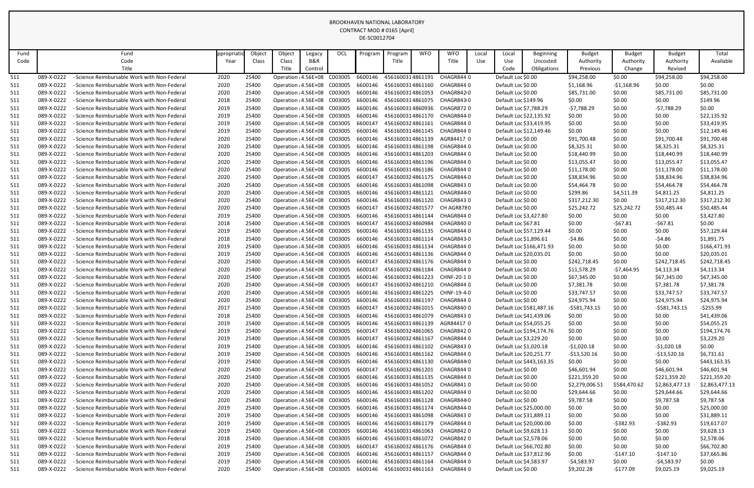BROOKHAVEN NATIONAL LABORATORY
CONTRACT MOD # 0165 [April]
DE-SC0012704

| Fund Code | Fund Code Title | Appropriation Year | Object Class | Object Class Title | Legacy B&R Control | OCL | Program | Program Title | WFO | WFO Title | Local Use | Local Use Code | Beginning Uncosted Obligations | Budget Authority Previous | Budget Authority Change | Budget Authority Revised | Total Available |
|---|---|---|---|---|---|---|---|---|---|---|---|---|---|---|---|---|---|
| 511 | 089-X-0222 - Science Reimbursable Work with Non-Federal | 2020 | 25400 | Operation : | 4.56E+08 | C003005 | 6600146 | 4561600314861191 | | CHAGR844 | 0 | Default Loc | $0.00 | $94,258.00 | $0.00 | $94,258.00 | $94,258.00 |
| 511 | 089-X-0222 - Science Reimbursable Work with Non-Federal | 2020 | 25400 | Operation : | 4.56E+08 | C003005 | 6600146 | 4561600314861160 | | CHAGR844 | 0 | Default Loc | $0.00 | $1,168.96 | -$1,168.96 | $0.00 | $0.00 |
| 511 | 089-X-0222 - Science Reimbursable Work with Non-Federal | 2020 | 25400 | Operation : | 4.56E+08 | C003005 | 6600146 | 4561600314861053 | | CHAGR842 | 0 | Default Loc | $0.00 | $85,731.00 | $0.00 | $85,731.00 | $85,731.00 |
| 511 | 089-X-0222 - Science Reimbursable Work with Non-Federal | 2018 | 25400 | Operation : | 4.56E+08 | C003005 | 6600146 | 4561600314861075 | | CHAGR843 | 0 | Default Loc | $149.96 | $0.00 | $0.00 | $0.00 | $149.96 |
| 511 | 089-X-0222 - Science Reimbursable Work with Non-Federal | 2019 | 25400 | Operation : | 4.56E+08 | C003005 | 6600146 | 4561600314860936 | | CHAGR872 | 0 | Default Loc | $7,788.29 | -$7,788.29 | $0.00 | -$7,788.29 | $0.00 |
| 511 | 089-X-0222 - Science Reimbursable Work with Non-Federal | 2019 | 25400 | Operation : | 4.56E+08 | C003005 | 6600146 | 4561600314861170 | | CHAGR844 | 0 | Default Loc | $22,135.92 | $0.00 | $0.00 | $0.00 | $22,135.92 |
| 511 | 089-X-0222 - Science Reimbursable Work with Non-Federal | 2019 | 25400 | Operation : | 4.56E+08 | C003005 | 6600147 | 4561600324861161 | | CHAGR844 | 0 | Default Loc | $33,419.95 | $0.00 | $0.00 | $0.00 | $33,419.95 |
| 511 | 089-X-0222 - Science Reimbursable Work with Non-Federal | 2019 | 25400 | Operation : | 4.56E+08 | C003005 | 6600146 | 4561600314861145 | | CHAGR844 | 0 | Default Loc | $12,149.46 | $0.00 | $0.00 | $0.00 | $12,149.46 |
| 511 | 089-X-0222 - Science Reimbursable Work with Non-Federal | 2020 | 25400 | Operation : | 4.56E+08 | C003005 | 6600146 | 4561600314861139 | | AGR84417 | 0 | Default Loc | $0.00 | $91,700.48 | $0.00 | $91,700.48 | $91,700.48 |
| 511 | 089-X-0222 - Science Reimbursable Work with Non-Federal | 2020 | 25400 | Operation : | 4.56E+08 | C003005 | 6600146 | 4561600314861198 | | CHAGR844 | 0 | Default Loc | $0.00 | $8,325.31 | $0.00 | $8,325.31 | $8,325.31 |
| 511 | 089-X-0222 - Science Reimbursable Work with Non-Federal | 2020 | 25400 | Operation : | 4.56E+08 | C003005 | 6600146 | 4561600314861203 | | CHAGR844 | 0 | Default Loc | $0.00 | $18,440.99 | $0.00 | $18,440.99 | $18,440.99 |
| 511 | 089-X-0222 - Science Reimbursable Work with Non-Federal | 2020 | 25400 | Operation : | 4.56E+08 | C003005 | 6600146 | 4561600314861196 | | CHAGR844 | 0 | Default Loc | $0.00 | $13,055.47 | $0.00 | $13,055.47 | $13,055.47 |
| 511 | 089-X-0222 - Science Reimbursable Work with Non-Federal | 2020 | 25400 | Operation : | 4.56E+08 | C003005 | 6600146 | 4561600314861186 | | CHAGR844 | 0 | Default Loc | $0.00 | $11,178.00 | $0.00 | $11,178.00 | $11,178.00 |
| 511 | 089-X-0222 - Science Reimbursable Work with Non-Federal | 2020 | 25400 | Operation : | 4.56E+08 | C003005 | 6600147 | 4561600324861175 | | CHAGR844 | 0 | Default Loc | $0.00 | $38,834.96 | $0.00 | $38,834.96 | $38,834.96 |
| 511 | 089-X-0222 - Science Reimbursable Work with Non-Federal | 2020 | 25400 | Operation : | 4.56E+08 | C003005 | 6600146 | 4561600314861098 | | CHAGR843 | 0 | Default Loc | $0.00 | $54,464.78 | $0.00 | $54,464.78 | $54,464.78 |
| 511 | 089-X-0222 - Science Reimbursable Work with Non-Federal | 2020 | 25400 | Operation : | 4.56E+08 | C003005 | 6600146 | 4561600314861121 | | CHAGR844 | 0 | Default Loc | $0.00 | $299.86 | $4,511.39 | $4,811.25 | $4,811.25 |
| 511 | 089-X-0222 - Science Reimbursable Work with Non-Federal | 2020 | 25400 | Operation : | 4.56E+08 | C003005 | 6600146 | 4561600314861120 | | CHAGR843 | 0 | Default Loc | $0.00 | $317,212.30 | $0.00 | $317,212.30 | $317,212.30 |
| 511 | 089-X-0222 - Science Reimbursable Work with Non-Federal | 2020 | 25400 | Operation : | 4.56E+08 | C003005 | 6600147 | 4561600324801577 | | CH AGR878 | 0 | Default Loc | $0.00 | $25,242.72 | $25,242.72 | $50,485.44 | $50,485.44 |
| 511 | 089-X-0222 - Science Reimbursable Work with Non-Federal | 2019 | 25400 | Operation : | 4.56E+08 | C003005 | 6600146 | 4561600314861144 | | CHAGR844 | 0 | Default Loc | $3,427.80 | $0.00 | $0.00 | $0.00 | $3,427.80 |
| 511 | 089-X-0222 - Science Reimbursable Work with Non-Federal | 2018 | 25400 | Operation : | 4.56E+08 | C003005 | 6600147 | 4561600324860984 | | CHAGR840 | 0 | Default Loc | $67.81 | $0.00 | -$67.81 | -$67.81 | $0.00 |
| 511 | 089-X-0222 - Science Reimbursable Work with Non-Federal | 2019 | 25400 | Operation : | 4.56E+08 | C003005 | 6600146 | 4561600314861135 | | CHAGR844 | 0 | Default Loc | $57,129.44 | $0.00 | $0.00 | $0.00 | $57,129.44 |
| 511 | 089-X-0222 - Science Reimbursable Work with Non-Federal | 2018 | 25400 | Operation : | 4.56E+08 | C003005 | 6600146 | 4561600314861114 | | CHAGR843 | 0 | Default Loc | $1,896.61 | -$4.86 | $0.00 | -$4.86 | $1,891.75 |
| 511 | 089-X-0222 - Science Reimbursable Work with Non-Federal | 2019 | 25400 | Operation : | 4.56E+08 | C003005 | 6600146 | 4561600314861134 | | CHAGR844 | 0 | Default Loc | $166,471.93 | $0.00 | $0.00 | $0.00 | $166,471.93 |
| 511 | 089-X-0222 - Science Reimbursable Work with Non-Federal | 2019 | 25400 | Operation : | 4.56E+08 | C003005 | 6600146 | 4561600314861136 | | CHAGR844 | 0 | Default Loc | $20,035.01 | $0.00 | $0.00 | $0.00 | $20,035.01 |
| 511 | 089-X-0222 - Science Reimbursable Work with Non-Federal | 2020 | 25400 | Operation : | 4.56E+08 | C003005 | 6600147 | 4561600324861176 | | CHAGR844 | 0 | Default Loc | $0.00 | $242,718.45 | $0.00 | $242,718.45 | $242,718.45 |
| 511 | 089-X-0222 - Science Reimbursable Work with Non-Federal | 2020 | 25400 | Operation : | 4.56E+08 | C003005 | 6600147 | 4561600324861184 | | CHAGR844 | 0 | Default Loc | $0.00 | $11,578.29 | -$7,464.95 | $4,113.34 | $4,113.34 |
| 511 | 089-X-0222 - Science Reimbursable Work with Non-Federal | 2020 | 25400 | Operation : | 4.56E+08 | C003005 | 6600146 | 4561600314861223 | | CHNF-20-1 | 0 | Default Loc | $0.00 | $67,345.00 | $0.00 | $67,345.00 | $67,345.00 |
| 511 | 089-X-0222 - Science Reimbursable Work with Non-Federal | 2020 | 25400 | Operation : | 4.56E+08 | C003005 | 6600147 | 4561600324861210 | | CHAGR844 | 0 | Default Loc | $0.00 | $7,381.78 | $0.00 | $7,381.78 | $7,381.78 |
| 511 | 089-X-0222 - Science Reimbursable Work with Non-Federal | 2020 | 25400 | Operation : | 4.56E+08 | C003005 | 6600146 | 4561600314861225 | | CHNF-19-4 | 0 | Default Loc | $0.00 | $33,747.57 | $0.00 | $33,747.57 | $33,747.57 |
| 511 | 089-X-0222 - Science Reimbursable Work with Non-Federal | 2020 | 25400 | Operation : | 4.56E+08 | C003005 | 6600146 | 4561600314861197 | | CHAGR844 | 0 | Default Loc | $0.00 | $24,975.94 | $0.00 | $24,975.94 | $24,975.94 |
| 511 | 089-X-0222 - Science Reimbursable Work with Non-Federal | 2017 | 25400 | Operation : | 4.56E+08 | C003005 | 6600147 | 4561600324861015 | | CHAGR840 | 0 | Default Loc | $581,487.16 | -$581,743.15 | $0.00 | -$581,743.15 | -$255.99 |
| 511 | 089-X-0222 - Science Reimbursable Work with Non-Federal | 2018 | 25400 | Operation : | 4.56E+08 | C003005 | 6600146 | 4561600314861079 | | CHAGR843 | 0 | Default Loc | $41,439.06 | $0.00 | $0.00 | $0.00 | $41,439.06 |
| 511 | 089-X-0222 - Science Reimbursable Work with Non-Federal | 2019 | 25400 | Operation : | 4.56E+08 | C003005 | 6600146 | 4561600314861139 | | AGR84417 | 0 | Default Loc | $54,055.25 | $0.00 | $0.00 | $0.00 | $54,055.25 |
| 511 | 089-X-0222 - Science Reimbursable Work with Non-Federal | 2019 | 25400 | Operation : | 4.56E+08 | C003005 | 6600147 | 4561600324861065 | | CHAGR842 | 0 | Default Loc | $194,174.76 | $0.00 | $0.00 | $0.00 | $194,174.76 |
| 511 | 089-X-0222 - Science Reimbursable Work with Non-Federal | 2019 | 25400 | Operation : | 4.56E+08 | C003005 | 6600147 | 4561600324861167 | | CHAGR844 | 0 | Default Loc | $3,229.20 | $0.00 | $0.00 | $0.00 | $3,229.20 |
| 511 | 089-X-0222 - Science Reimbursable Work with Non-Federal | 2019 | 25400 | Operation : | 4.56E+08 | C003005 | 6600146 | 4561600314861102 | | CHAGR843 | 0 | Default Loc | $1,020.18 | -$1,020.18 | $0.00 | -$1,020.18 | $0.00 |
| 511 | 089-X-0222 - Science Reimbursable Work with Non-Federal | 2019 | 25400 | Operation : | 4.56E+08 | C003005 | 6600146 | 4561600314861162 | | CHAGR844 | 0 | Default Loc | $20,251.77 | -$13,520.16 | $0.00 | -$13,520.16 | $6,731.61 |
| 511 | 089-X-0222 - Science Reimbursable Work with Non-Federal | 2019 | 25400 | Operation : | 4.56E+08 | C003005 | 6600146 | 4561600314861130 | | CHAGR844 | 0 | Default Loc | $443,163.35 | $0.00 | $0.00 | $0.00 | $443,163.35 |
| 511 | 089-X-0222 - Science Reimbursable Work with Non-Federal | 2020 | 25400 | Operation : | 4.56E+08 | C003005 | 6600147 | 4561600324861201 | | CHAGR844 | 0 | Default Loc | $0.00 | $46,601.94 | $0.00 | $46,601.94 | $46,601.94 |
| 511 | 089-X-0222 - Science Reimbursable Work with Non-Federal | 2020 | 25400 | Operation : | 4.56E+08 | C003005 | 6600146 | 4561600314861135 | | CHAGR844 | 0 | Default Loc | $0.00 | $221,359.20 | $0.00 | $221,359.20 | $221,359.20 |
| 511 | 089-X-0222 - Science Reimbursable Work with Non-Federal | 2020 | 25400 | Operation : | 4.56E+08 | C003005 | 6600146 | 4561600314861052 | | CHAGR841 | 0 | Default Loc | $0.00 | $2,279,006.51 | $584,470.62 | $2,863,477.13 | $2,863,477.13 |
| 511 | 089-X-0222 - Science Reimbursable Work with Non-Federal | 2020 | 25400 | Operation : | 4.56E+08 | C003005 | 6600146 | 4561600314861202 | | CHAGR844 | 0 | Default Loc | $0.00 | $29,644.66 | $0.00 | $29,644.66 | $29,644.66 |
| 511 | 089-X-0222 - Science Reimbursable Work with Non-Federal | 2020 | 25400 | Operation : | 4.56E+08 | C003005 | 6600146 | 4561600314861128 | | CHAGR844 | 0 | Default Loc | $0.00 | $9,787.58 | $0.00 | $9,787.58 | $9,787.58 |
| 511 | 089-X-0222 - Science Reimbursable Work with Non-Federal | 2019 | 25400 | Operation : | 4.56E+08 | C003005 | 6600146 | 4561600314861174 | | CHAGR844 | 0 | Default Loc | $25,000.00 | $0.00 | $0.00 | $0.00 | $25,000.00 |
| 511 | 089-X-0222 - Science Reimbursable Work with Non-Federal | 2019 | 25400 | Operation : | 4.56E+08 | C003005 | 6600146 | 4561600314861098 | | CHAGR843 | 0 | Default Loc | $31,889.11 | $0.00 | $0.00 | $0.00 | $31,889.11 |
| 511 | 089-X-0222 - Science Reimbursable Work with Non-Federal | 2019 | 25400 | Operation : | 4.56E+08 | C003005 | 6600146 | 4561600314861179 | | CHAGR844 | 0 | Default Loc | $20,000.00 | $0.00 | -$382.93 | -$382.93 | $19,617.07 |
| 511 | 089-X-0222 - Science Reimbursable Work with Non-Federal | 2019 | 25400 | Operation : | 4.56E+08 | C003005 | 6600146 | 4561600314861063 | | CHAGR842 | 0 | Default Loc | $9,628.13 | $0.00 | $0.00 | $0.00 | $9,628.13 |
| 511 | 089-X-0222 - Science Reimbursable Work with Non-Federal | 2018 | 25400 | Operation : | 4.56E+08 | C003005 | 6600146 | 4561600314861072 | | CHAGR842 | 0 | Default Loc | $2,578.06 | $0.00 | $0.00 | $0.00 | $2,578.06 |
| 511 | 089-X-0222 - Science Reimbursable Work with Non-Federal | 2019 | 25400 | Operation : | 4.56E+08 | C003005 | 6600147 | 4561600324861176 | | CHAGR844 | 0 | Default Loc | $66,702.80 | $0.00 | $0.00 | $0.00 | $66,702.80 |
| 511 | 089-X-0222 - Science Reimbursable Work with Non-Federal | 2019 | 25400 | Operation : | 4.56E+08 | C003005 | 6600146 | 4561600314861157 | | CHAGR844 | 0 | Default Loc | $37,812.96 | $0.00 | -$147.10 | -$147.10 | $37,665.86 |
| 511 | 089-X-0222 - Science Reimbursable Work with Non-Federal | 2019 | 25400 | Operation : | 4.56E+08 | C003005 | 6600146 | 4561600314861164 | | CHAGR844 | 0 | Default Loc | $4,583.97 | -$4,583.97 | $0.00 | -$4,583.97 | $0.00 |
| 511 | 089-X-0222 - Science Reimbursable Work with Non-Federal | 2020 | 25400 | Operation : | 4.56E+08 | C003005 | 6600146 | 4561600314861163 | | CHAGR844 | 0 | Default Loc | $0.00 | $9,202.28 | -$177.09 | $9,025.19 | $9,025.19 |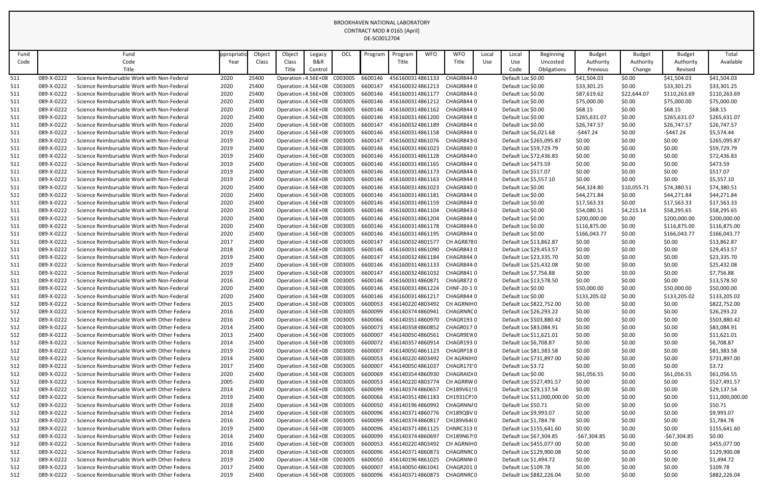BROOKHAVEN NATIONAL LABORATORY
CONTRACT MOD # 0165 [April]
DE-SC0012704

| Fund Code | Fund Code Title | ppropriatio Year | Object Class | Object Class Title | Legacy B&R Control | OCL | Program | Program Title | WFO | WFO Title | Local Use | Local Use Code | Beginning Uncosted Obligations | Budget Authority Previous | Budget Authority Change | Budget Authority Revised | Total Available |
|---|---|---|---|---|---|---|---|---|---|---|---|---|---|---|---|---|---|
| 511 | 089-X-0222 - Science Reimbursable Work with Non-Federal | 2020 | 25400 | Operation : | 4.56E+08 | C003005 | 6600146 | 4561600314861133 | | CHAGR844 0 | | Default Loc | $0.00 | $41,504.03 | $0.00 | $41,504.03 | $41,504.03 |
| 511 | 089-X-0222 - Science Reimbursable Work with Non-Federal | 2020 | 25400 | Operation : | 4.56E+08 | C003005 | 6600147 | 4561600324861213 | | CHAGR844 0 | | Default Loc | $0.00 | $33,301.25 | $0.00 | $33,301.25 | $33,301.25 |
| 511 | 089-X-0222 - Science Reimbursable Work with Non-Federal | 2020 | 25400 | Operation : | 4.56E+08 | C003005 | 6600146 | 4561600314861177 | | CHAGR844 0 | | Default Loc | $0.00 | $87,619.62 | $22,644.07 | $110,263.69 | $110,263.69 |
| 511 | 089-X-0222 - Science Reimbursable Work with Non-Federal | 2020 | 25400 | Operation : | 4.56E+08 | C003005 | 6600146 | 4561600314861212 | | CHAGR844 0 | | Default Loc | $0.00 | $75,000.00 | $0.00 | $75,000.00 | $75,000.00 |
| 511 | 089-X-0222 - Science Reimbursable Work with Non-Federal | 2020 | 25400 | Operation : | 4.56E+08 | C003005 | 6600146 | 4561600314861162 | | CHAGR844 0 | | Default Loc | $0.00 | $68.15 | $0.00 | $68.15 | $68.15 |
| 511 | 089-X-0222 - Science Reimbursable Work with Non-Federal | 2020 | 25400 | Operation : | 4.56E+08 | C003005 | 6600146 | 4561600314861200 | | CHAGR844 0 | | Default Loc | $0.00 | $265,631.07 | $0.00 | $265,631.07 | $265,631.07 |
| 511 | 089-X-0222 - Science Reimbursable Work with Non-Federal | 2020 | 25400 | Operation : | 4.56E+08 | C003005 | 6600147 | 4561600324861189 | | CHAGR844 0 | | Default Loc | $0.00 | $26,747.57 | $0.00 | $26,747.57 | $26,747.57 |
| 511 | 089-X-0222 - Science Reimbursable Work with Non-Federal | 2019 | 25400 | Operation : | 4.56E+08 | C003005 | 6600146 | 4561600314861158 | | CHAGR844 0 | | Default Loc | $6,021.68 | -$447.24 | $0.00 | -$447.24 | $5,574.44 |
| 511 | 089-X-0222 - Science Reimbursable Work with Non-Federal | 2019 | 25400 | Operation : | 4.56E+08 | C003005 | 6600147 | 4561600324861076 | | CHAGR843 0 | | Default Loc | $265,095.87 | $0.00 | $0.00 | $0.00 | $265,095.87 |
| 511 | 089-X-0222 - Science Reimbursable Work with Non-Federal | 2019 | 25400 | Operation : | 4.56E+08 | C003005 | 6600146 | 4561600314861023 | | CHAGR840 0 | | Default Loc | $59,729.79 | $0.00 | $0.00 | $0.00 | $59,729.79 |
| 511 | 089-X-0222 - Science Reimbursable Work with Non-Federal | 2019 | 25400 | Operation : | 4.56E+08 | C003005 | 6600146 | 4561600314861128 | | CHAGR844 0 | | Default Loc | $72,436.83 | $0.00 | $0.00 | $0.00 | $72,436.83 |
| 511 | 089-X-0222 - Science Reimbursable Work with Non-Federal | 2019 | 25400 | Operation : | 4.56E+08 | C003005 | 6600146 | 4561600314861165 | | CHAGR844 0 | | Default Loc | $473.59 | $0.00 | $0.00 | $0.00 | $473.59 |
| 511 | 089-X-0222 - Science Reimbursable Work with Non-Federal | 2019 | 25400 | Operation : | 4.56E+08 | C003005 | 6600146 | 4561600314861173 | | CHAGR844 0 | | Default Loc | $517.07 | $0.00 | $0.00 | $0.00 | $517.07 |
| 511 | 089-X-0222 - Science Reimbursable Work with Non-Federal | 2019 | 25400 | Operation : | 4.56E+08 | C003005 | 6600146 | 4561600314861163 | | CHAGR844 0 | | Default Loc | $5,557.10 | $0.00 | $0.00 | $0.00 | $5,557.10 |
| 511 | 089-X-0222 - Science Reimbursable Work with Non-Federal | 2020 | 25400 | Operation : | 4.56E+08 | C003005 | 6600146 | 4561600314861023 | | CHAGR840 0 | | Default Loc | $0.00 | $64,324.80 | $10,055.71 | $74,380.51 | $74,380.51 |
| 511 | 089-X-0222 - Science Reimbursable Work with Non-Federal | 2020 | 25400 | Operation : | 4.56E+08 | C003005 | 6600146 | 4561600314861181 | | CHAGR844 0 | | Default Loc | $0.00 | $44,271.84 | $0.00 | $44,271.84 | $44,271.84 |
| 511 | 089-X-0222 - Science Reimbursable Work with Non-Federal | 2020 | 25400 | Operation : | 4.56E+08 | C003005 | 6600146 | 4561600314861159 | | CHAGR844 0 | | Default Loc | $0.00 | $17,563.33 | $0.00 | $17,563.33 | $17,563.33 |
| 511 | 089-X-0222 - Science Reimbursable Work with Non-Federal | 2020 | 25400 | Operation : | 4.56E+08 | C003005 | 6600146 | 4561600314861104 | | CHAGR843 0 | | Default Loc | $0.00 | $54,080.51 | $4,215.14 | $58,295.65 | $58,295.65 |
| 511 | 089-X-0222 - Science Reimbursable Work with Non-Federal | 2020 | 25400 | Operation : | 4.56E+08 | C003005 | 6600146 | 4561600314861204 | | CHAGR844 0 | | Default Loc | $0.00 | $200,000.00 | $0.00 | $200,000.00 | $200,000.00 |
| 511 | 089-X-0222 - Science Reimbursable Work with Non-Federal | 2020 | 25400 | Operation : | 4.56E+08 | C003005 | 6600146 | 4561600314861178 | | CHAGR844 0 | | Default Loc | $0.00 | $116,875.00 | $0.00 | $116,875.00 | $116,875.00 |
| 511 | 089-X-0222 - Science Reimbursable Work with Non-Federal | 2020 | 25400 | Operation : | 4.56E+08 | C003005 | 6600146 | 4561600314861195 | | CHAGR844 0 | | Default Loc | $0.00 | $166,043.77 | $0.00 | $166,043.77 | $166,043.77 |
| 511 | 089-X-0222 - Science Reimbursable Work with Non-Federal | 2017 | 25400 | Operation : | 4.56E+08 | C003005 | 6600147 | 4561600324801577 | | CH AGR878 0 | | Default Loc | $13,862.87 | $0.00 | $0.00 | $0.00 | $13,862.87 |
| 511 | 089-X-0222 - Science Reimbursable Work with Non-Federal | 2018 | 25400 | Operation : | 4.56E+08 | C003005 | 6600146 | 4561600314861090 | | CHAGR843 0 | | Default Loc | $29,453.57 | $0.00 | $0.00 | $0.00 | $29,453.57 |
| 511 | 089-X-0222 - Science Reimbursable Work with Non-Federal | 2019 | 25400 | Operation : | 4.56E+08 | C003005 | 6600147 | 4561600324861184 | | CHAGR844 0 | | Default Loc | $23,335.70 | $0.00 | $0.00 | $0.00 | $23,335.70 |
| 511 | 089-X-0222 - Science Reimbursable Work with Non-Federal | 2019 | 25400 | Operation : | 4.56E+08 | C003005 | 6600146 | 4561600314861133 | | CHAGR844 0 | | Default Loc | $25,432.08 | $0.00 | $0.00 | $0.00 | $25,432.08 |
| 511 | 089-X-0222 - Science Reimbursable Work with Non-Federal | 2019 | 25400 | Operation : | 4.56E+08 | C003005 | 6600147 | 4561600324861032 | | CHAGR841 0 | | Default Loc | $7,756.88 | $0.00 | $0.00 | $0.00 | $7,756.88 |
| 511 | 089-X-0222 - Science Reimbursable Work with Non-Federal | 2016 | 25400 | Operation : | 4.56E+08 | C003005 | 6600146 | 4561600314860871 | | CHAGR872 0 | | Default Loc | $13,578.50 | $0.00 | $0.00 | $0.00 | $13,578.50 |
| 511 | 089-X-0222 - Science Reimbursable Work with Non-Federal | 2020 | 25400 | Operation : | 4.56E+08 | C003005 | 6600146 | 4561600314861224 | | CHNF-20-1 0 | | Default Loc | $0.00 | $50,000.00 | $0.00 | $50,000.00 | $50,000.00 |
| 511 | 089-X-0222 - Science Reimbursable Work with Non-Federal | 2020 | 25400 | Operation : | 4.56E+08 | C003005 | 6600146 | 4561600314861217 | | CHAGR844 0 | | Default Loc | $0.00 | $133,205.02 | $0.00 | $133,205.02 | $133,205.02 |
| 512 | 089-X-0222 - Science Reimbursable Work with Other Federa | 2015 | 25400 | Operation : | 4.56E+08 | C003005 | 6600053 | 4561402204803492 | | CH AGRNIH 0 | | Default Loc | $822,752.00 | $0.00 | $0.00 | $0.00 | $822,752.00 |
| 512 | 089-X-0222 - Science Reimbursable Work with Other Federa | 2016 | 25400 | Operation : | 4.56E+08 | C003005 | 6600099 | 4561403744860941 | | CHAGRNRC 0 | | Default Loc | $26,293.22 | $0.00 | $0.00 | $0.00 | $26,293.22 |
| 512 | 089-X-0222 - Science Reimbursable Work with Other Federa | 2016 | 25400 | Operation : | 4.56E+08 | C003005 | 6600066 | 4561403514860970 | | CHAGR193 0 | | Default Loc | $503,880.42 | $0.00 | $0.00 | $0.00 | $503,880.42 |
| 512 | 089-X-0222 - Science Reimbursable Work with Other Federa | 2014 | 25400 | Operation : | 4.56E+08 | C003005 | 6600073 | 4561403584860852 | | CHAGR017 0 | | Default Loc | $83,084.91 | $0.00 | $0.00 | $0.00 | $83,084.91 |
| 512 | 089-X-0222 - Science Reimbursable Work with Other Federa | 2013 | 25400 | Operation : | 4.56E+08 | C003005 | 6600007 | 4561400504860561 | | CHAGR9EW 0 | | Default Loc | $11,621.01 | $0.00 | $0.00 | $0.00 | $11,621.01 |
| 512 | 089-X-0222 - Science Reimbursable Work with Other Federa | 2014 | 25400 | Operation : | 4.56E+08 | C003005 | 6600072 | 4561403574860914 | | CHAGR193 0 | | Default Loc | $6,708.87 | $0.00 | $0.00 | $0.00 | $6,708.87 |
| 512 | 089-X-0222 - Science Reimbursable Work with Other Federa | 2019 | 25400 | Operation : | 4.56E+08 | C003005 | 6600007 | 4561400504861123 | | CHAGRP18 0 | | Default Loc | $81,383.58 | $0.00 | $0.00 | $0.00 | $81,383.58 |
| 512 | 089-X-0222 - Science Reimbursable Work with Other Federa | 2014 | 25400 | Operation : | 4.56E+08 | C003005 | 6600053 | 4561402204803492 | | CH AGRNIH 0 | | Default Loc | $731,897.00 | $0.00 | $0.00 | $0.00 | $731,897.00 |
| 512 | 089-X-0222 - Science Reimbursable Work with Other Federa | 2017 | 25400 | Operation : | 4.56E+08 | C003005 | 6600007 | 4561400504861037 | | CHAGR17E 0 | | Default Loc | $3.72 | $0.00 | $0.00 | $0.00 | $3.72 |
| 512 | 089-X-0222 - Science Reimbursable Work with Other Federa | 2020 | 25400 | Operation : | 4.56E+08 | C003005 | 6600069 | 4561403544860930 | | CHAGRAID 0 | | Default Loc | $0.00 | $61,056.55 | $0.00 | $61,056.55 | $61,056.55 |
| 512 | 089-X-0222 - Science Reimbursable Work with Other Federa | 2005 | 25400 | Operation : | 4.56E+08 | C003005 | 6600053 | 4561402204803774 | | CH AGRRW 0 | | Default Loc | $527,491.57 | $0.00 | $0.00 | $0.00 | $527,491.57 |
| 512 | 089-X-0222 - Science Reimbursable Work with Other Federa | 2014 | 25400 | Operation : | 4.56E+08 | C003005 | 6600099 | 4561403744860657 | | CH189V61 0 | | Default Loc | $29,137.54 | $0.00 | $0.00 | $0.00 | $29,137.54 |
| 512 | 089-X-0222 - Science Reimbursable Work with Other Federa | 2019 | 25400 | Operation : | 4.56E+08 | C003005 | 6600066 | 4561403514861183 | | CH1931CP1 0 | | Default Loc | $11,000,000.00 | $0.00 | $0.00 | $0.00 | $11,000,000.00 |
| 512 | 089-X-0222 - Science Reimbursable Work with Other Federa | 2018 | 25400 | Operation : | 4.56E+08 | C003005 | 6600050 | 4561401964860992 | | CHAGRNN 0 | | Default Loc | $50.71 | $0.00 | $0.00 | $0.00 | $50.71 |
| 512 | 089-X-0222 - Science Reimbursable Work with Other Federa | 2014 | 25400 | Operation : | 4.56E+08 | C003005 | 6600096 | 4561403714860776 | | CH189QBV 0 | | Default Loc | $9,993.07 | $0.00 | $0.00 | $0.00 | $9,993.07 |
| 512 | 089-X-0222 - Science Reimbursable Work with Other Federa | 2016 | 25400 | Operation : | 4.56E+08 | C003005 | 6600099 | 4561403744860817 | | CH189V64 0 | | Default Loc | $1,784.78 | $0.00 | $0.00 | $0.00 | $1,784.78 |
| 512 | 089-X-0222 - Science Reimbursable Work with Other Federa | 2019 | 25400 | Operation : | 4.56E+08 | C003005 | 6600096 | 4561403714861125 | | CHNRC313 0 | | Default Loc | $155,641.60 | $0.00 | $0.00 | $0.00 | $155,641.60 |
| 512 | 089-X-0222 - Science Reimbursable Work with Other Federa | 2014 | 25400 | Operation : | 4.56E+08 | C003005 | 6600099 | 4561403744860697 | | CH189N67 0 | | Default Loc | $67,304.85 | -$67,304.85 | $0.00 | -$67,304.85 | $0.00 |
| 512 | 089-X-0222 - Science Reimbursable Work with Other Federa | 2016 | 25400 | Operation : | 4.56E+08 | C003005 | 6600053 | 4561402204803492 | | CH AGRNIH 0 | | Default Loc | $455,077.00 | $0.00 | $0.00 | $0.00 | $455,077.00 |
| 512 | 089-X-0222 - Science Reimbursable Work with Other Federa | 2018 | 25400 | Operation : | 4.56E+08 | C003005 | 6600096 | 4561403714860873 | | CHAGRNRC 0 | | Default Loc | $129,900.08 | $0.00 | $0.00 | $0.00 | $129,900.08 |
| 512 | 089-X-0222 - Science Reimbursable Work with Other Federa | 2019 | 25400 | Operation : | 4.56E+08 | C003005 | 6600050 | 4561401964861025 | | CHAGRNN 0 | | Default Loc | $1,494.72 | $0.00 | $0.00 | $0.00 | $1,494.72 |
| 512 | 089-X-0222 - Science Reimbursable Work with Other Federa | 2017 | 25400 | Operation : | 4.56E+08 | C003005 | 6600007 | 4561400504861041 | | CHAGR201 0 | | Default Loc | $109.78 | $0.00 | $0.00 | $0.00 | $109.78 |
| 512 | 089-X-0222 - Science Reimbursable Work with Other Federa | 2019 | 25400 | Operation : | 4.56E+08 | C003005 | 6600096 | 4561403714860873 | | CHAGRNRC 0 | | Default Loc | $882,226.04 | $0.00 | $0.00 | $0.00 | $882,226.04 |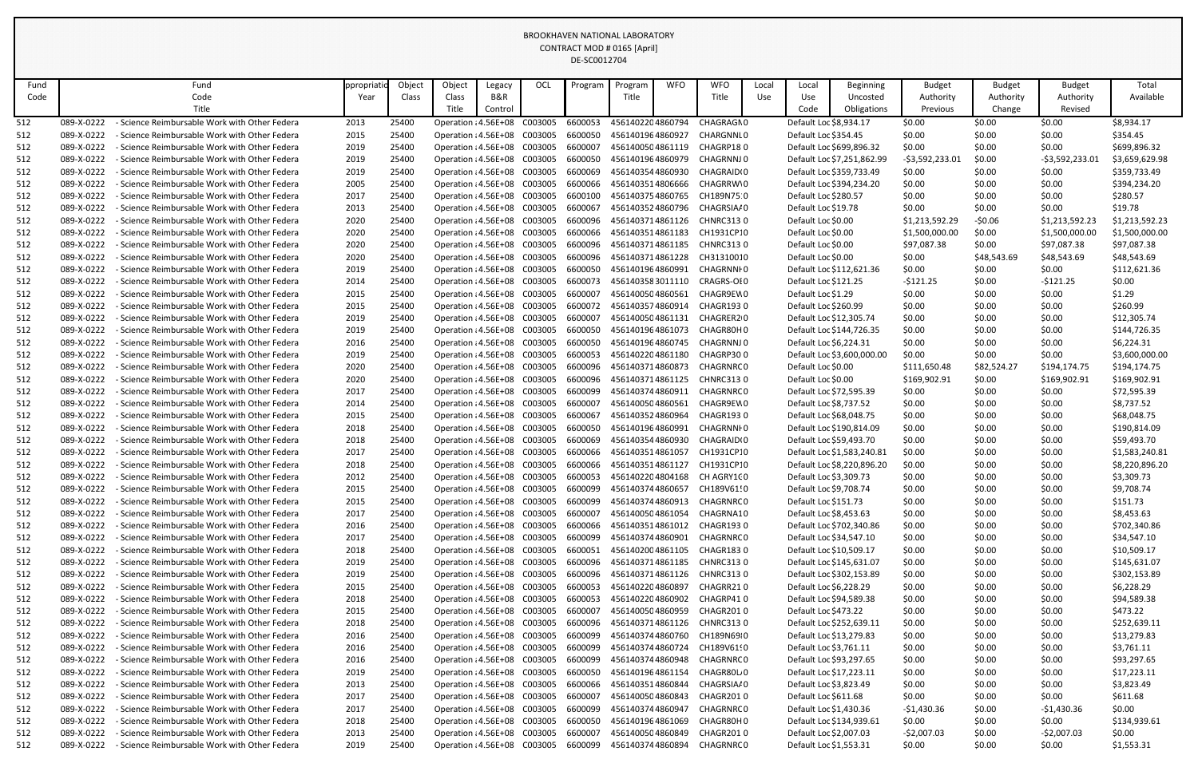BROOKHAVEN NATIONAL LABORATORY
CONTRACT MOD # 0165 [April]
DE-SC0012704

| Fund Code | Fund Code Title | ppropriatio Year | Object Class | Object Class Title | Legacy B&R Control | OCL | Program | Program Title | WFO | WFO Title | Local Use | Local Use Code | Beginning Uncosted Obligations | Budget Authority Previous | Budget Authority Change | Budget Authority Revised | Total Available |
|---|---|---|---|---|---|---|---|---|---|---|---|---|---|---|---|---|---|
| 512 | 089-X-0222 - Science Reimbursable Work with Other Federa | 2013 | 25400 | Operation : 4.56E+08 | C003005 | 6600053 | 4561402204860794 | CHAGRAGN0 | | | | Default Loc | $8,934.17 | $0.00 | $0.00 | $0.00 | $8,934.17 |
| 512 | 089-X-0222 - Science Reimbursable Work with Other Federa | 2015 | 25400 | Operation : 4.56E+08 | C003005 | 6600050 | 4561401964860927 | CHARGNNL0 | | | | Default Loc | $354.45 | $0.00 | $0.00 | $0.00 | $354.45 |
| 512 | 089-X-0222 - Science Reimbursable Work with Other Federa | 2019 | 25400 | Operation : 4.56E+08 | C003005 | 6600007 | 4561400504861119 | CHAGRP180 | | | | Default Loc | $699,896.32 | $0.00 | $0.00 | $0.00 | $699,896.32 |
| 512 | 089-X-0222 - Science Reimbursable Work with Other Federa | 2019 | 25400 | Operation : 4.56E+08 | C003005 | 6600050 | 4561401964860979 | CHAGRNNJ0 | | | | Default Loc | $7,251,862.99 | -$3,592,233.01 | $0.00 | -$3,592,233.01 | $3,659,629.98 |
| 512 | 089-X-0222 - Science Reimbursable Work with Other Federa | 2019 | 25400 | Operation : 4.56E+08 | C003005 | 6600069 | 4561403544860930 | CHAGRAID(0 | | | | Default Loc | $359,733.49 | $0.00 | $0.00 | $0.00 | $359,733.49 |
| 512 | 089-X-0222 - Science Reimbursable Work with Other Federa | 2005 | 25400 | Operation : 4.56E+08 | C003005 | 6600066 | 4561403514806666 | CHAGRRW0 | | | | Default Loc | $394,234.20 | $0.00 | $0.00 | $0.00 | $394,234.20 |
| 512 | 089-X-0222 - Science Reimbursable Work with Other Federa | 2017 | 25400 | Operation : 4.56E+08 | C003005 | 6600100 | 4561403754860765 | CH189N75:0 | | | | Default Loc | $280.57 | $0.00 | $0.00 | $0.00 | $280.57 |
| 512 | 089-X-0222 - Science Reimbursable Work with Other Federa | 2013 | 25400 | Operation : 4.56E+08 | C003005 | 6600067 | 4561403524860796 | CHAGRSIA/0 | | | | Default Loc | $19.78 | $0.00 | $0.00 | $0.00 | $19.78 |
| 512 | 089-X-0222 - Science Reimbursable Work with Other Federa | 2020 | 25400 | Operation : 4.56E+08 | C003005 | 6600096 | 4561403714861126 | CHNRC3130 | | | | Default Loc | $0.00 | $1,213,592.29 | -$0.06 | $1,213,592.23 | $1,213,592.23 |
| 512 | 089-X-0222 - Science Reimbursable Work with Other Federa | 2020 | 25400 | Operation : 4.56E+08 | C003005 | 6600066 | 4561403514861183 | CH1931CP10 | | | | Default Loc | $0.00 | $1,500,000.00 | $0.00 | $1,500,000.00 | $1,500,000.00 |
| 512 | 089-X-0222 - Science Reimbursable Work with Other Federa | 2020 | 25400 | Operation : 4.56E+08 | C003005 | 6600096 | 4561403714861185 | CHNRC3130 | | | | Default Loc | $0.00 | $97,087.38 | $0.00 | $97,087.38 | $97,087.38 |
| 512 | 089-X-0222 - Science Reimbursable Work with Other Federa | 2020 | 25400 | Operation : 4.56E+08 | C003005 | 6600096 | 4561403714861228 | CH31310010 | | | | Default Loc | $0.00 | $0.00 | $48,543.69 | $48,543.69 | $48,543.69 |
| 512 | 089-X-0222 - Science Reimbursable Work with Other Federa | 2019 | 25400 | Operation : 4.56E+08 | C003005 | 6600050 | 4561401964860991 | CHAGRNNI0 | | | | Default Loc | $112,621.36 | $0.00 | $0.00 | $0.00 | $112,621.36 |
| 512 | 089-X-0222 - Science Reimbursable Work with Other Federa | 2014 | 25400 | Operation : 4.56E+08 | C003005 | 6600073 | 4561403583011110 | CRAGRS-OE0 | | | | Default Loc | $121.25 | -$121.25 | $0.00 | -$121.25 | $0.00 |
| 512 | 089-X-0222 - Science Reimbursable Work with Other Federa | 2015 | 25400 | Operation : 4.56E+08 | C003005 | 6600007 | 4561400504860561 | CHAGR9EW0 | | | | Default Loc | $1.29 | $0.00 | $0.00 | $0.00 | $1.29 |
| 512 | 089-X-0222 - Science Reimbursable Work with Other Federa | 2015 | 25400 | Operation : 4.56E+08 | C003005 | 6600072 | 4561403574860914 | CHAGR1930 | | | | Default Loc | $260.99 | $0.00 | $0.00 | $0.00 | $260.99 |
| 512 | 089-X-0222 - Science Reimbursable Work with Other Federa | 2019 | 25400 | Operation : 4.56E+08 | C003005 | 6600007 | 4561400504861131 | CHAGRER2(0 | | | | Default Loc | $12,305.74 | $0.00 | $0.00 | $0.00 | $12,305.74 |
| 512 | 089-X-0222 - Science Reimbursable Work with Other Federa | 2019 | 25400 | Operation : 4.56E+08 | C003005 | 6600050 | 4561401964861073 | CHAGR80H0 | | | | Default Loc | $144,726.35 | $0.00 | $0.00 | $0.00 | $144,726.35 |
| 512 | 089-X-0222 - Science Reimbursable Work with Other Federa | 2016 | 25400 | Operation : 4.56E+08 | C003005 | 6600050 | 4561401964860745 | CHAGRNNJ0 | | | | Default Loc | $6,224.31 | $0.00 | $0.00 | $0.00 | $6,224.31 |
| 512 | 089-X-0222 - Science Reimbursable Work with Other Federa | 2019 | 25400 | Operation : 4.56E+08 | C003005 | 6600053 | 4561402204861180 | CHAGRP300 | | | | Default Loc | $3,600,000.00 | $0.00 | $0.00 | $0.00 | $3,600,000.00 |
| 512 | 089-X-0222 - Science Reimbursable Work with Other Federa | 2020 | 25400 | Operation : 4.56E+08 | C003005 | 6600096 | 4561403714860873 | CHAGRNRC0 | | | | Default Loc | $0.00 | $111,650.48 | $82,524.27 | $194,174.75 | $194,174.75 |
| 512 | 089-X-0222 - Science Reimbursable Work with Other Federa | 2020 | 25400 | Operation : 4.56E+08 | C003005 | 6600096 | 4561403714861125 | CHNRC3130 | | | | Default Loc | $0.00 | $169,902.91 | $0.00 | $169,902.91 | $169,902.91 |
| 512 | 089-X-0222 - Science Reimbursable Work with Other Federa | 2017 | 25400 | Operation : 4.56E+08 | C003005 | 6600099 | 4561403744860911 | CHAGRNRC0 | | | | Default Loc | $72,595.39 | $0.00 | $0.00 | $0.00 | $72,595.39 |
| 512 | 089-X-0222 - Science Reimbursable Work with Other Federa | 2014 | 25400 | Operation : 4.56E+08 | C003005 | 6600007 | 4561400504860561 | CHAGR9EW0 | | | | Default Loc | $8,737.52 | $0.00 | $0.00 | $0.00 | $8,737.52 |
| 512 | 089-X-0222 - Science Reimbursable Work with Other Federa | 2015 | 25400 | Operation : 4.56E+08 | C003005 | 6600067 | 4561403524860964 | CHAGR1930 | | | | Default Loc | $68,048.75 | $0.00 | $0.00 | $0.00 | $68,048.75 |
| 512 | 089-X-0222 - Science Reimbursable Work with Other Federa | 2018 | 25400 | Operation : 4.56E+08 | C003005 | 6600050 | 4561401964860991 | CHAGRNNI0 | | | | Default Loc | $190,814.09 | $0.00 | $0.00 | $0.00 | $190,814.09 |
| 512 | 089-X-0222 - Science Reimbursable Work with Other Federa | 2018 | 25400 | Operation : 4.56E+08 | C003005 | 6600069 | 4561403544860930 | CHAGRAID(0 | | | | Default Loc | $59,493.70 | $0.00 | $0.00 | $0.00 | $59,493.70 |
| 512 | 089-X-0222 - Science Reimbursable Work with Other Federa | 2017 | 25400 | Operation : 4.56E+08 | C003005 | 6600066 | 4561403514861057 | CH1931CP10 | | | | Default Loc | $1,583,240.81 | $0.00 | $0.00 | $0.00 | $1,583,240.81 |
| 512 | 089-X-0222 - Science Reimbursable Work with Other Federa | 2018 | 25400 | Operation : 4.56E+08 | C003005 | 6600066 | 4561403514861127 | CH1931CP10 | | | | Default Loc | $8,220,896.20 | $0.00 | $0.00 | $0.00 | $8,220,896.20 |
| 512 | 089-X-0222 - Science Reimbursable Work with Other Federa | 2012 | 25400 | Operation : 4.56E+08 | C003005 | 6600053 | 4561402204804168 | CH AGRY1C0 | | | | Default Loc | $3,309.73 | $0.00 | $0.00 | $0.00 | $3,309.73 |
| 512 | 089-X-0222 - Science Reimbursable Work with Other Federa | 2015 | 25400 | Operation : 4.56E+08 | C003005 | 6600099 | 4561403744860657 | CH189V61!0 | | | | Default Loc | $9,708.74 | $0.00 | $0.00 | $0.00 | $9,708.74 |
| 512 | 089-X-0222 - Science Reimbursable Work with Other Federa | 2015 | 25400 | Operation : 4.56E+08 | C003005 | 6600099 | 4561403744860913 | CHAGRNRC0 | | | | Default Loc | $151.73 | $0.00 | $0.00 | $0.00 | $151.73 |
| 512 | 089-X-0222 - Science Reimbursable Work with Other Federa | 2017 | 25400 | Operation : 4.56E+08 | C003005 | 6600007 | 4561400504861054 | CHAGRNA10 | | | | Default Loc | $8,453.63 | $0.00 | $0.00 | $0.00 | $8,453.63 |
| 512 | 089-X-0222 - Science Reimbursable Work with Other Federa | 2016 | 25400 | Operation : 4.56E+08 | C003005 | 6600066 | 4561403514861012 | CHAGR1930 | | | | Default Loc | $702,340.86 | $0.00 | $0.00 | $0.00 | $702,340.86 |
| 512 | 089-X-0222 - Science Reimbursable Work with Other Federa | 2017 | 25400 | Operation : 4.56E+08 | C003005 | 6600099 | 4561403744860901 | CHAGRNRC0 | | | | Default Loc | $34,547.10 | $0.00 | $0.00 | $0.00 | $34,547.10 |
| 512 | 089-X-0222 - Science Reimbursable Work with Other Federa | 2018 | 25400 | Operation : 4.56E+08 | C003005 | 6600051 | 4561402004861105 | CHAGR1830 | | | | Default Loc | $10,509.17 | $0.00 | $0.00 | $0.00 | $10,509.17 |
| 512 | 089-X-0222 - Science Reimbursable Work with Other Federa | 2019 | 25400 | Operation : 4.56E+08 | C003005 | 6600096 | 4561403714861185 | CHNRC3130 | | | | Default Loc | $145,631.07 | $0.00 | $0.00 | $0.00 | $145,631.07 |
| 512 | 089-X-0222 - Science Reimbursable Work with Other Federa | 2019 | 25400 | Operation : 4.56E+08 | C003005 | 6600096 | 4561403714861126 | CHNRC3130 | | | | Default Loc | $302,153.89 | $0.00 | $0.00 | $0.00 | $302,153.89 |
| 512 | 089-X-0222 - Science Reimbursable Work with Other Federa | 2015 | 25400 | Operation : 4.56E+08 | C003005 | 6600053 | 4561402204860897 | CHAGR210 | | | | Default Loc | $6,228.29 | $0.00 | $0.00 | $0.00 | $6,228.29 |
| 512 | 089-X-0222 - Science Reimbursable Work with Other Federa | 2018 | 25400 | Operation : 4.56E+08 | C003005 | 6600053 | 4561402204860902 | CHAGRP410 | | | | Default Loc | $94,589.38 | $0.00 | $0.00 | $0.00 | $94,589.38 |
| 512 | 089-X-0222 - Science Reimbursable Work with Other Federa | 2015 | 25400 | Operation : 4.56E+08 | C003005 | 6600007 | 4561400504860959 | CHAGR2010 | | | | Default Loc | $473.22 | $0.00 | $0.00 | $0.00 | $473.22 |
| 512 | 089-X-0222 - Science Reimbursable Work with Other Federa | 2018 | 25400 | Operation : 4.56E+08 | C003005 | 6600096 | 4561403714861126 | CHNRC3130 | | | | Default Loc | $252,639.11 | $0.00 | $0.00 | $0.00 | $252,639.11 |
| 512 | 089-X-0222 - Science Reimbursable Work with Other Federa | 2016 | 25400 | Operation : 4.56E+08 | C003005 | 6600099 | 4561403744860760 | CH189N69!0 | | | | Default Loc | $13,279.83 | $0.00 | $0.00 | $0.00 | $13,279.83 |
| 512 | 089-X-0222 - Science Reimbursable Work with Other Federa | 2016 | 25400 | Operation : 4.56E+08 | C003005 | 6600099 | 4561403744860724 | CH189V61!0 | | | | Default Loc | $3,761.11 | $0.00 | $0.00 | $0.00 | $3,761.11 |
| 512 | 089-X-0222 - Science Reimbursable Work with Other Federa | 2016 | 25400 | Operation : 4.56E+08 | C003005 | 6600099 | 4561403744860948 | CHAGRNRC0 | | | | Default Loc | $93,297.65 | $0.00 | $0.00 | $0.00 | $93,297.65 |
| 512 | 089-X-0222 - Science Reimbursable Work with Other Federa | 2019 | 25400 | Operation : 4.56E+08 | C003005 | 6600050 | 4561401964861154 | CHAGR80L0 | | | | Default Loc | $17,223.11 | $0.00 | $0.00 | $0.00 | $17,223.11 |
| 512 | 089-X-0222 - Science Reimbursable Work with Other Federa | 2013 | 25400 | Operation : 4.56E+08 | C003005 | 6600066 | 4561403514860844 | CHAGRSIA/0 | | | | Default Loc | $3,823.49 | $0.00 | $0.00 | $0.00 | $3,823.49 |
| 512 | 089-X-0222 - Science Reimbursable Work with Other Federa | 2017 | 25400 | Operation : 4.56E+08 | C003005 | 6600007 | 4561400504860843 | CHAGR2010 | | | | Default Loc | $611.68 | $0.00 | $0.00 | $0.00 | $611.68 |
| 512 | 089-X-0222 - Science Reimbursable Work with Other Federa | 2017 | 25400 | Operation : 4.56E+08 | C003005 | 6600099 | 4561403744860947 | CHAGRNRC0 | | | | Default Loc | $1,430.36 | -$1,430.36 | $0.00 | -$1,430.36 | $0.00 |
| 512 | 089-X-0222 - Science Reimbursable Work with Other Federa | 2018 | 25400 | Operation : 4.56E+08 | C003005 | 6600050 | 4561401964861069 | CHAGR80H0 | | | | Default Loc | $134,939.61 | $0.00 | $0.00 | $0.00 | $134,939.61 |
| 512 | 089-X-0222 - Science Reimbursable Work with Other Federa | 2013 | 25400 | Operation : 4.56E+08 | C003005 | 6600007 | 4561400504860849 | CHAGR2010 | | | | Default Loc | $2,007.03 | -$2,007.03 | $0.00 | -$2,007.03 | $0.00 |
| 512 | 089-X-0222 - Science Reimbursable Work with Other Federa | 2019 | 25400 | Operation : 4.56E+08 | C003005 | 6600099 | 4561403744860894 | CHAGRNRC0 | | | | Default Loc | $1,553.31 | $0.00 | $0.00 | $0.00 | $1,553.31 |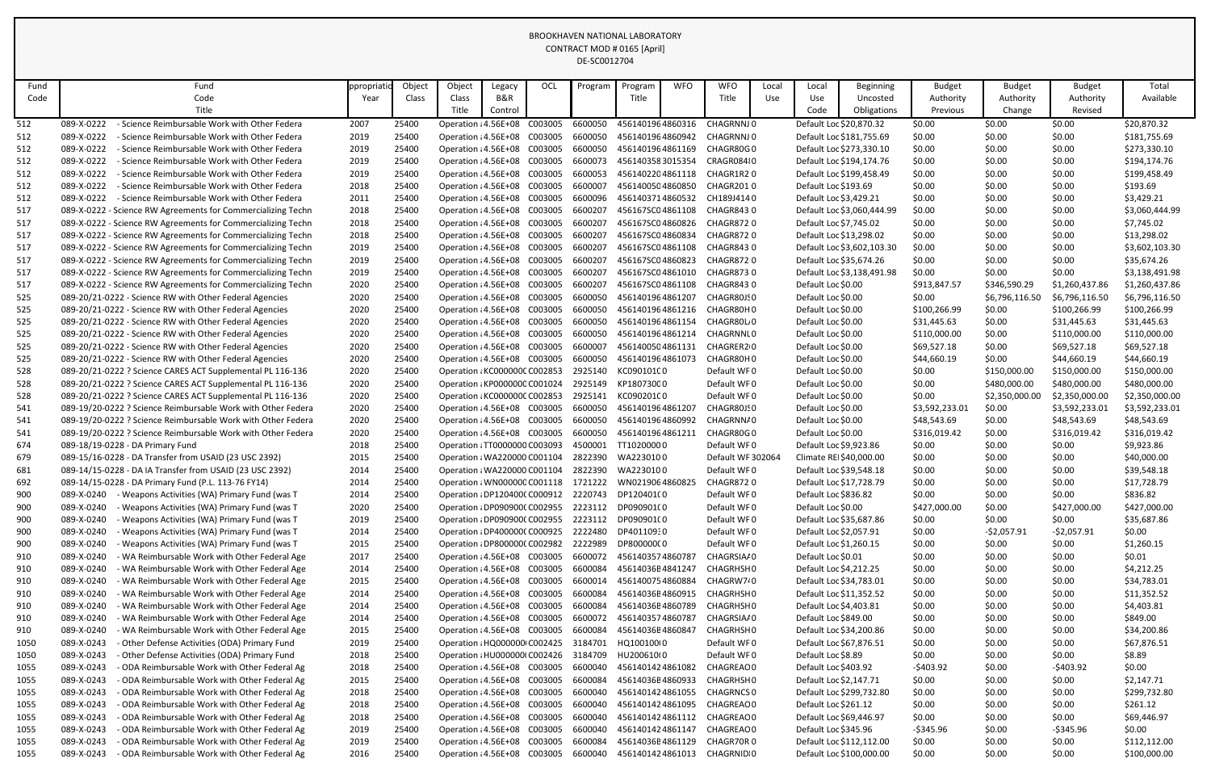BROOKHAVEN NATIONAL LABORATORY
CONTRACT MOD # 0165 [April]
DE-SC0012704

| Fund Code | Fund Code Title | ppropriatio Year | Object Class | Object Class Title | Legacy B&R Control | OCL | Program | Program Title | WFO | WFO Title | Local Use | Local Use Code | Beginning Uncosted Obligations | Budget Authority Previous | Budget Authority Change | Budget Authority Revised | Total Available |
|---|---|---|---|---|---|---|---|---|---|---|---|---|---|---|---|---|---|
| 512 | 089-X-0222 - Science Reimbursable Work with Other Federa | 2007 | 25400 | Operation : | 4.56E+08 | C003005 | 6600050 | 456140196 | 4860316 | CHAGRNNJ | 0 | Default Loc | $20,870.32 | $0.00 | $0.00 | $0.00 | $20,870.32 |
| 512 | 089-X-0222 - Science Reimbursable Work with Other Federa | 2019 | 25400 | Operation : | 4.56E+08 | C003005 | 6600050 | 456140196 | 4860942 | CHAGRNNJ | 0 | Default Loc | $181,755.69 | $0.00 | $0.00 | $0.00 | $181,755.69 |
| 512 | 089-X-0222 - Science Reimbursable Work with Other Federa | 2019 | 25400 | Operation : | 4.56E+08 | C003005 | 6600050 | 456140196 | 4861169 | CHAGR80G | 0 | Default Loc | $273,330.10 | $0.00 | $0.00 | $0.00 | $273,330.10 |
| 512 | 089-X-0222 - Science Reimbursable Work with Other Federa | 2019 | 25400 | Operation : | 4.56E+08 | C003005 | 6600073 | 456140358 | 3015354 | CRAGR084 | 0 | Default Loc | $194,174.76 | $0.00 | $0.00 | $0.00 | $194,174.76 |
| 512 | 089-X-0222 - Science Reimbursable Work with Other Federa | 2019 | 25400 | Operation : | 4.56E+08 | C003005 | 6600053 | 456140220 | 4861118 | CHAGR1R2 | 0 | Default Loc | $199,458.49 | $0.00 | $0.00 | $0.00 | $199,458.49 |
| 512 | 089-X-0222 - Science Reimbursable Work with Other Federa | 2018 | 25400 | Operation : | 4.56E+08 | C003005 | 6600007 | 456140050 | 4860850 | CHAGR201 | 0 | Default Loc | $193.69 | $0.00 | $0.00 | $0.00 | $193.69 |
| 512 | 089-X-0222 - Science Reimbursable Work with Other Federa | 2011 | 25400 | Operation : | 4.56E+08 | C003005 | 6600096 | 456140371 | 4860532 | CH189J414 | 0 | Default Loc | $3,429.21 | $0.00 | $0.00 | $0.00 | $3,429.21 |
| 517 | 089-X-0222 - Science RW Agreements for Commercializing Techn | 2018 | 25400 | Operation : | 4.56E+08 | C003005 | 6600207 | 456167SC0 | 4861108 | CHAGR843 | 0 | Default Loc | $3,060,444.99 | $0.00 | $0.00 | $0.00 | $3,060,444.99 |
| 517 | 089-X-0222 - Science RW Agreements for Commercializing Techn | 2018 | 25400 | Operation : | 4.56E+08 | C003005 | 6600207 | 456167SC0 | 4860826 | CHAGR872 | 0 | Default Loc | $7,745.02 | $0.00 | $0.00 | $0.00 | $7,745.02 |
| 517 | 089-X-0222 - Science RW Agreements for Commercializing Techn | 2018 | 25400 | Operation : | 4.56E+08 | C003005 | 6600207 | 456167SC0 | 4860834 | CHAGR872 | 0 | Default Loc | $13,298.02 | $0.00 | $0.00 | $0.00 | $13,298.02 |
| 517 | 089-X-0222 - Science RW Agreements for Commercializing Techn | 2019 | 25400 | Operation : | 4.56E+08 | C003005 | 6600207 | 456167SC0 | 4861108 | CHAGR843 | 0 | Default Loc | $3,602,103.30 | $0.00 | $0.00 | $0.00 | $3,602,103.30 |
| 517 | 089-X-0222 - Science RW Agreements for Commercializing Techn | 2019 | 25400 | Operation : | 4.56E+08 | C003005 | 6600207 | 456167SC0 | 4860823 | CHAGR872 | 0 | Default Loc | $35,674.26 | $0.00 | $0.00 | $0.00 | $35,674.26 |
| 517 | 089-X-0222 - Science RW Agreements for Commercializing Techn | 2019 | 25400 | Operation : | 4.56E+08 | C003005 | 6600207 | 456167SC0 | 4861010 | CHAGR873 | 0 | Default Loc | $3,138,491.98 | $0.00 | $0.00 | $0.00 | $3,138,491.98 |
| 517 | 089-X-0222 - Science RW Agreements for Commercializing Techn | 2020 | 25400 | Operation : | 4.56E+08 | C003005 | 6600207 | 456167SC0 | 4861108 | CHAGR843 | 0 | Default Loc | $0.00 | $913,847.57 | $346,590.29 | $1,260,437.86 | $1,260,437.86 |
| 525 | 089-20/21-0222 - Science RW with Other Federal Agencies | 2020 | 25400 | Operation : | 4.56E+08 | C003005 | 6600050 | 456140196 | 4861207 | CHAGR80J | 0 | Default Loc | $0.00 | $0.00 | $6,796,116.50 | $6,796,116.50 | $6,796,116.50 |
| 525 | 089-20/21-0222 - Science RW with Other Federal Agencies | 2020 | 25400 | Operation : | 4.56E+08 | C003005 | 6600050 | 456140196 | 4861216 | CHAGR80H | 0 | Default Loc | $0.00 | $100,266.99 | $0.00 | $100,266.99 | $100,266.99 |
| 525 | 089-20/21-0222 - Science RW with Other Federal Agencies | 2020 | 25400 | Operation : | 4.56E+08 | C003005 | 6600050 | 456140196 | 4861154 | CHAGR80L | 0 | Default Loc | $0.00 | $31,445.63 | $0.00 | $31,445.63 | $31,445.63 |
| 525 | 089-20/21-0222 - Science RW with Other Federal Agencies | 2020 | 25400 | Operation : | 4.56E+08 | C003005 | 6600050 | 456140196 | 4861214 | CHAGRNNL | 0 | Default Loc | $0.00 | $110,000.00 | $0.00 | $110,000.00 | $110,000.00 |
| 525 | 089-20/21-0222 - Science RW with Other Federal Agencies | 2020 | 25400 | Operation : | 4.56E+08 | C003005 | 6600007 | 456140050 | 4861131 | CHAGRER2 | 0 | Default Loc | $0.00 | $69,527.18 | $0.00 | $69,527.18 | $69,527.18 |
| 525 | 089-20/21-0222 - Science RW with Other Federal Agencies | 2020 | 25400 | Operation : | 4.56E+08 | C003005 | 6600050 | 456140196 | 4861073 | CHAGR80H | 0 | Default Loc | $0.00 | $44,660.19 | $0.00 | $44,660.19 | $44,660.19 |
| 528 | 089-20/21-0222 ? Science CARES ACT Supplemental PL 116-136 | 2020 | 25400 | Operation : | KC000000C | C002853 | 2925140 | KC090101C | | Default WF | 0 | Default Loc | $0.00 | $0.00 | $150,000.00 | $150,000.00 | $150,000.00 |
| 528 | 089-20/21-0222 ? Science CARES ACT Supplemental PL 116-136 | 2020 | 25400 | Operation : | KP000000C | C001024 | 2925149 | KP1807300 | | Default WF | 0 | Default Loc | $0.00 | $0.00 | $480,000.00 | $480,000.00 | $480,000.00 |
| 528 | 089-20/21-0222 ? Science CARES ACT Supplemental PL 116-136 | 2020 | 25400 | Operation : | KC000000C | C002853 | 2925141 | KC090201C | | Default WF | 0 | Default Loc | $0.00 | $0.00 | $2,350,000.00 | $2,350,000.00 | $2,350,000.00 |
| 541 | 089-19/20-0222 ? Science Reimbursable Work with Other Federa | 2020 | 25400 | Operation : | 4.56E+08 | C003005 | 6600050 | 456140196 | 4861207 | CHAGR80J | 0 | Default Loc | $0.00 | $3,592,233.01 | $0.00 | $3,592,233.01 | $3,592,233.01 |
| 541 | 089-19/20-0222 ? Science Reimbursable Work with Other Federa | 2020 | 25400 | Operation : | 4.56E+08 | C003005 | 6600050 | 456140196 | 4860992 | CHAGRNN | 0 | Default Loc | $0.00 | $48,543.69 | $0.00 | $48,543.69 | $48,543.69 |
| 541 | 089-19/20-0222 ? Science Reimbursable Work with Other Federa | 2020 | 25400 | Operation : | 4.56E+08 | C003005 | 6600050 | 456140196 | 4861211 | CHAGR80G | 0 | Default Loc | $0.00 | $316,019.42 | $0.00 | $316,019.42 | $316,019.42 |
| 674 | 089-18/19-0228 - DA Primary Fund | 2018 | 25400 | Operation : | TT0000000 | C003093 | 4500001 | TT1020000 | | Default WF | 0 | Default Loc | $9,923.86 | $0.00 | $0.00 | $0.00 | $9,923.86 |
| 679 | 089-15/16-0228 - DA Transfer from USAID (23 USC 2392) | 2015 | 25400 | Operation : | WA220000 | C001104 | 2822390 | WA223010 | | Default WF | 302064 | Climate REI | $40,000.00 | $0.00 | $0.00 | $0.00 | $40,000.00 |
| 681 | 089-14/15-0228 - DA IA Transfer from USAID (23 USC 2392) | 2014 | 25400 | Operation : | WA220000 | C001104 | 2822390 | WA223010 | | Default WF | 0 | Default Loc | $39,548.18 | $0.00 | $0.00 | $0.00 | $39,548.18 |
| 692 | 089-14/15-0228 - DA Primary Fund (P.L. 113-76 FY14) | 2014 | 25400 | Operation : | WN000000 | C001118 | 1721222 | WN021906 | 4860825 | CHAGR872 | 0 | Default Loc | $17,728.79 | $0.00 | $0.00 | $0.00 | $17,728.79 |
| 900 | 089-X-0240 - Weapons Activities (WA) Primary Fund (was T | 2014 | 25400 | Operation : | DP120400( | C000912 | 2220743 | DP120401C | | Default WF | 0 | Default Loc | $836.82 | $0.00 | $0.00 | $0.00 | $836.82 |
| 900 | 089-X-0240 - Weapons Activities (WA) Primary Fund (was T | 2020 | 25400 | Operation : | DP090900C | C002955 | 2223112 | DP090901C | | Default WF | 0 | Default Loc | $0.00 | $427,000.00 | $0.00 | $427,000.00 | $427,000.00 |
| 900 | 089-X-0240 - Weapons Activities (WA) Primary Fund (was T | 2019 | 25400 | Operation : | DP090900C | C002955 | 2223112 | DP090901C | | Default WF | 0 | Default Loc | $35,687.86 | $0.00 | $0.00 | $0.00 | $35,687.86 |
| 900 | 089-X-0240 - Weapons Activities (WA) Primary Fund (was T | 2014 | 25400 | Operation : | DP400000( | C000925 | 2222480 | DP4011093 | | Default WF | 0 | Default Loc | $2,057.91 | $0.00 | -$2,057.91 | -$2,057.91 | $0.00 |
| 900 | 089-X-0240 - Weapons Activities (WA) Primary Fund (was T | 2015 | 25400 | Operation : | DP800000( | C002982 | 2222989 | DP800000( | | Default WF | 0 | Default Loc | $1,260.15 | $0.00 | $0.00 | $0.00 | $1,260.15 |
| 910 | 089-X-0240 - WA Reimbursable Work with Other Federal Age | 2017 | 25400 | Operation : | 4.56E+08 | C003005 | 6600072 | 456140357 | 4860787 | CHAGRSIA | 0 | Default Loc | $0.01 | $0.00 | $0.00 | $0.00 | $0.01 |
| 910 | 089-X-0240 - WA Reimbursable Work with Other Federal Age | 2014 | 25400 | Operation : | 4.56E+08 | C003005 | 6600084 | 456140368 | 4841247 | CHAGRHSH | 0 | Default Loc | $4,212.25 | $0.00 | $0.00 | $0.00 | $4,212.25 |
| 910 | 089-X-0240 - WA Reimbursable Work with Other Federal Age | 2015 | 25400 | Operation : | 4.56E+08 | C003005 | 6600014 | 456140075 | 4860884 | CHAGRW7 | 0 | Default Loc | $34,783.01 | $0.00 | $0.00 | $0.00 | $34,783.01 |
| 910 | 089-X-0240 - WA Reimbursable Work with Other Federal Age | 2014 | 25400 | Operation : | 4.56E+08 | C003005 | 6600084 | 456140368 | 4860915 | CHAGRHSH | 0 | Default Loc | $11,352.52 | $0.00 | $0.00 | $0.00 | $11,352.52 |
| 910 | 089-X-0240 - WA Reimbursable Work with Other Federal Age | 2014 | 25400 | Operation : | 4.56E+08 | C003005 | 6600084 | 456140368 | 4860789 | CHAGRHSH | 0 | Default Loc | $4,403.81 | $0.00 | $0.00 | $0.00 | $4,403.81 |
| 910 | 089-X-0240 - WA Reimbursable Work with Other Federal Age | 2014 | 25400 | Operation : | 4.56E+08 | C003005 | 6600072 | 456140357 | 4860787 | CHAGRSIA | 0 | Default Loc | $849.00 | $0.00 | $0.00 | $0.00 | $849.00 |
| 910 | 089-X-0240 - WA Reimbursable Work with Other Federal Age | 2015 | 25400 | Operation : | 4.56E+08 | C003005 | 6600084 | 456140368 | 4860847 | CHAGRHSH | 0 | Default Loc | $34,200.86 | $0.00 | $0.00 | $0.00 | $34,200.86 |
| 1050 | 089-X-0243 - Other Defense Activities (ODA) Primary Fund | 2019 | 25400 | Operation : | HQ000000 | C002425 | 3184701 | HQ100100 | | Default WF | 0 | Default Loc | $67,876.51 | $0.00 | $0.00 | $0.00 | $67,876.51 |
| 1050 | 089-X-0243 - Other Defense Activities (ODA) Primary Fund | 2018 | 25400 | Operation : | HU000000 | C002426 | 3184709 | HU200610 | | Default WF | 0 | Default Loc | $8.89 | $0.00 | $0.00 | $0.00 | $8.89 |
| 1055 | 089-X-0243 - ODA Reimbursable Work with Other Federal Ag | 2018 | 25400 | Operation : | 4.56E+08 | C003005 | 6600040 | 456140142 | 4861082 | CHAGREAO | 0 | Default Loc | $403.92 | -$403.92 | $0.00 | -$403.92 | $0.00 |
| 1055 | 089-X-0243 - ODA Reimbursable Work with Other Federal Ag | 2015 | 25400 | Operation : | 4.56E+08 | C003005 | 6600084 | 456140368 | 4860933 | CHAGRHSH | 0 | Default Loc | $2,147.71 | $0.00 | $0.00 | $0.00 | $2,147.71 |
| 1055 | 089-X-0243 - ODA Reimbursable Work with Other Federal Ag | 2018 | 25400 | Operation : | 4.56E+08 | C003005 | 6600040 | 456140142 | 4861055 | CHAGRNCS | 0 | Default Loc | $299,732.80 | $0.00 | $0.00 | $0.00 | $299,732.80 |
| 1055 | 089-X-0243 - ODA Reimbursable Work with Other Federal Ag | 2018 | 25400 | Operation : | 4.56E+08 | C003005 | 6600040 | 456140142 | 4861095 | CHAGREAO | 0 | Default Loc | $261.12 | $0.00 | $0.00 | $0.00 | $261.12 |
| 1055 | 089-X-0243 - ODA Reimbursable Work with Other Federal Ag | 2018 | 25400 | Operation : | 4.56E+08 | C003005 | 6600040 | 456140142 | 4861112 | CHAGREAO | 0 | Default Loc | $69,446.97 | $0.00 | $0.00 | $0.00 | $69,446.97 |
| 1055 | 089-X-0243 - ODA Reimbursable Work with Other Federal Ag | 2019 | 25400 | Operation : | 4.56E+08 | C003005 | 6600040 | 456140142 | 4861147 | CHAGREAO | 0 | Default Loc | $345.96 | -$345.96 | $0.00 | -$345.96 | $0.00 |
| 1055 | 089-X-0243 - ODA Reimbursable Work with Other Federal Ag | 2019 | 25400 | Operation : | 4.56E+08 | C003005 | 6600084 | 456140368 | 4861129 | CHAGR70R | 0 | Default Loc | $112,112.00 | $0.00 | $0.00 | $0.00 | $112,112.00 |
| 1055 | 089-X-0243 - ODA Reimbursable Work with Other Federal Ag | 2016 | 25400 | Operation : | 4.56E+08 | C003005 | 6600040 | 456140142 | 4861013 | CHAGRNID | 0 | Default Loc | $100,000.00 | $0.00 | $0.00 | $0.00 | $100,000.00 |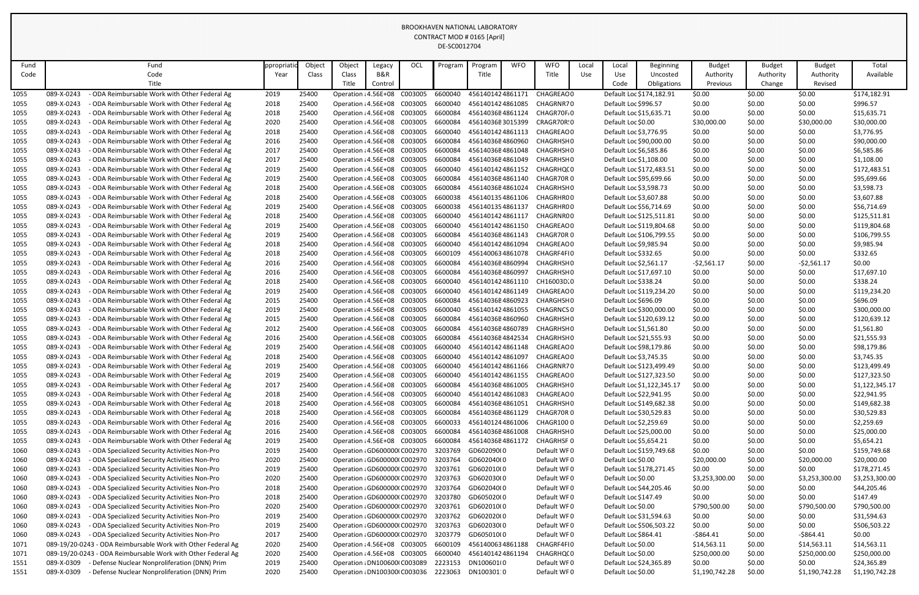BROOKHAVEN NATIONAL LABORATORY
CONTRACT MOD # 0165 [April]
DE-SC0012704

| Fund Code | Fund Code Title | ppropriatio Year | Object Class | Object Class Title | Legacy B&R Control | OCL | Program | Program Title | WFO | WFO Title | Local Use | Local Use Code | Beginning Uncosted Obligations | Budget Authority Previous | Budget Authority Change | Budget Authority Revised | Total Available |
|---|---|---|---|---|---|---|---|---|---|---|---|---|---|---|---|---|---|
| 1055 | 089-X-0243 - ODA Reimbursable Work with Other Federal Ag | 2019 | 25400 | Operation : 4.56E+08 | C003005 | 6600040 | 456140142 | 4861171 | CHAGREAO | 0 | | Default Loc | $174,182.91 | $0.00 | $0.00 | $0.00 | $174,182.91 |
| 1055 | 089-X-0243 - ODA Reimbursable Work with Other Federal Ag | 2018 | 25400 | Operation : 4.56E+08 | C003005 | 6600040 | 456140142 | 4861085 | CHAGRNR7 | 0 | | Default Loc | $996.57 | $0.00 | $0.00 | $0.00 | $996.57 |
| 1055 | 089-X-0243 - ODA Reimbursable Work with Other Federal Ag | 2018 | 25400 | Operation : 4.56E+08 | C003005 | 6600084 | 456140368 | 4861124 | CHAGR70F/ | 0 | | Default Loc | $15,635.71 | $0.00 | $0.00 | $0.00 | $15,635.71 |
| 1055 | 089-X-0243 - ODA Reimbursable Work with Other Federal Ag | 2020 | 25400 | Operation : 4.56E+08 | C003005 | 6600084 | 456140368 | 3015399 | CRAGR70R! | 0 | | Default Loc | $0.00 | $30,000.00 | $0.00 | $30,000.00 | $30,000.00 |
| 1055 | 089-X-0243 - ODA Reimbursable Work with Other Federal Ag | 2018 | 25400 | Operation : 4.56E+08 | C003005 | 6600040 | 456140142 | 4861113 | CHAGREAO | 0 | | Default Loc | $3,776.95 | $0.00 | $0.00 | $0.00 | $3,776.95 |
| 1055 | 089-X-0243 - ODA Reimbursable Work with Other Federal Ag | 2016 | 25400 | Operation : 4.56E+08 | C003005 | 6600084 | 456140368 | 4860960 | CHAGRHSH | 0 | | Default Loc | $90,000.00 | $0.00 | $0.00 | $0.00 | $90,000.00 |
| 1055 | 089-X-0243 - ODA Reimbursable Work with Other Federal Ag | 2017 | 25400 | Operation : 4.56E+08 | C003005 | 6600084 | 456140368 | 4861048 | CHAGRHSH | 0 | | Default Loc | $6,585.86 | $0.00 | $0.00 | $0.00 | $6,585.86 |
| 1055 | 089-X-0243 - ODA Reimbursable Work with Other Federal Ag | 2017 | 25400 | Operation : 4.56E+08 | C003005 | 6600084 | 456140368 | 4861049 | CHAGRHSH | 0 | | Default Loc | $1,108.00 | $0.00 | $0.00 | $0.00 | $1,108.00 |
| 1055 | 089-X-0243 - ODA Reimbursable Work with Other Federal Ag | 2019 | 25400 | Operation : 4.56E+08 | C003005 | 6600040 | 456140142 | 4861152 | CHAGRHQC | 0 | | Default Loc | $172,483.51 | $0.00 | $0.00 | $0.00 | $172,483.51 |
| 1055 | 089-X-0243 - ODA Reimbursable Work with Other Federal Ag | 2019 | 25400 | Operation : 4.56E+08 | C003005 | 6600084 | 456140368 | 4861140 | CHAGR70R | 0 | | Default Loc | $95,699.66 | $0.00 | $0.00 | $0.00 | $95,699.66 |
| 1055 | 089-X-0243 - ODA Reimbursable Work with Other Federal Ag | 2018 | 25400 | Operation : 4.56E+08 | C003005 | 6600084 | 456140368 | 4861024 | CHAGRHSH | 0 | | Default Loc | $3,598.73 | $0.00 | $0.00 | $0.00 | $3,598.73 |
| 1055 | 089-X-0243 - ODA Reimbursable Work with Other Federal Ag | 2018 | 25400 | Operation : 4.56E+08 | C003005 | 6600038 | 456140135 | 4861106 | CHAGRHR0 | 0 | | Default Loc | $3,607.88 | $0.00 | $0.00 | $0.00 | $3,607.88 |
| 1055 | 089-X-0243 - ODA Reimbursable Work with Other Federal Ag | 2019 | 25400 | Operation : 4.56E+08 | C003005 | 6600038 | 456140135 | 4861137 | CHAGRHR0 | 0 | | Default Loc | $56,714.69 | $0.00 | $0.00 | $0.00 | $56,714.69 |
| 1055 | 089-X-0243 - ODA Reimbursable Work with Other Federal Ag | 2018 | 25400 | Operation : 4.56E+08 | C003005 | 6600040 | 456140142 | 4861117 | CHAGRNR0 | 0 | | Default Loc | $125,511.81 | $0.00 | $0.00 | $0.00 | $125,511.81 |
| 1055 | 089-X-0243 - ODA Reimbursable Work with Other Federal Ag | 2019 | 25400 | Operation : 4.56E+08 | C003005 | 6600040 | 456140142 | 4861150 | CHAGREAO | 0 | | Default Loc | $119,804.68 | $0.00 | $0.00 | $0.00 | $119,804.68 |
| 1055 | 089-X-0243 - ODA Reimbursable Work with Other Federal Ag | 2019 | 25400 | Operation : 4.56E+08 | C003005 | 6600084 | 456140368 | 4861143 | CHAGR70R | 0 | | Default Loc | $106,799.55 | $0.00 | $0.00 | $0.00 | $106,799.55 |
| 1055 | 089-X-0243 - ODA Reimbursable Work with Other Federal Ag | 2018 | 25400 | Operation : 4.56E+08 | C003005 | 6600040 | 456140142 | 4861094 | CHAGREAO | 0 | | Default Loc | $9,985.94 | $0.00 | $0.00 | $0.00 | $9,985.94 |
| 1055 | 089-X-0243 - ODA Reimbursable Work with Other Federal Ag | 2018 | 25400 | Operation : 4.56E+08 | C003005 | 6600109 | 456140063 | 4861078 | CHAGRF4FI | 0 | | Default Loc | $332.65 | $0.00 | $0.00 | $0.00 | $332.65 |
| 1055 | 089-X-0243 - ODA Reimbursable Work with Other Federal Ag | 2016 | 25400 | Operation : 4.56E+08 | C003005 | 6600084 | 456140368 | 4860994 | CHAGRHSH | 0 | | Default Loc | $2,561.17 | -$2,561.17 | $0.00 | -$2,561.17 | $0.00 |
| 1055 | 089-X-0243 - ODA Reimbursable Work with Other Federal Ag | 2016 | 25400 | Operation : 4.56E+08 | C003005 | 6600084 | 456140368 | 4860997 | CHAGRHSH | 0 | | Default Loc | $17,697.10 | $0.00 | $0.00 | $0.00 | $17,697.10 |
| 1055 | 089-X-0243 - ODA Reimbursable Work with Other Federal Ag | 2018 | 25400 | Operation : 4.56E+08 | C003005 | 6600040 | 456140142 | 4861110 | CH16003D. | 0 | | Default Loc | $338.24 | $0.00 | $0.00 | $0.00 | $338.24 |
| 1055 | 089-X-0243 - ODA Reimbursable Work with Other Federal Ag | 2019 | 25400 | Operation : 4.56E+08 | C003005 | 6600040 | 456140142 | 4861149 | CHAGREAO | 0 | | Default Loc | $119,234.20 | $0.00 | $0.00 | $0.00 | $119,234.20 |
| 1055 | 089-X-0243 - ODA Reimbursable Work with Other Federal Ag | 2015 | 25400 | Operation : 4.56E+08 | C003005 | 6600084 | 456140368 | 4860923 | CHAGRGSH | 0 | | Default Loc | $696.09 | $0.00 | $0.00 | $0.00 | $696.09 |
| 1055 | 089-X-0243 - ODA Reimbursable Work with Other Federal Ag | 2019 | 25400 | Operation : 4.56E+08 | C003005 | 6600040 | 456140142 | 4861055 | CHAGRNCS | 0 | | Default Loc | $300,000.00 | $0.00 | $0.00 | $0.00 | $300,000.00 |
| 1055 | 089-X-0243 - ODA Reimbursable Work with Other Federal Ag | 2015 | 25400 | Operation : 4.56E+08 | C003005 | 6600084 | 456140368 | 4860960 | CHAGRHSH | 0 | | Default Loc | $120,639.12 | $0.00 | $0.00 | $0.00 | $120,639.12 |
| 1055 | 089-X-0243 - ODA Reimbursable Work with Other Federal Ag | 2012 | 25400 | Operation : 4.56E+08 | C003005 | 6600084 | 456140368 | 4860789 | CHAGRHSH | 0 | | Default Loc | $1,561.80 | $0.00 | $0.00 | $0.00 | $1,561.80 |
| 1055 | 089-X-0243 - ODA Reimbursable Work with Other Federal Ag | 2016 | 25400 | Operation : 4.56E+08 | C003005 | 6600084 | 456140368 | 4842534 | CHAGRHSH | 0 | | Default Loc | $21,555.93 | $0.00 | $0.00 | $0.00 | $21,555.93 |
| 1055 | 089-X-0243 - ODA Reimbursable Work with Other Federal Ag | 2019 | 25400 | Operation : 4.56E+08 | C003005 | 6600040 | 456140142 | 4861148 | CHAGREAO | 0 | | Default Loc | $98,179.86 | $0.00 | $0.00 | $0.00 | $98,179.86 |
| 1055 | 089-X-0243 - ODA Reimbursable Work with Other Federal Ag | 2018 | 25400 | Operation : 4.56E+08 | C003005 | 6600040 | 456140142 | 4861097 | CHAGREAO | 0 | | Default Loc | $3,745.35 | $0.00 | $0.00 | $0.00 | $3,745.35 |
| 1055 | 089-X-0243 - ODA Reimbursable Work with Other Federal Ag | 2019 | 25400 | Operation : 4.56E+08 | C003005 | 6600040 | 456140142 | 4861166 | CHAGRNR7 | 0 | | Default Loc | $123,499.49 | $0.00 | $0.00 | $0.00 | $123,499.49 |
| 1055 | 089-X-0243 - ODA Reimbursable Work with Other Federal Ag | 2019 | 25400 | Operation : 4.56E+08 | C003005 | 6600040 | 456140142 | 4861155 | CHAGREAO | 0 | | Default Loc | $127,323.50 | $0.00 | $0.00 | $0.00 | $127,323.50 |
| 1055 | 089-X-0243 - ODA Reimbursable Work with Other Federal Ag | 2017 | 25400 | Operation : 4.56E+08 | C003005 | 6600084 | 456140368 | 4861005 | CHAGRHSH | 0 | | Default Loc | $1,122,345.17 | $0.00 | $0.00 | $0.00 | $1,122,345.17 |
| 1055 | 089-X-0243 - ODA Reimbursable Work with Other Federal Ag | 2018 | 25400 | Operation : 4.56E+08 | C003005 | 6600040 | 456140142 | 4861083 | CHAGREAO | 0 | | Default Loc | $22,941.95 | $0.00 | $0.00 | $0.00 | $22,941.95 |
| 1055 | 089-X-0243 - ODA Reimbursable Work with Other Federal Ag | 2018 | 25400 | Operation : 4.56E+08 | C003005 | 6600084 | 456140368 | 4861051 | CHAGRHSH | 0 | | Default Loc | $149,682.38 | $0.00 | $0.00 | $0.00 | $149,682.38 |
| 1055 | 089-X-0243 - ODA Reimbursable Work with Other Federal Ag | 2018 | 25400 | Operation : 4.56E+08 | C003005 | 6600084 | 456140368 | 4861129 | CHAGR70R | 0 | | Default Loc | $30,529.83 | $0.00 | $0.00 | $0.00 | $30,529.83 |
| 1055 | 089-X-0243 - ODA Reimbursable Work with Other Federal Ag | 2016 | 25400 | Operation : 4.56E+08 | C003005 | 6600033 | 456140124 | 4861006 | CHAGR100 | 0 | | Default Loc | $2,259.69 | $0.00 | $0.00 | $0.00 | $2,259.69 |
| 1055 | 089-X-0243 - ODA Reimbursable Work with Other Federal Ag | 2016 | 25400 | Operation : 4.56E+08 | C003005 | 6600084 | 456140368 | 4861008 | CHAGRHSH | 0 | | Default Loc | $25,000.00 | $0.00 | $0.00 | $0.00 | $25,000.00 |
| 1055 | 089-X-0243 - ODA Reimbursable Work with Other Federal Ag | 2019 | 25400 | Operation : 4.56E+08 | C003005 | 6600084 | 456140368 | 4861172 | CHAGRHSF | 0 | | Default Loc | $5,654.21 | $0.00 | $0.00 | $0.00 | $5,654.21 |
| 1060 | 089-X-0243 - ODA Specialized Security Activities Non-Pro | 2019 | 25400 | Operation : GD600000 | C002970 | 3203769 | GD602090 | 0 | Default WF | 0 | | Default Loc | $159,749.68 | $0.00 | $0.00 | $0.00 | $159,749.68 |
| 1060 | 089-X-0243 - ODA Specialized Security Activities Non-Pro | 2020 | 25400 | Operation : GD600000 | C002970 | 3203764 | GD602040 | 0 | Default WF | 0 | | Default Loc | $0.00 | $20,000.00 | $0.00 | $20,000.00 | $20,000.00 |
| 1060 | 089-X-0243 - ODA Specialized Security Activities Non-Pro | 2019 | 25400 | Operation : GD600000 | C002970 | 3203761 | GD602010 | 0 | Default WF | 0 | | Default Loc | $178,271.45 | $0.00 | $0.00 | $0.00 | $178,271.45 |
| 1060 | 089-X-0243 - ODA Specialized Security Activities Non-Pro | 2020 | 25400 | Operation : GD600000 | C002970 | 3203763 | GD602030 | 0 | Default WF | 0 | | Default Loc | $0.00 | $3,253,300.00 | $0.00 | $3,253,300.00 | $3,253,300.00 |
| 1060 | 089-X-0243 - ODA Specialized Security Activities Non-Pro | 2018 | 25400 | Operation : GD600000 | C002970 | 3203764 | GD602040 | 0 | Default WF | 0 | | Default Loc | $44,205.46 | $0.00 | $0.00 | $0.00 | $44,205.46 |
| 1060 | 089-X-0243 - ODA Specialized Security Activities Non-Pro | 2018 | 25400 | Operation : GD600000 | C002970 | 3203780 | GD605020 | 0 | Default WF | 0 | | Default Loc | $147.49 | $0.00 | $0.00 | $0.00 | $147.49 |
| 1060 | 089-X-0243 - ODA Specialized Security Activities Non-Pro | 2020 | 25400 | Operation : GD600000 | C002970 | 3203761 | GD602010 | 0 | Default WF | 0 | | Default Loc | $0.00 | $790,500.00 | $0.00 | $790,500.00 | $790,500.00 |
| 1060 | 089-X-0243 - ODA Specialized Security Activities Non-Pro | 2019 | 25400 | Operation : GD600000 | C002970 | 3203762 | GD602020 | 0 | Default WF | 0 | | Default Loc | $31,594.63 | $0.00 | $0.00 | $0.00 | $31,594.63 |
| 1060 | 089-X-0243 - ODA Specialized Security Activities Non-Pro | 2019 | 25400 | Operation : GD600000 | C002970 | 3203763 | GD602030 | 0 | Default WF | 0 | | Default Loc | $506,503.22 | $0.00 | $0.00 | $0.00 | $506,503.22 |
| 1060 | 089-X-0243 - ODA Specialized Security Activities Non-Pro | 2017 | 25400 | Operation : GD600000 | C002970 | 3203779 | GD605010 | 0 | Default WF | 0 | | Default Loc | $864.41 | -$864.41 | $0.00 | -$864.41 | $0.00 |
| 1071 | 089-19/20-0243 - ODA Reimbursable Work with Other Federal Ag | 2020 | 25400 | Operation : 4.56E+08 | C003005 | 6600109 | 456140063 | 4861188 | CHAGRF4FI | 0 | | Default Loc | $0.00 | $14,563.11 | $0.00 | $14,563.11 | $14,563.11 |
| 1071 | 089-19/20-0243 - ODA Reimbursable Work with Other Federal Ag | 2020 | 25400 | Operation : 4.56E+08 | C003005 | 6600040 | 456140142 | 4861194 | CHAGRHQC | 0 | | Default Loc | $0.00 | $250,000.00 | $0.00 | $250,000.00 | $250,000.00 |
| 1551 | 089-X-0309 - Defense Nuclear Nonproliferation (DNN) Prim | 2019 | 25400 | Operation : DN100600 | C003089 | 2223153 | DN100601 | 0 | Default WF | 0 | | Default Loc | $24,365.89 | $0.00 | $0.00 | $0.00 | $24,365.89 |
| 1551 | 089-X-0309 - Defense Nuclear Nonproliferation (DNN) Prim | 2020 | 25400 | Operation : DN100300 | C003036 | 2223063 | DN100301 | 0 | Default WF | 0 | | Default Loc | $0.00 | $1,190,742.28 | $0.00 | $1,190,742.28 | $1,190,742.28 |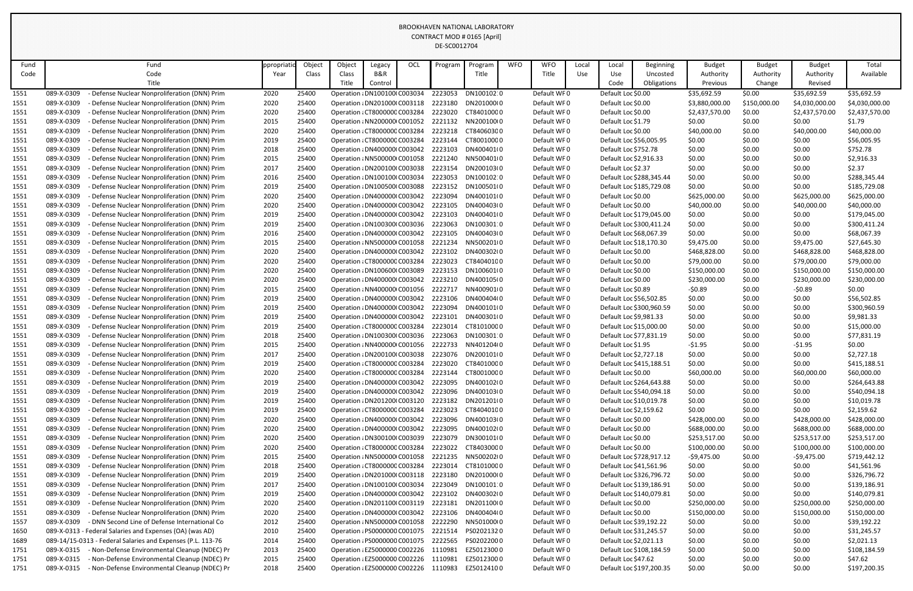BROOKHAVEN NATIONAL LABORATORY
CONTRACT MOD # 0165 [April]
DE-SC0012704

| Fund Code | Fund Code Title | Appropriation Year | Object Class | Object Class Title | Legacy B&R Control | OCL | Program | Program Title | WFO | WFO Title | Local Use | Local Use Code | Beginning Uncosted Obligations | Budget Authority Previous | Budget Authority Change | Budget Authority Revised | Total Available |
|---|---|---|---|---|---|---|---|---|---|---|---|---|---|---|---|---|---|
| 1551 | 089-X-0309 - Defense Nuclear Nonproliferation (DNN) Prim | 2020 | 25400 | Operation a | DN100100( | C003034 | 2223053 | DN100102: | 0 | Default WF | 0 | Default Loc | $0.00 | $35,692.59 | $0.00 | $35,692.59 | $35,692.59 |
| 1551 | 089-X-0309 - Defense Nuclear Nonproliferation (DNN) Prim | 2020 | 25400 | Operation a | DN201000( | C003118 | 2223180 | DN201000( | 0 | Default WF | 0 | Default Loc | $0.00 | $3,880,000.00 | $150,000.00 | $4,030,000.00 | $4,030,000.00 |
| 1551 | 089-X-0309 - Defense Nuclear Nonproliferation (DNN) Prim | 2020 | 25400 | Operation a | CT800000( | C003284 | 2223020 | CT8401000 | 0 | Default WF | 0 | Default Loc | $0.00 | $2,437,570.00 | $0.00 | $2,437,570.00 | $2,437,570.00 |
| 1551 | 089-X-0309 - Defense Nuclear Nonproliferation (DNN) Prim | 2015 | 25400 | Operation a | NN200000( | C001052 | 2221132 | NN200100( | 0 | Default WF | 0 | Default Loc | $1.79 | $0.00 | $0.00 | $0.00 | $1.79 |
| 1551 | 089-X-0309 - Defense Nuclear Nonproliferation (DNN) Prim | 2020 | 25400 | Operation a | CT800000( | C003284 | 2223218 | CT8406030 | 0 | Default WF | 0 | Default Loc | $0.00 | $40,000.00 | $0.00 | $40,000.00 | $40,000.00 |
| 1551 | 089-X-0309 - Defense Nuclear Nonproliferation (DNN) Prim | 2019 | 25400 | Operation a | CT800000( | C003284 | 2223144 | CT8001000 | 0 | Default WF | 0 | Default Loc | $56,005.95 | $0.00 | $0.00 | $0.00 | $56,005.95 |
| 1551 | 089-X-0309 - Defense Nuclear Nonproliferation (DNN) Prim | 2018 | 25400 | Operation a | DN400000( | C003042 | 2223103 | DN400401( | 0 | Default WF | 0 | Default Loc | $752.78 | $0.00 | $0.00 | $0.00 | $752.78 |
| 1551 | 089-X-0309 - Defense Nuclear Nonproliferation (DNN) Prim | 2015 | 25400 | Operation a | NN500000( | C001058 | 2221240 | NN500401( | 0 | Default WF | 0 | Default Loc | $2,916.33 | $0.00 | $0.00 | $0.00 | $2,916.33 |
| 1551 | 089-X-0309 - Defense Nuclear Nonproliferation (DNN) Prim | 2017 | 25400 | Operation a | DN200100( | C003038 | 2223154 | DN200103( | 0 | Default WF | 0 | Default Loc | $2.37 | $0.00 | $0.00 | $0.00 | $2.37 |
| 1551 | 089-X-0309 - Defense Nuclear Nonproliferation (DNN) Prim | 2016 | 25400 | Operation a | DN100100( | C003034 | 2223053 | DN100102: | 0 | Default WF | 0 | Default Loc | $288,345.44 | $0.00 | $0.00 | $0.00 | $288,345.44 |
| 1551 | 089-X-0309 - Defense Nuclear Nonproliferation (DNN) Prim | 2019 | 25400 | Operation a | DN100500( | C003088 | 2223152 | DN100501( | 0 | Default WF | 0 | Default Loc | $185,729.08 | $0.00 | $0.00 | $0.00 | $185,729.08 |
| 1551 | 089-X-0309 - Defense Nuclear Nonproliferation (DNN) Prim | 2020 | 25400 | Operation a | DN400000( | C003042 | 2223094 | DN400101( | 0 | Default WF | 0 | Default Loc | $0.00 | $625,000.00 | $0.00 | $625,000.00 | $625,000.00 |
| 1551 | 089-X-0309 - Defense Nuclear Nonproliferation (DNN) Prim | 2020 | 25400 | Operation a | DN400000( | C003042 | 2223105 | DN400403( | 0 | Default WF | 0 | Default Loc | $0.00 | $40,000.00 | $0.00 | $40,000.00 | $40,000.00 |
| 1551 | 089-X-0309 - Defense Nuclear Nonproliferation (DNN) Prim | 2019 | 25400 | Operation a | DN400000( | C003042 | 2223103 | DN400401( | 0 | Default WF | 0 | Default Loc | $179,045.00 | $0.00 | $0.00 | $0.00 | $179,045.00 |
| 1551 | 089-X-0309 - Defense Nuclear Nonproliferation (DNN) Prim | 2019 | 25400 | Operation a | DN100300( | C003036 | 2223063 | DN100301: | 0 | Default WF | 0 | Default Loc | $300,411.24 | $0.00 | $0.00 | $0.00 | $300,411.24 |
| 1551 | 089-X-0309 - Defense Nuclear Nonproliferation (DNN) Prim | 2016 | 25400 | Operation a | DN400000( | C003042 | 2223105 | DN400403( | 0 | Default WF | 0 | Default Loc | $68,067.39 | $0.00 | $0.00 | $0.00 | $68,067.39 |
| 1551 | 089-X-0309 - Defense Nuclear Nonproliferation (DNN) Prim | 2015 | 25400 | Operation a | NN500000( | C001058 | 2221234 | NN500201( | 0 | Default WF | 0 | Default Loc | $18,170.30 | $9,475.00 | $0.00 | $9,475.00 | $27,645.30 |
| 1551 | 089-X-0309 - Defense Nuclear Nonproliferation (DNN) Prim | 2020 | 25400 | Operation a | DN400000( | C003042 | 2223102 | DN400302( | 0 | Default WF | 0 | Default Loc | $0.00 | $468,828.00 | $0.00 | $468,828.00 | $468,828.00 |
| 1551 | 089-X-0309 - Defense Nuclear Nonproliferation (DNN) Prim | 2020 | 25400 | Operation a | CT800000( | C003284 | 2223023 | CT8404010 | 0 | Default WF | 0 | Default Loc | $0.00 | $79,000.00 | $0.00 | $79,000.00 | $79,000.00 |
| 1551 | 089-X-0309 - Defense Nuclear Nonproliferation (DNN) Prim | 2020 | 25400 | Operation a | DN100600( | C003089 | 2223153 | DN100601( | 0 | Default WF | 0 | Default Loc | $0.00 | $150,000.00 | $0.00 | $150,000.00 | $150,000.00 |
| 1551 | 089-X-0309 - Defense Nuclear Nonproliferation (DNN) Prim | 2020 | 25400 | Operation a | DN400000( | C003042 | 2223210 | DN400105( | 0 | Default WF | 0 | Default Loc | $0.00 | $230,000.00 | $0.00 | $230,000.00 | $230,000.00 |
| 1551 | 089-X-0309 - Defense Nuclear Nonproliferation (DNN) Prim | 2015 | 25400 | Operation a | NN400000( | C001056 | 2222717 | NN400901( | 0 | Default WF | 0 | Default Loc | $0.89 | -$0.89 | $0.00 | -$0.89 | $0.00 |
| 1551 | 089-X-0309 - Defense Nuclear Nonproliferation (DNN) Prim | 2019 | 25400 | Operation a | DN400000( | C003042 | 2223106 | DN400404( | 0 | Default WF | 0 | Default Loc | $56,502.85 | $0.00 | $0.00 | $0.00 | $56,502.85 |
| 1551 | 089-X-0309 - Defense Nuclear Nonproliferation (DNN) Prim | 2019 | 25400 | Operation a | DN400000( | C003042 | 2223094 | DN400101( | 0 | Default WF | 0 | Default Loc | $300,960.59 | $0.00 | $0.00 | $0.00 | $300,960.59 |
| 1551 | 089-X-0309 - Defense Nuclear Nonproliferation (DNN) Prim | 2019 | 25400 | Operation a | DN400000( | C003042 | 2223101 | DN400301( | 0 | Default WF | 0 | Default Loc | $9,981.33 | $0.00 | $0.00 | $0.00 | $9,981.33 |
| 1551 | 089-X-0309 - Defense Nuclear Nonproliferation (DNN) Prim | 2019 | 25400 | Operation a | CT800000( | C003284 | 2223014 | CT8101000 | 0 | Default WF | 0 | Default Loc | $15,000.00 | $0.00 | $0.00 | $0.00 | $15,000.00 |
| 1551 | 089-X-0309 - Defense Nuclear Nonproliferation (DNN) Prim | 2018 | 25400 | Operation a | DN100300( | C003036 | 2223063 | DN100301: | 0 | Default WF | 0 | Default Loc | $77,831.19 | $0.00 | $0.00 | $0.00 | $77,831.19 |
| 1551 | 089-X-0309 - Defense Nuclear Nonproliferation (DNN) Prim | 2015 | 25400 | Operation a | NN400000( | C001056 | 2222733 | NN401204( | 0 | Default WF | 0 | Default Loc | $1.95 | -$1.95 | $0.00 | -$1.95 | $0.00 |
| 1551 | 089-X-0309 - Defense Nuclear Nonproliferation (DNN) Prim | 2017 | 25400 | Operation a | DN200100( | C003038 | 2223076 | DN200101( | 0 | Default WF | 0 | Default Loc | $2,727.18 | $0.00 | $0.00 | $0.00 | $2,727.18 |
| 1551 | 089-X-0309 - Defense Nuclear Nonproliferation (DNN) Prim | 2019 | 25400 | Operation a | CT800000( | C003284 | 2223020 | CT8401000 | 0 | Default WF | 0 | Default Loc | $415,188.51 | $0.00 | $0.00 | $0.00 | $415,188.51 |
| 1551 | 089-X-0309 - Defense Nuclear Nonproliferation (DNN) Prim | 2020 | 25400 | Operation a | CT800000( | C003284 | 2223144 | CT8001000 | 0 | Default WF | 0 | Default Loc | $0.00 | $60,000.00 | $0.00 | $60,000.00 | $60,000.00 |
| 1551 | 089-X-0309 - Defense Nuclear Nonproliferation (DNN) Prim | 2019 | 25400 | Operation a | DN400000( | C003042 | 2223095 | DN400102( | 0 | Default WF | 0 | Default Loc | $264,643.88 | $0.00 | $0.00 | $0.00 | $264,643.88 |
| 1551 | 089-X-0309 - Defense Nuclear Nonproliferation (DNN) Prim | 2019 | 25400 | Operation a | DN400000( | C003042 | 2223096 | DN400103( | 0 | Default WF | 0 | Default Loc | $540,094.18 | $0.00 | $0.00 | $0.00 | $540,094.18 |
| 1551 | 089-X-0309 - Defense Nuclear Nonproliferation (DNN) Prim | 2019 | 25400 | Operation a | DN201200( | C003120 | 2223182 | DN201201( | 0 | Default WF | 0 | Default Loc | $10,019.78 | $0.00 | $0.00 | $0.00 | $10,019.78 |
| 1551 | 089-X-0309 - Defense Nuclear Nonproliferation (DNN) Prim | 2019 | 25400 | Operation a | CT800000( | C003284 | 2223023 | CT8404010 | 0 | Default WF | 0 | Default Loc | $2,159.62 | $0.00 | $0.00 | $0.00 | $2,159.62 |
| 1551 | 089-X-0309 - Defense Nuclear Nonproliferation (DNN) Prim | 2020 | 25400 | Operation a | DN400000( | C003042 | 2223096 | DN400103( | 0 | Default WF | 0 | Default Loc | $0.00 | $428,000.00 | $0.00 | $428,000.00 | $428,000.00 |
| 1551 | 089-X-0309 - Defense Nuclear Nonproliferation (DNN) Prim | 2020 | 25400 | Operation a | DN400000( | C003042 | 2223095 | DN400102( | 0 | Default WF | 0 | Default Loc | $0.00 | $688,000.00 | $0.00 | $688,000.00 | $688,000.00 |
| 1551 | 089-X-0309 - Defense Nuclear Nonproliferation (DNN) Prim | 2020 | 25400 | Operation a | DN300100( | C003039 | 2223079 | DN300101( | 0 | Default WF | 0 | Default Loc | $0.00 | $253,517.00 | $0.00 | $253,517.00 | $253,517.00 |
| 1551 | 089-X-0309 - Defense Nuclear Nonproliferation (DNN) Prim | 2020 | 25400 | Operation a | CT800000( | C003284 | 2223022 | CT8403000 | 0 | Default WF | 0 | Default Loc | $0.00 | $100,000.00 | $0.00 | $100,000.00 | $100,000.00 |
| 1551 | 089-X-0309 - Defense Nuclear Nonproliferation (DNN) Prim | 2015 | 25400 | Operation a | NN500000( | C001058 | 2221235 | NN500202( | 0 | Default WF | 0 | Default Loc | $728,917.12 | -$9,475.00 | $0.00 | -$9,475.00 | $719,442.12 |
| 1551 | 089-X-0309 - Defense Nuclear Nonproliferation (DNN) Prim | 2018 | 25400 | Operation a | CT800000( | C003284 | 2223014 | CT8101000 | 0 | Default WF | 0 | Default Loc | $41,561.96 | $0.00 | $0.00 | $0.00 | $41,561.96 |
| 1551 | 089-X-0309 - Defense Nuclear Nonproliferation (DNN) Prim | 2019 | 25400 | Operation a | DN201000( | C003118 | 2223180 | DN201000( | 0 | Default WF | 0 | Default Loc | $326,796.72 | $0.00 | $0.00 | $0.00 | $326,796.72 |
| 1551 | 089-X-0309 - Defense Nuclear Nonproliferation (DNN) Prim | 2017 | 25400 | Operation a | DN100100( | C003034 | 2223049 | DN100101: | 0 | Default WF | 0 | Default Loc | $139,186.91 | $0.00 | $0.00 | $0.00 | $139,186.91 |
| 1551 | 089-X-0309 - Defense Nuclear Nonproliferation (DNN) Prim | 2019 | 25400 | Operation a | DN400000( | C003042 | 2223102 | DN400302( | 0 | Default WF | 0 | Default Loc | $140,079.81 | $0.00 | $0.00 | $0.00 | $140,079.81 |
| 1551 | 089-X-0309 - Defense Nuclear Nonproliferation (DNN) Prim | 2020 | 25400 | Operation a | DN201100( | C003119 | 2223181 | DN201100( | 0 | Default WF | 0 | Default Loc | $0.00 | $250,000.00 | $0.00 | $250,000.00 | $250,000.00 |
| 1551 | 089-X-0309 - Defense Nuclear Nonproliferation (DNN) Prim | 2020 | 25400 | Operation a | DN400000( | C003042 | 2223106 | DN400404( | 0 | Default WF | 0 | Default Loc | $0.00 | $150,000.00 | $0.00 | $150,000.00 | $150,000.00 |
| 1557 | 089-X-0309 - DNN Second Line of Defense International Co | 2012 | 25400 | Operation a | NN500000( | C001058 | 2222290 | NN501000( | 0 | Default WF | 0 | Default Loc | $39,192.22 | $0.00 | $0.00 | $0.00 | $39,192.22 |
| 1650 | 089-X-0313 - Federal Salaries and Expenses (OA) (was AD) | 2010 | 25400 | Operation a | PS000000( | C001075 | 2221514 | PS0202132 | 0 | Default WF | 0 | Default Loc | $31,245.57 | $0.00 | $0.00 | $0.00 | $31,245.57 |
| 1689 | 089-14/15-0313 - Federal Salaries and Expenses (P.L. 113-76 | 2014 | 25400 | Operation a | PS000000( | C001075 | 2222565 | PS0202200 | 0 | Default WF | 0 | Default Loc | $2,021.13 | $0.00 | $0.00 | $0.00 | $2,021.13 |
| 1751 | 089-X-0315 - Non-Defense Environmental Cleanup (NDEC) Pr | 2013 | 25400 | Operation a | EZ5000000 | C002226 | 1110981 | EZ5012300 | 0 | Default WF | 0 | Default Loc | $108,184.59 | $0.00 | $0.00 | $0.00 | $108,184.59 |
| 1751 | 089-X-0315 - Non-Defense Environmental Cleanup (NDEC) Pr | 2015 | 25400 | Operation a | EZ5000000 | C002226 | 1110981 | EZ5012300 | 0 | Default WF | 0 | Default Loc | $47.62 | $0.00 | $0.00 | $0.00 | $47.62 |
| 1751 | 089-X-0315 - Non-Defense Environmental Cleanup (NDEC) Pr | 2018 | 25400 | Operation a | EZ5000000 | C002226 | 1110983 | EZ5012410 | 0 | Default WF | 0 | Default Loc | $197,200.35 | $0.00 | $0.00 | $0.00 | $197,200.35 |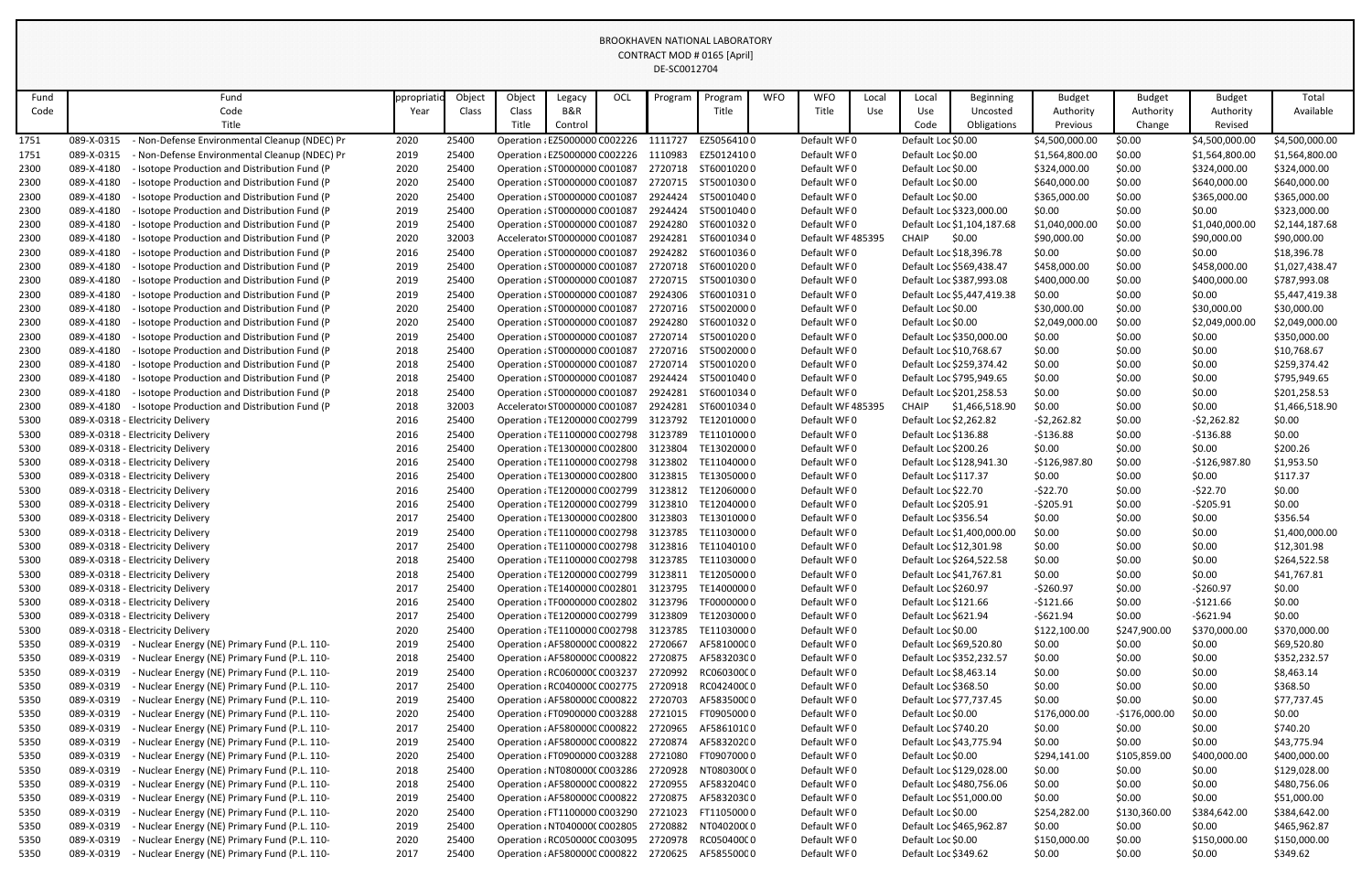BROOKHAVEN NATIONAL LABORATORY
CONTRACT MOD # 0165 [April]
DE-SC0012704

| Fund Code | Fund Code Title | Appropriation Year | Object Class | Object Class Title | Legacy B&R Control | OCL | Program | Program Title | WFO | WFO Title | Local Use | Local Use Code | Beginning Uncosted Obligations | Budget Authority Previous | Budget Authority Change | Budget Authority Revised | Total Available |
|---|---|---|---|---|---|---|---|---|---|---|---|---|---|---|---|---|---|
| 1751 | 089-X-0315 - Non-Defense Environmental Cleanup (NDEC) Pr | 2020 | 25400 | Operation a | EZ5000000 | C002226 | 1111727 | EZ5056410 | 0 | Default WF | 0 | Default Loc | $0.00 | $4,500,000.00 | $0.00 | $4,500,000.00 | $4,500,000.00 |
| 1751 | 089-X-0315 - Non-Defense Environmental Cleanup (NDEC) Pr | 2019 | 25400 | Operation a | EZ5000000 | C002226 | 1110983 | EZ5012410 | 0 | Default WF | 0 | Default Loc | $0.00 | $1,564,800.00 | $0.00 | $1,564,800.00 | $1,564,800.00 |
| 2300 | 089-X-4180 - Isotope Production and Distribution Fund (P | 2020 | 25400 | Operation a | ST0000000 | C001087 | 2720718 | ST6001020 | 0 | Default WF | 0 | Default Loc | $0.00 | $324,000.00 | $0.00 | $324,000.00 | $324,000.00 |
| 2300 | 089-X-4180 - Isotope Production and Distribution Fund (P | 2020 | 25400 | Operation a | ST0000000 | C001087 | 2720715 | ST5001030 | 0 | Default WF | 0 | Default Loc | $0.00 | $640,000.00 | $0.00 | $640,000.00 | $640,000.00 |
| 2300 | 089-X-4180 - Isotope Production and Distribution Fund (P | 2020 | 25400 | Operation a | ST0000000 | C001087 | 2924424 | ST5001040 | 0 | Default WF | 0 | Default Loc | $0.00 | $365,000.00 | $0.00 | $365,000.00 | $365,000.00 |
| 2300 | 089-X-4180 - Isotope Production and Distribution Fund (P | 2019 | 25400 | Operation a | ST0000000 | C001087 | 2924424 | ST5001040 | 0 | Default WF | 0 | Default Loc | $323,000.00 | $0.00 | $0.00 | $0.00 | $323,000.00 |
| 2300 | 089-X-4180 - Isotope Production and Distribution Fund (P | 2019 | 25400 | Operation a | ST0000000 | C001087 | 2924280 | ST6001032 | 0 | Default WF | 0 | Default Loc | $1,104,187.68 | $1,040,000.00 | $0.00 | $1,040,000.00 | $2,144,187.68 |
| 2300 | 089-X-4180 - Isotope Production and Distribution Fund (P | 2020 | 32003 | Accelerator | ST0000000 | C001087 | 2924281 | ST6001034 | 0 | Default WF | 485395 | CHAIP | $0.00 | $90,000.00 | $0.00 | $90,000.00 | $90,000.00 |
| 2300 | 089-X-4180 - Isotope Production and Distribution Fund (P | 2016 | 25400 | Operation a | ST0000000 | C001087 | 2924282 | ST6001036 | 0 | Default WF | 0 | Default Loc | $18,396.78 | $0.00 | $0.00 | $0.00 | $18,396.78 |
| 2300 | 089-X-4180 - Isotope Production and Distribution Fund (P | 2019 | 25400 | Operation a | ST0000000 | C001087 | 2720718 | ST6001020 | 0 | Default WF | 0 | Default Loc | $569,438.47 | $458,000.00 | $0.00 | $458,000.00 | $1,027,438.47 |
| 2300 | 089-X-4180 - Isotope Production and Distribution Fund (P | 2019 | 25400 | Operation a | ST0000000 | C001087 | 2720715 | ST5001030 | 0 | Default WF | 0 | Default Loc | $387,993.08 | $400,000.00 | $0.00 | $400,000.00 | $787,993.08 |
| 2300 | 089-X-4180 - Isotope Production and Distribution Fund (P | 2019 | 25400 | Operation a | ST0000000 | C001087 | 2924306 | ST6001031 | 0 | Default WF | 0 | Default Loc | $5,447,419.38 | $0.00 | $0.00 | $0.00 | $5,447,419.38 |
| 2300 | 089-X-4180 - Isotope Production and Distribution Fund (P | 2020 | 25400 | Operation a | ST0000000 | C001087 | 2720716 | ST5002000 | 0 | Default WF | 0 | Default Loc | $0.00 | $30,000.00 | $0.00 | $30,000.00 | $30,000.00 |
| 2300 | 089-X-4180 - Isotope Production and Distribution Fund (P | 2020 | 25400 | Operation a | ST0000000 | C001087 | 2924280 | ST6001032 | 0 | Default WF | 0 | Default Loc | $0.00 | $2,049,000.00 | $0.00 | $2,049,000.00 | $2,049,000.00 |
| 2300 | 089-X-4180 - Isotope Production and Distribution Fund (P | 2019 | 25400 | Operation a | ST0000000 | C001087 | 2720714 | ST5001020 | 0 | Default WF | 0 | Default Loc | $350,000.00 | $0.00 | $0.00 | $0.00 | $350,000.00 |
| 2300 | 089-X-4180 - Isotope Production and Distribution Fund (P | 2018 | 25400 | Operation a | ST0000000 | C001087 | 2720716 | ST5002000 | 0 | Default WF | 0 | Default Loc | $10,768.67 | $0.00 | $0.00 | $0.00 | $10,768.67 |
| 2300 | 089-X-4180 - Isotope Production and Distribution Fund (P | 2018 | 25400 | Operation a | ST0000000 | C001087 | 2720714 | ST5001020 | 0 | Default WF | 0 | Default Loc | $259,374.42 | $0.00 | $0.00 | $0.00 | $259,374.42 |
| 2300 | 089-X-4180 - Isotope Production and Distribution Fund (P | 2018 | 25400 | Operation a | ST0000000 | C001087 | 2924424 | ST5001040 | 0 | Default WF | 0 | Default Loc | $795,949.65 | $0.00 | $0.00 | $0.00 | $795,949.65 |
| 2300 | 089-X-4180 - Isotope Production and Distribution Fund (P | 2018 | 25400 | Operation a | ST0000000 | C001087 | 2924281 | ST6001034 | 0 | Default WF | 0 | Default Loc | $201,258.53 | $0.00 | $0.00 | $0.00 | $201,258.53 |
| 2300 | 089-X-4180 - Isotope Production and Distribution Fund (P | 2018 | 32003 | Accelerator | ST0000000 | C001087 | 2924281 | ST6001034 | 0 | Default WF | 485395 | CHAIP | $1,466,518.90 | $0.00 | $0.00 | $0.00 | $1,466,518.90 |
| 5300 | 089-X-0318 - Electricity Delivery | 2016 | 25400 | Operation a | TE1200000 | C002799 | 3123792 | TE1201000 | 0 | Default WF | 0 | Default Loc | $2,262.82 | -$2,262.82 | $0.00 | -$2,262.82 | $0.00 |
| 5300 | 089-X-0318 - Electricity Delivery | 2016 | 25400 | Operation a | TE1100000 | C002798 | 3123789 | TE1101000 | 0 | Default WF | 0 | Default Loc | $136.88 | -$136.88 | $0.00 | -$136.88 | $0.00 |
| 5300 | 089-X-0318 - Electricity Delivery | 2016 | 25400 | Operation a | TE1300000 | C002800 | 3123804 | TE1302000 | 0 | Default WF | 0 | Default Loc | $200.26 | $0.00 | $0.00 | $0.00 | $200.26 |
| 5300 | 089-X-0318 - Electricity Delivery | 2016 | 25400 | Operation a | TE1100000 | C002798 | 3123802 | TE1104000 | 0 | Default WF | 0 | Default Loc | $128,941.30 | -$126,987.80 | $0.00 | -$126,987.80 | $1,953.50 |
| 5300 | 089-X-0318 - Electricity Delivery | 2016 | 25400 | Operation a | TE1300000 | C002800 | 3123815 | TE1305000 | 0 | Default WF | 0 | Default Loc | $117.37 | $0.00 | $0.00 | $0.00 | $117.37 |
| 5300 | 089-X-0318 - Electricity Delivery | 2016 | 25400 | Operation a | TE1200000 | C002799 | 3123812 | TE1206000 | 0 | Default WF | 0 | Default Loc | $22.70 | -$22.70 | $0.00 | -$22.70 | $0.00 |
| 5300 | 089-X-0318 - Electricity Delivery | 2016 | 25400 | Operation a | TE1200000 | C002799 | 3123810 | TE1204000 | 0 | Default WF | 0 | Default Loc | $205.91 | -$205.91 | $0.00 | -$205.91 | $0.00 |
| 5300 | 089-X-0318 - Electricity Delivery | 2017 | 25400 | Operation a | TE1300000 | C002800 | 3123803 | TE1301000 | 0 | Default WF | 0 | Default Loc | $356.54 | $0.00 | $0.00 | $0.00 | $356.54 |
| 5300 | 089-X-0318 - Electricity Delivery | 2019 | 25400 | Operation a | TE1100000 | C002798 | 3123785 | TE1103000 | 0 | Default WF | 0 | Default Loc | $1,400,000.00 | $0.00 | $0.00 | $0.00 | $1,400,000.00 |
| 5300 | 089-X-0318 - Electricity Delivery | 2017 | 25400 | Operation a | TE1100000 | C002798 | 3123816 | TE1104010 | 0 | Default WF | 0 | Default Loc | $12,301.98 | $0.00 | $0.00 | $0.00 | $12,301.98 |
| 5300 | 089-X-0318 - Electricity Delivery | 2018 | 25400 | Operation a | TE1100000 | C002798 | 3123785 | TE1103000 | 0 | Default WF | 0 | Default Loc | $264,522.58 | $0.00 | $0.00 | $0.00 | $264,522.58 |
| 5300 | 089-X-0318 - Electricity Delivery | 2018 | 25400 | Operation a | TE1200000 | C002799 | 3123811 | TE1205000 | 0 | Default WF | 0 | Default Loc | $41,767.81 | $0.00 | $0.00 | $0.00 | $41,767.81 |
| 5300 | 089-X-0318 - Electricity Delivery | 2017 | 25400 | Operation a | TE1400000 | C002801 | 3123795 | TE1400000 | 0 | Default WF | 0 | Default Loc | $260.97 | -$260.97 | $0.00 | -$260.97 | $0.00 |
| 5300 | 089-X-0318 - Electricity Delivery | 2016 | 25400 | Operation a | TF0000000 | C002802 | 3123796 | TF0000000 | 0 | Default WF | 0 | Default Loc | $121.66 | -$121.66 | $0.00 | -$121.66 | $0.00 |
| 5300 | 089-X-0318 - Electricity Delivery | 2017 | 25400 | Operation a | TE1200000 | C002799 | 3123809 | TE1203000 | 0 | Default WF | 0 | Default Loc | $621.94 | -$621.94 | $0.00 | -$621.94 | $0.00 |
| 5300 | 089-X-0318 - Electricity Delivery | 2020 | 25400 | Operation a | TE1100000 | C002798 | 3123785 | TE1103000 | 0 | Default WF | 0 | Default Loc | $0.00 | $122,100.00 | $247,900.00 | $370,000.00 | $370,000.00 |
| 5350 | 089-X-0319 - Nuclear Energy (NE) Primary Fund (P.L. 110- | 2019 | 25400 | Operation a | AF5800000 | C000822 | 2720667 | AF5810000 | 0 | Default WF | 0 | Default Loc | $69,520.80 | $0.00 | $0.00 | $0.00 | $69,520.80 |
| 5350 | 089-X-0319 - Nuclear Energy (NE) Primary Fund (P.L. 110- | 2018 | 25400 | Operation a | AF5800000 | C000822 | 2720875 | AF5832030 | 0 | Default WF | 0 | Default Loc | $352,232.57 | $0.00 | $0.00 | $0.00 | $352,232.57 |
| 5350 | 089-X-0319 - Nuclear Energy (NE) Primary Fund (P.L. 110- | 2019 | 25400 | Operation a | RC0600000 | C003237 | 2720992 | RC0603000 | 0 | Default WF | 0 | Default Loc | $8,463.14 | $0.00 | $0.00 | $0.00 | $8,463.14 |
| 5350 | 089-X-0319 - Nuclear Energy (NE) Primary Fund (P.L. 110- | 2017 | 25400 | Operation a | RC0400000 | C002775 | 2720918 | RC0424000 | 0 | Default WF | 0 | Default Loc | $368.50 | $0.00 | $0.00 | $0.00 | $368.50 |
| 5350 | 089-X-0319 - Nuclear Energy (NE) Primary Fund (P.L. 110- | 2019 | 25400 | Operation a | AF5800000 | C000822 | 2720703 | AF5835000 | 0 | Default WF | 0 | Default Loc | $77,737.45 | $0.00 | $0.00 | $0.00 | $77,737.45 |
| 5350 | 089-X-0319 - Nuclear Energy (NE) Primary Fund (P.L. 110- | 2020 | 25400 | Operation a | FT0900000 | C003288 | 2721015 | FT0905000 | 0 | Default WF | 0 | Default Loc | $0.00 | $176,000.00 | -$176,000.00 | $0.00 | $0.00 |
| 5350 | 089-X-0319 - Nuclear Energy (NE) Primary Fund (P.L. 110- | 2017 | 25400 | Operation a | AF5800000 | C000822 | 2720965 | AF5861010 | 0 | Default WF | 0 | Default Loc | $740.20 | $0.00 | $0.00 | $0.00 | $740.20 |
| 5350 | 089-X-0319 - Nuclear Energy (NE) Primary Fund (P.L. 110- | 2019 | 25400 | Operation a | AF5800000 | C000822 | 2720874 | AF5832020 | 0 | Default WF | 0 | Default Loc | $43,775.94 | $0.00 | $0.00 | $0.00 | $43,775.94 |
| 5350 | 089-X-0319 - Nuclear Energy (NE) Primary Fund (P.L. 110- | 2020 | 25400 | Operation a | FT0900000 | C003288 | 2721080 | FT0907000 | 0 | Default WF | 0 | Default Loc | $0.00 | $294,141.00 | $105,859.00 | $400,000.00 | $400,000.00 |
| 5350 | 089-X-0319 - Nuclear Energy (NE) Primary Fund (P.L. 110- | 2018 | 25400 | Operation a | NT0800000 | C003286 | 2720928 | NT0803000 | 0 | Default WF | 0 | Default Loc | $129,028.00 | $0.00 | $0.00 | $0.00 | $129,028.00 |
| 5350 | 089-X-0319 - Nuclear Energy (NE) Primary Fund (P.L. 110- | 2018 | 25400 | Operation a | AF5800000 | C000822 | 2720955 | AF5832040 | 0 | Default WF | 0 | Default Loc | $480,756.06 | $0.00 | $0.00 | $0.00 | $480,756.06 |
| 5350 | 089-X-0319 - Nuclear Energy (NE) Primary Fund (P.L. 110- | 2019 | 25400 | Operation a | AF5800000 | C000822 | 2720875 | AF5832030 | 0 | Default WF | 0 | Default Loc | $51,000.00 | $0.00 | $0.00 | $0.00 | $51,000.00 |
| 5350 | 089-X-0319 - Nuclear Energy (NE) Primary Fund (P.L. 110- | 2020 | 25400 | Operation a | FT1100000 | C003290 | 2721023 | FT1105000 | 0 | Default WF | 0 | Default Loc | $0.00 | $254,282.00 | $130,360.00 | $384,642.00 | $384,642.00 |
| 5350 | 089-X-0319 - Nuclear Energy (NE) Primary Fund (P.L. 110- | 2019 | 25400 | Operation a | NT0400000 | C002805 | 2720882 | NT0402000 | 0 | Default WF | 0 | Default Loc | $465,962.87 | $0.00 | $0.00 | $0.00 | $465,962.87 |
| 5350 | 089-X-0319 - Nuclear Energy (NE) Primary Fund (P.L. 110- | 2020 | 25400 | Operation a | RC0500000 | C003095 | 2720978 | RC0504000 | 0 | Default WF | 0 | Default Loc | $0.00 | $150,000.00 | $0.00 | $150,000.00 | $150,000.00 |
| 5350 | 089-X-0319 - Nuclear Energy (NE) Primary Fund (P.L. 110- | 2017 | 25400 | Operation a | AF5800000 | C000822 | 2720625 | AF5855000 | 0 | Default WF | 0 | Default Loc | $349.62 | $0.00 | $0.00 | $0.00 | $349.62 |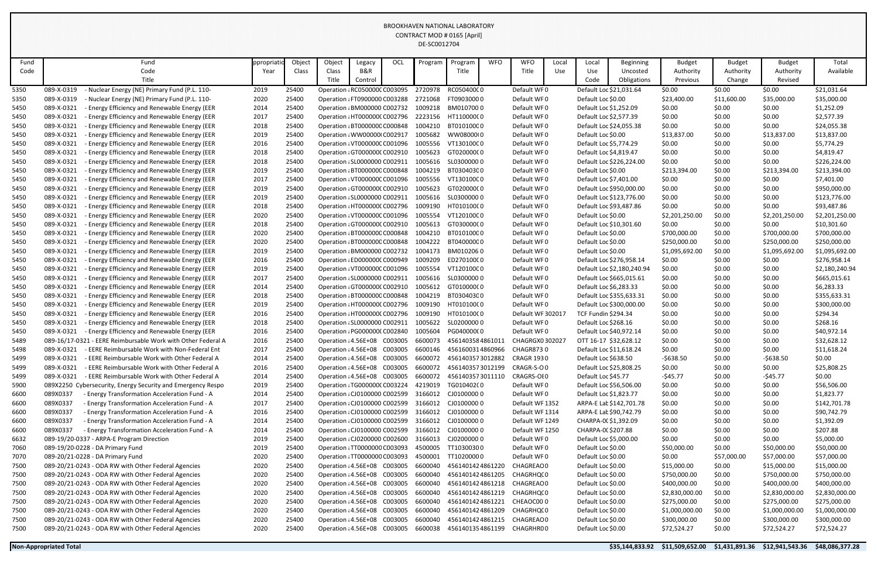BROOKHAVEN NATIONAL LABORATORY
CONTRACT MOD # 0165 [April]
DE-SC0012704

| Fund Code | Fund Code Title | ppropriatio Year | Object Class | Object Class Title | Legacy B&R Control | OCL | Program | Program Title | WFO | WFO Title | Local Use | Local Use Code | Beginning Uncosted Obligations | Budget Authority Previous | Budget Authority Change | Budget Authority Revised | Total Available |
|---|---|---|---|---|---|---|---|---|---|---|---|---|---|---|---|---|---|
| 5350 | 089-X-0319 - Nuclear Energy (NE) Primary Fund (P.L. 110- | 2019 | 25400 | Operation : | RC050000C | C003095 | 2720978 | RC050400C | 0 | Default WF | 0 | Default Loc | $21,031.64 | $0.00 | $0.00 | $0.00 | $21,031.64 |
| 5350 | 089-X-0319 - Nuclear Energy (NE) Primary Fund (P.L. 110- | 2020 | 25400 | Operation : | FT0900000 | C003288 | 2721068 | FT0903000 | 0 | Default WF | 0 | Default Loc | $0.00 | $23,400.00 | $11,600.00 | $35,000.00 | $35,000.00 |
| 5450 | 089-X-0321 - Energy Efficiency and Renewable Energy (EER | 2014 | 25400 | Operation : | BM000000 | C002732 | 1009218 | BM010700 | 0 | Default WF | 0 | Default Loc | $1,252.09 | $0.00 | $0.00 | $0.00 | $1,252.09 |
| 5450 | 089-X-0321 - Energy Efficiency and Renewable Energy (EER | 2017 | 25400 | Operation : | HT000000 | C002796 | 2223156 | HT110000 | 0 | Default WF | 0 | Default Loc | $2,577.39 | $0.00 | $0.00 | $0.00 | $2,577.39 |
| 5450 | 089-X-0321 - Energy Efficiency and Renewable Energy (EER | 2018 | 25400 | Operation : | BT000000 | C000848 | 1004210 | BT010100 | 0 | Default WF | 0 | Default Loc | $24,055.38 | $0.00 | $0.00 | $0.00 | $24,055.38 |
| 5450 | 089-X-0321 - Energy Efficiency and Renewable Energy (EER | 2019 | 25400 | Operation : | WW00000 | C002917 | 1005682 | WW08000 | 0 | Default WF | 0 | Default Loc | $0.00 | $13,837.00 | $0.00 | $13,837.00 | $13,837.00 |
| 5450 | 089-X-0321 - Energy Efficiency and Renewable Energy (EER | 2016 | 25400 | Operation : | VT000000 | C001096 | 1005556 | VT130100 | 0 | Default WF | 0 | Default Loc | $5,774.29 | $0.00 | $0.00 | $0.00 | $5,774.29 |
| 5450 | 089-X-0321 - Energy Efficiency and Renewable Energy (EER | 2018 | 25400 | Operation : | GT000000 | C002910 | 1005623 | GT020000 | 0 | Default WF | 0 | Default Loc | $4,819.47 | $0.00 | $0.00 | $0.00 | $4,819.47 |
| 5450 | 089-X-0321 - Energy Efficiency and Renewable Energy (EER | 2018 | 25400 | Operation : | SL000000 | C002911 | 1005616 | SL030000 | 0 | Default WF | 0 | Default Loc | $226,224.00 | $0.00 | $0.00 | $0.00 | $226,224.00 |
| 5450 | 089-X-0321 - Energy Efficiency and Renewable Energy (EER | 2019 | 25400 | Operation : | BT000000 | C000848 | 1004219 | BT030403 | 0 | Default WF | 0 | Default Loc | $0.00 | $213,394.00 | $0.00 | $213,394.00 | $213,394.00 |
| 5450 | 089-X-0321 - Energy Efficiency and Renewable Energy (EER | 2017 | 25400 | Operation : | VT000000 | C001096 | 1005556 | VT130100 | 0 | Default WF | 0 | Default Loc | $7,401.00 | $0.00 | $0.00 | $0.00 | $7,401.00 |
| 5450 | 089-X-0321 - Energy Efficiency and Renewable Energy (EER | 2019 | 25400 | Operation : | GT000000 | C002910 | 1005623 | GT020000 | 0 | Default WF | 0 | Default Loc | $950,000.00 | $0.00 | $0.00 | $0.00 | $950,000.00 |
| 5450 | 089-X-0321 - Energy Efficiency and Renewable Energy (EER | 2019 | 25400 | Operation : | SL000000 | C002911 | 1005616 | SL030000 | 0 | Default WF | 0 | Default Loc | $123,776.00 | $0.00 | $0.00 | $0.00 | $123,776.00 |
| 5450 | 089-X-0321 - Energy Efficiency and Renewable Energy (EER | 2018 | 25400 | Operation : | HT000000 | C002796 | 1009190 | HT010100 | 0 | Default WF | 0 | Default Loc | $93,487.86 | $0.00 | $0.00 | $0.00 | $93,487.86 |
| 5450 | 089-X-0321 - Energy Efficiency and Renewable Energy (EER | 2020 | 25400 | Operation : | VT000000 | C001096 | 1005554 | VT120100 | 0 | Default WF | 0 | Default Loc | $0.00 | $2,201,250.00 | $0.00 | $2,201,250.00 | $2,201,250.00 |
| 5450 | 089-X-0321 - Energy Efficiency and Renewable Energy (EER | 2018 | 25400 | Operation : | GT000000 | C002910 | 1005613 | GT030000 | 0 | Default WF | 0 | Default Loc | $10,301.60 | $0.00 | $0.00 | $0.00 | $10,301.60 |
| 5450 | 089-X-0321 - Energy Efficiency and Renewable Energy (EER | 2020 | 25400 | Operation : | BT000000 | C000848 | 1004210 | BT010100 | 0 | Default WF | 0 | Default Loc | $0.00 | $700,000.00 | $0.00 | $700,000.00 | $700,000.00 |
| 5450 | 089-X-0321 - Energy Efficiency and Renewable Energy (EER | 2020 | 25400 | Operation : | BT000000 | C000848 | 1004222 | BT040000 | 0 | Default WF | 0 | Default Loc | $0.00 | $250,000.00 | $0.00 | $250,000.00 | $250,000.00 |
| 5450 | 089-X-0321 - Energy Efficiency and Renewable Energy (EER | 2019 | 25400 | Operation : | BM000000 | C002732 | 1004173 | BM010206 | 0 | Default WF | 0 | Default Loc | $0.00 | $1,095,692.00 | $0.00 | $1,095,692.00 | $1,095,692.00 |
| 5450 | 089-X-0321 - Energy Efficiency and Renewable Energy (EER | 2016 | 25400 | Operation : | ED000000 | C000949 | 1009209 | ED270100 | 0 | Default WF | 0 | Default Loc | $276,958.14 | $0.00 | $0.00 | $0.00 | $276,958.14 |
| 5450 | 089-X-0321 - Energy Efficiency and Renewable Energy (EER | 2019 | 25400 | Operation : | VT000000 | C001096 | 1005554 | VT120100 | 0 | Default WF | 0 | Default Loc | $2,180,240.94 | $0.00 | $0.00 | $0.00 | $2,180,240.94 |
| 5450 | 089-X-0321 - Energy Efficiency and Renewable Energy (EER | 2017 | 25400 | Operation : | SL000000 | C002911 | 1005616 | SL030000 | 0 | Default WF | 0 | Default Loc | $665,015.61 | $0.00 | $0.00 | $0.00 | $665,015.61 |
| 5450 | 089-X-0321 - Energy Efficiency and Renewable Energy (EER | 2014 | 25400 | Operation : | GT000000 | C002910 | 1005612 | GT010000 | 0 | Default WF | 0 | Default Loc | $6,283.33 | $0.00 | $0.00 | $0.00 | $6,283.33 |
| 5450 | 089-X-0321 - Energy Efficiency and Renewable Energy (EER | 2018 | 25400 | Operation : | BT000000 | C000848 | 1004219 | BT030403 | 0 | Default WF | 0 | Default Loc | $355,633.31 | $0.00 | $0.00 | $0.00 | $355,633.31 |
| 5450 | 089-X-0321 - Energy Efficiency and Renewable Energy (EER | 2019 | 25400 | Operation : | HT000000 | C002796 | 1009190 | HT010100 | 0 | Default WF | 0 | Default Loc | $300,000.00 | $0.00 | $0.00 | $0.00 | $300,000.00 |
| 5450 | 089-X-0321 - Energy Efficiency and Renewable Energy (EER | 2016 | 25400 | Operation : | HT000000 | C002796 | 1009190 | HT010100 | 0 | Default WF | 302017 | TCF Fundin | $294.34 | $0.00 | $0.00 | $0.00 | $294.34 |
| 5450 | 089-X-0321 - Energy Efficiency and Renewable Energy (EER | 2018 | 25400 | Operation : | SL000000 | C002911 | 1005622 | SL020000 | 0 | Default WF | 0 | Default Loc | $268.16 | $0.00 | $0.00 | $0.00 | $268.16 |
| 5450 | 089-X-0321 - Energy Efficiency and Renewable Energy (EER | 2016 | 25400 | Operation : | PG000000 | C002840 | 1005604 | PG040000 | 0 | Default WF | 0 | Default Loc | $40,972.14 | $0.00 | $0.00 | $0.00 | $40,972.14 |
| 5489 | 089-16/17-0321 - EERE Reimbursable Work with Other Federal A | 2016 | 25400 | Operation : | 4.56E+08 | C003005 | 6600073 | 456140358 | 4861011 | CHAGRGX0 | 302027 | OTT 16-17 | $32,628.12 | $0.00 | $0.00 | $0.00 | $32,628.12 |
| 5498 | 089-X-0321 - EERE Reimbursable Work with Non-Federal Ent | 2017 | 25400 | Operation : | 4.56E+08 | C003005 | 6600146 | 456160031 | 4860966 | CHAGR873 | 0 | Default Loc | $11,618.24 | $0.00 | $0.00 | $0.00 | $11,618.24 |
| 5499 | 089-X-0321 - EERE Reimbursable Work with Other Federal A | 2014 | 25400 | Operation : | 4.56E+08 | C003005 | 6600072 | 456140357 | 3012882 | CRAGR 193 | 0 | Default Loc | $638.50 | -$638.50 | $0.00 | -$638.50 | $0.00 |
| 5499 | 089-X-0321 - EERE Reimbursable Work with Other Federal A | 2016 | 25400 | Operation : | 4.56E+08 | C003005 | 6600072 | 456140357 | 3012199 | CRAGR-S-O | 0 | Default Loc | $25,808.25 | $0.00 | $0.00 | $0.00 | $25,808.25 |
| 5499 | 089-X-0321 - EERE Reimbursable Work with Other Federal A | 2014 | 25400 | Operation : | 4.56E+08 | C003005 | 6600072 | 456140357 | 3011110 | CRAGRS-OE | 0 | Default Loc | $45.77 | -$45.77 | $0.00 | -$45.77 | $0.00 |
| 5900 | 089X2250 Cybersecurity, Energy Security and Emergency Respo | 2019 | 25400 | Operation : | TG000000 | C003224 | 4219019 | TG010402 | 0 | Default WF | 0 | Default Loc | $56,506.00 | $0.00 | $0.00 | $0.00 | $56,506.00 |
| 6600 | 089X0337 - Energy Transformation Acceleration Fund - A | 2014 | 25400 | Operation : | CJ0100000 | C002599 | 3166012 | CJ0100000 | 0 | Default WF | 0 | Default Loc | $1,823.77 | $0.00 | $0.00 | $0.00 | $1,823.77 |
| 6600 | 089X0337 - Energy Transformation Acceleration Fund - A | 2017 | 25400 | Operation : | CJ0100000 | C002599 | 3166012 | CJ0100000 | 0 | Default WF | 1352 | ARPA-E Lal | $142,701.78 | $0.00 | $0.00 | $0.00 | $142,701.78 |
| 6600 | 089X0337 - Energy Transformation Acceleration Fund - A | 2016 | 25400 | Operation : | CJ0100000 | C002599 | 3166012 | CJ0100000 | 0 | Default WF | 1314 | ARPA-E Lal | $90,742.79 | $0.00 | $0.00 | $0.00 | $90,742.79 |
| 6600 | 089X0337 - Energy Transformation Acceleration Fund - A | 2014 | 25400 | Operation : | CJ0100000 | C002599 | 3166012 | CJ0100000 | 0 | Default WF | 1249 | CHARPA-0 | $1,392.09 | $0.00 | $0.00 | $0.00 | $1,392.09 |
| 6600 | 089X0337 - Energy Transformation Acceleration Fund - A | 2014 | 25400 | Operation : | CJ0100000 | C002599 | 3166012 | CJ0100000 | 0 | Default WF | 1250 | CHARPA-0 | $207.88 | $0.00 | $0.00 | $0.00 | $207.88 |
| 6632 | 089-19/20-0337 - ARPA-E Program Direction | 2019 | 25400 | Operation : | CJ0200000 | C002600 | 3166013 | CJ0200000 | 0 | Default WF | 0 | Default Loc | $5,000.00 | $0.00 | $0.00 | $0.00 | $5,000.00 |
| 7060 | 089-19/20-0228 - DA Primary Fund | 2019 | 25400 | Operation : | TT0000000 | C003093 | 4500005 | TT1030300 | 0 | Default WF | 0 | Default Loc | $0.00 | $50,000.00 | $0.00 | $50,000.00 | $50,000.00 |
| 7070 | 089-20/21-0228 - DA Primary Fund | 2020 | 25400 | Operation : | TT0000000 | C003093 | 4500001 | TT1020000 | 0 | Default WF | 0 | Default Loc | $0.00 | $0.00 | $57,000.00 | $57,000.00 | $57,000.00 |
| 7500 | 089-20/21-0243 - ODA RW with Other Federal Agencies | 2020 | 25400 | Operation : | 4.56E+08 | C003005 | 6600040 | 456140142 | 4861220 | CHAGREA0 | 0 | Default Loc | $0.00 | $15,000.00 | $0.00 | $15,000.00 | $15,000.00 |
| 7500 | 089-20/21-0243 - ODA RW with Other Federal Agencies | 2020 | 25400 | Operation : | 4.56E+08 | C003005 | 6600040 | 456140142 | 4861205 | CHAGRHQC | 0 | Default Loc | $0.00 | $750,000.00 | $0.00 | $750,000.00 | $750,000.00 |
| 7500 | 089-20/21-0243 - ODA RW with Other Federal Agencies | 2020 | 25400 | Operation : | 4.56E+08 | C003005 | 6600040 | 456140142 | 4861218 | CHAGREA0 | 0 | Default Loc | $0.00 | $400,000.00 | $0.00 | $400,000.00 | $400,000.00 |
| 7500 | 089-20/21-0243 - ODA RW with Other Federal Agencies | 2020 | 25400 | Operation : | 4.56E+08 | C003005 | 6600040 | 456140142 | 4861219 | CHAGRHQC | 0 | Default Loc | $0.00 | $2,830,000.00 | $0.00 | $2,830,000.00 | $2,830,000.00 |
| 7500 | 089-20/21-0243 - ODA RW with Other Federal Agencies | 2020 | 25400 | Operation : | 4.56E+08 | C003005 | 6600040 | 456140142 | 4861221 | CHEAOC00 | 0 | Default Loc | $0.00 | $275,000.00 | $0.00 | $275,000.00 | $275,000.00 |
| 7500 | 089-20/21-0243 - ODA RW with Other Federal Agencies | 2020 | 25400 | Operation : | 4.56E+08 | C003005 | 6600040 | 456140142 | 4861209 | CHAGRHQC | 0 | Default Loc | $0.00 | $1,000,000.00 | $0.00 | $1,000,000.00 | $1,000,000.00 |
| 7500 | 089-20/21-0243 - ODA RW with Other Federal Agencies | 2020 | 25400 | Operation : | 4.56E+08 | C003005 | 6600040 | 456140142 | 4861215 | CHAGREA0 | 0 | Default Loc | $0.00 | $300,000.00 | $0.00 | $300,000.00 | $300,000.00 |
| 7500 | 089-20/21-0243 - ODA RW with Other Federal Agencies | 2020 | 25400 | Operation : | 4.56E+08 | C003005 | 6600038 | 456140135 | 4861199 | CHAGRHR0 | 0 | Default Loc | $0.00 | $72,524.27 | $0.00 | $72,524.27 | $72,524.27 |
| **Non-Appropriated Total** | | | | | | | | | | | | | **$35,144,833.92** | **$11,509,652.00** | **$1,431,891.36** | **$12,941,543.36** | **$48,086,377.28** |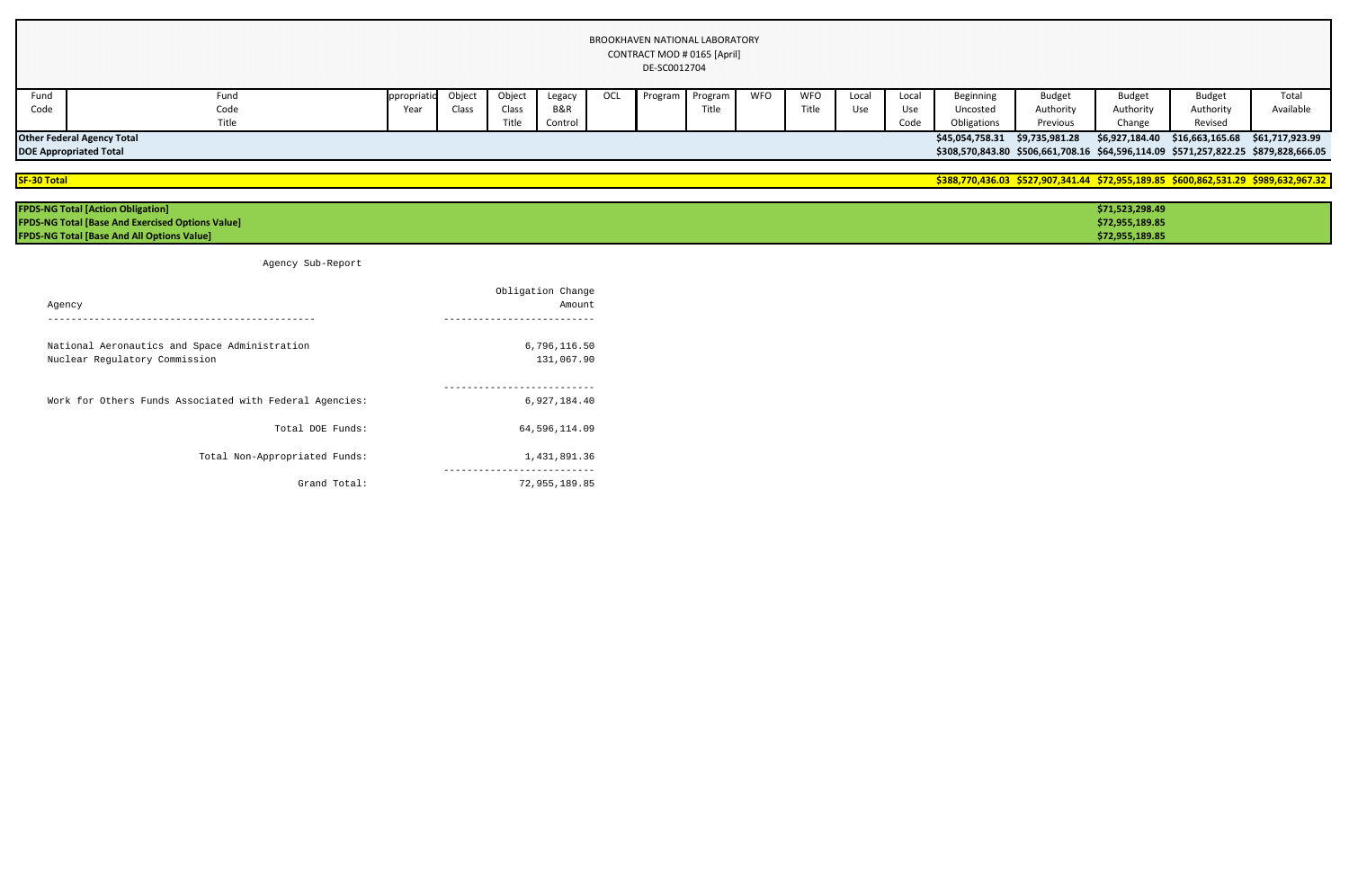BROOKHAVEN NATIONAL LABORATORY
CONTRACT MOD # 0165 [April]
DE-SC0012704

| Fund Code | Fund Code Title | Appropriation Year | Object Class | Object Class Title | Legacy B&R Control | OCL | Program | Program Title | WFO | WFO Title | Local Use | Local Use Code | Beginning Uncosted Obligations | Budget Authority Previous | Budget Authority Change | Budget Authority Revised | Total Available |
|---|---|---|---|---|---|---|---|---|---|---|---|---|---|---|---|---|---|
| **Other Federal Agency Total** | | | | | | | | | | | | | **$45,054,758.31** | **$9,735,981.28** | **$6,927,184.40** | **$16,663,165.68** | **$61,717,923.99** |
| **DOE Appropriated Total** | | | | | | | | | | | | | **$308,570,843.80** | **$506,661,708.16** | **$64,596,114.09** | **$571,257,822.25** | **$879,828,666.05** |
| **SF-30 Total** | | | | | | | | | | | | | **$388,770,436.03** | **$527,907,341.44** | **$72,955,189.85** | **$600,862,531.29** | **$989,632,967.32** |
| **FPDS-NG Total [Action Obligation]** | | | | | | | | | | | | | | | **$71,523,298.49** | | |
| **FPDS-NG Total [Base And Exercised Options Value]** | | | | | | | | | | | | | | | **$72,955,189.85** | | |
| **FPDS-NG Total [Base And All Options Value]** | | | | | | | | | | | | | | | **$72,955,189.85** | | |

Agency Sub-Report

```
                                                          Obligation Change
Agency                                                               Amount
---------------------------------------------            -------------------------

National Aeronautics and Space Administration                   6,796,116.50
Nuclear Regulatory Commission                                     131,067.90

                                                         -------------------------
Work for Others Funds Associated with Federal Agencies:         6,927,184.40

                                      Total DOE Funds:         64,596,114.09

                          Total Non-Appropriated Funds:         1,431,891.36
                                                         -------------------------
                                          Grand Total:         72,955,189.85
```